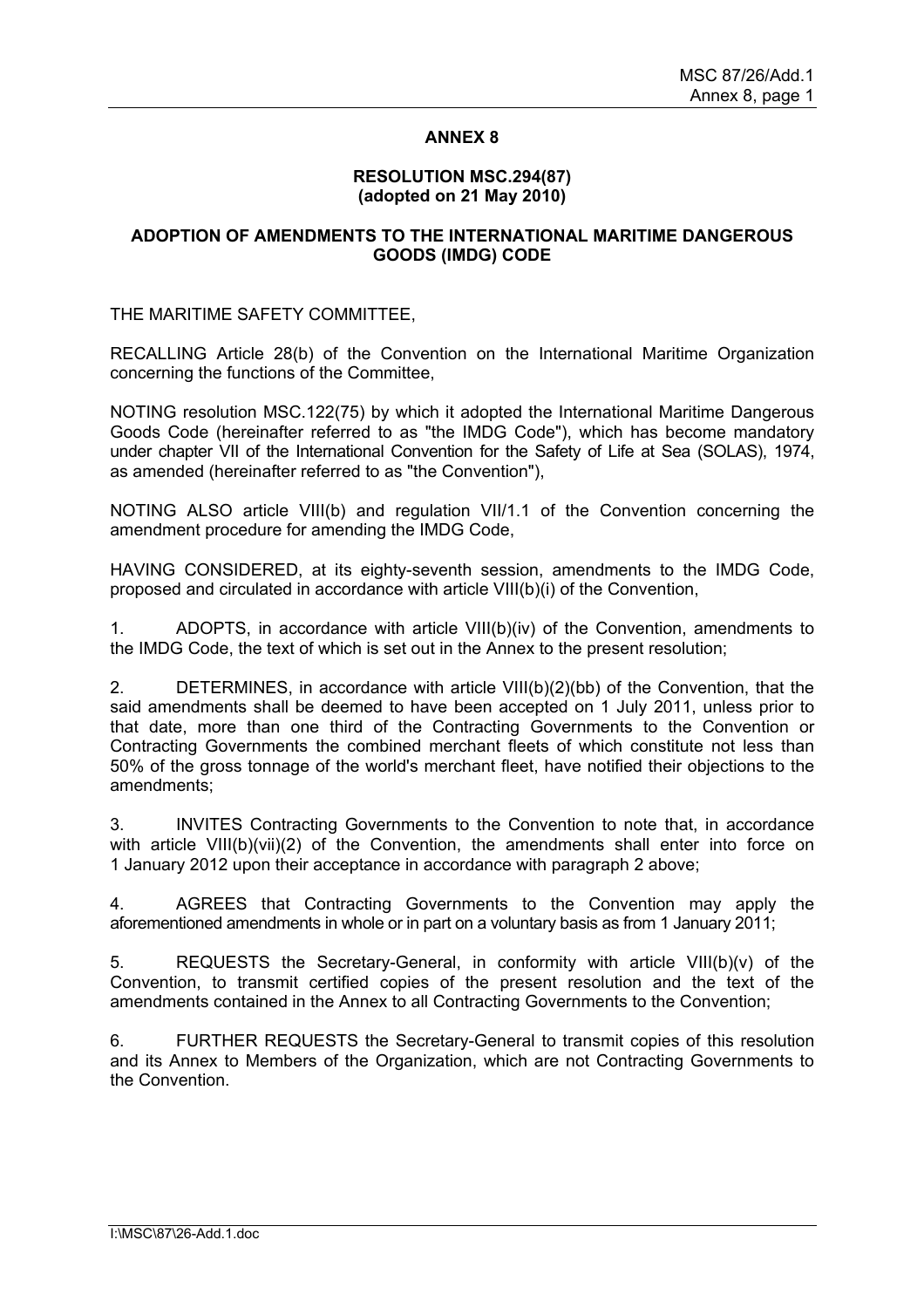# ANNEX 8

## RESOLUTION MSC.294(87)
**(adopted on 21 May 2010)**

## ADOPTION OF AMENDMENTS TO THE INTERNATIONAL MARITIME DANGEROUS GOODS (IMDG) CODE

THE MARITIME SAFETY COMMITTEE,

RECALLING Article 28(b) of the Convention on the International Maritime Organization concerning the functions of the Committee,

NOTING resolution MSC.122(75) by which it adopted the International Maritime Dangerous Goods Code (hereinafter referred to as "the IMDG Code"), which has become mandatory under chapter VII of the International Convention for the Safety of Life at Sea (SOLAS), 1974, as amended (hereinafter referred to as "the Convention"),

NOTING ALSO article VIII(b) and regulation VII/1.1 of the Convention concerning the amendment procedure for amending the IMDG Code,

HAVING CONSIDERED, at its eighty-seventh session, amendments to the IMDG Code, proposed and circulated in accordance with article VIII(b)(i) of the Convention,

1. ADOPTS, in accordance with article VIII(b)(iv) of the Convention, amendments to the IMDG Code, the text of which is set out in the Annex to the present resolution;

2. DETERMINES, in accordance with article VIII(b)(2)(bb) of the Convention, that the said amendments shall be deemed to have been accepted on 1 July 2011, unless prior to that date, more than one third of the Contracting Governments to the Convention or Contracting Governments the combined merchant fleets of which constitute not less than 50% of the gross tonnage of the world's merchant fleet, have notified their objections to the amendments;

3. INVITES Contracting Governments to the Convention to note that, in accordance with article VIII(b)(vii)(2) of the Convention, the amendments shall enter into force on 1 January 2012 upon their acceptance in accordance with paragraph 2 above;

4. AGREES that Contracting Governments to the Convention may apply the aforementioned amendments in whole or in part on a voluntary basis as from 1 January 2011;

5. REQUESTS the Secretary-General, in conformity with article VIII(b)(v) of the Convention, to transmit certified copies of the present resolution and the text of the amendments contained in the Annex to all Contracting Governments to the Convention;

6. FURTHER REQUESTS the Secretary-General to transmit copies of this resolution and its Annex to Members of the Organization, which are not Contracting Governments to the Convention.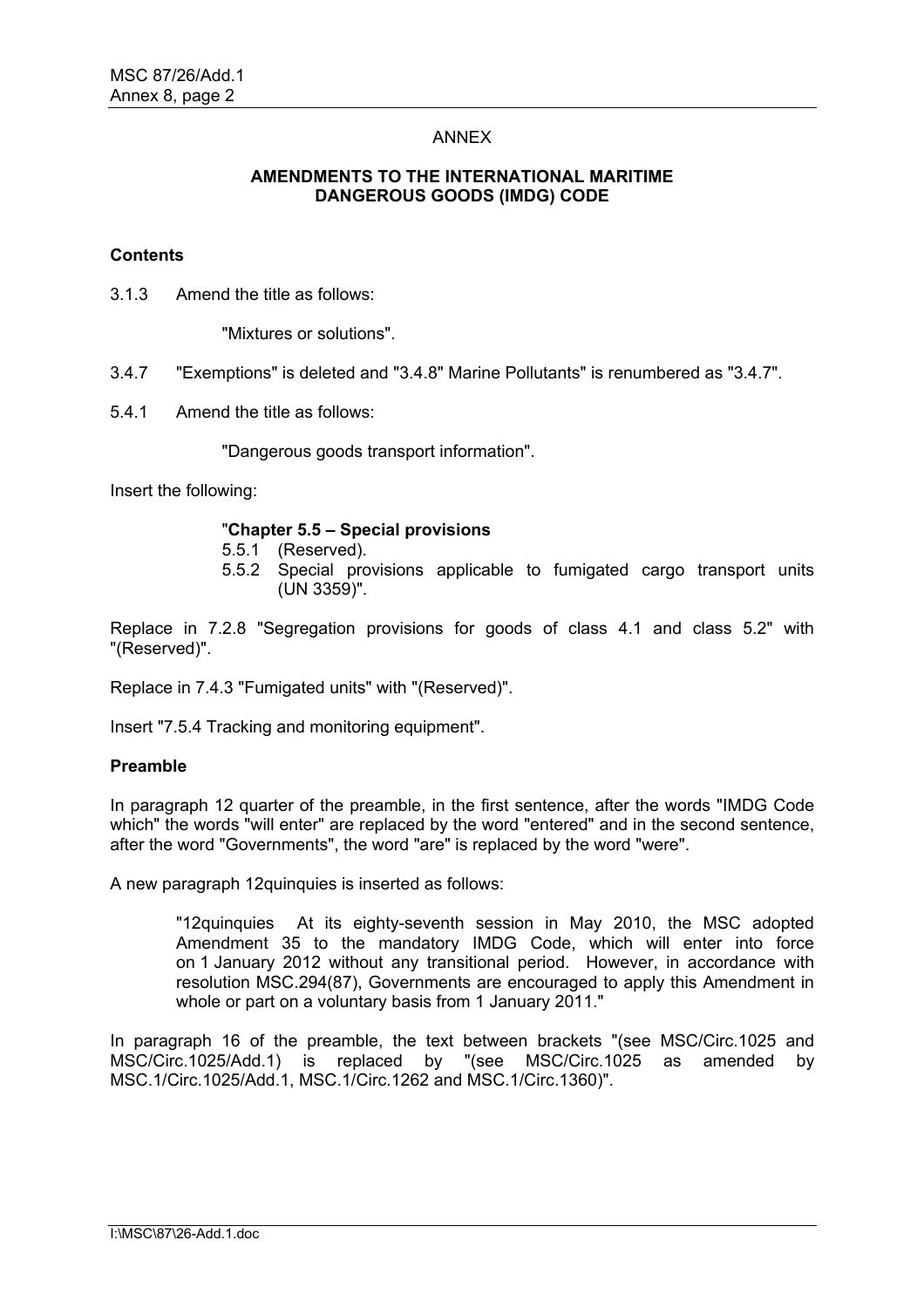ANNEX

**AMENDMENTS TO THE INTERNATIONAL MARITIME DANGEROUS GOODS (IMDG) CODE**

**Contents**

3.1.3 Amend the title as follows:

> "Mixtures or solutions".

3.4.7 "Exemptions" is deleted and "3.4.8" Marine Pollutants" is renumbered as "3.4.7".

5.4.1 Amend the title as follows:

> "Dangerous goods transport information".

Insert the following:

> "**Chapter 5.5 – Special provisions**
> 5.5.1 (Reserved).
> 5.5.2 Special provisions applicable to fumigated cargo transport units (UN 3359)".

Replace in 7.2.8 "Segregation provisions for goods of class 4.1 and class 5.2" with "(Reserved)".

Replace in 7.4.3 "Fumigated units" with "(Reserved)".

Insert "7.5.4 Tracking and monitoring equipment".

**Preamble**

In paragraph 12 quarter of the preamble, in the first sentence, after the words "IMDG Code which" the words "will enter" are replaced by the word "entered" and in the second sentence, after the word "Governments", the word "are" is replaced by the word "were".

A new paragraph 12quinquies is inserted as follows:

> "12quinquies At its eighty-seventh session in May 2010, the MSC adopted Amendment 35 to the mandatory IMDG Code, which will enter into force on 1 January 2012 without any transitional period. However, in accordance with resolution MSC.294(87), Governments are encouraged to apply this Amendment in whole or part on a voluntary basis from 1 January 2011."

In paragraph 16 of the preamble, the text between brackets "(see MSC/Circ.1025 and MSC/Circ.1025/Add.1) is replaced by "(see MSC/Circ.1025 as amended by MSC.1/Circ.1025/Add.1, MSC.1/Circ.1262 and MSC.1/Circ.1360)".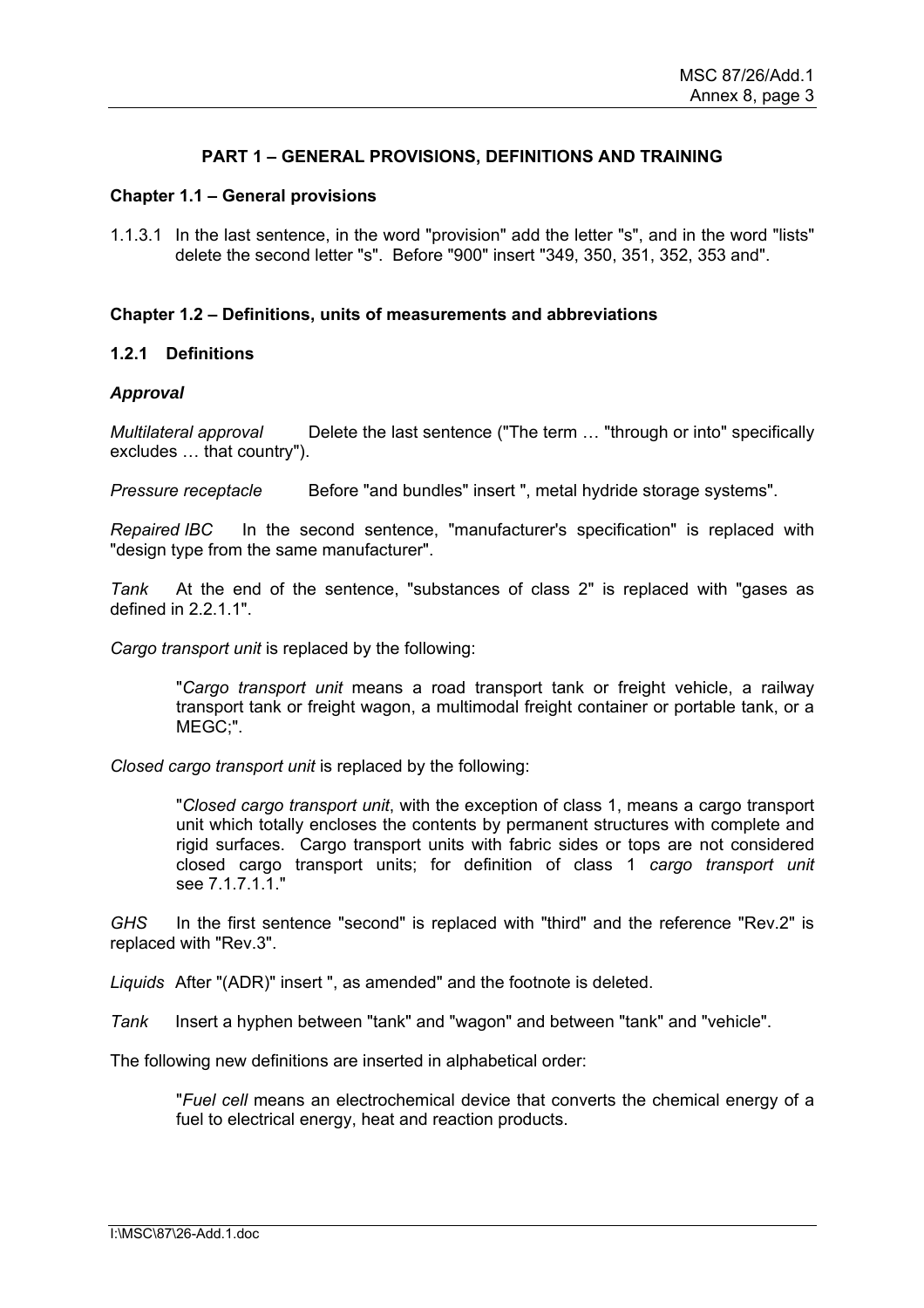## PART 1 – GENERAL PROVISIONS, DEFINITIONS AND TRAINING

### Chapter 1.1 – General provisions

1.1.3.1 In the last sentence, in the word "provision" add the letter "s", and in the word "lists" delete the second letter "s". Before "900" insert "349, 350, 351, 352, 353 and".

### Chapter 1.2 – Definitions, units of measurements and abbreviations

#### 1.2.1 Definitions

***Approval***

*Multilateral approval* Delete the last sentence ("The term … "through or into" specifically excludes … that country").

*Pressure receptacle* Before "and bundles" insert ", metal hydride storage systems".

*Repaired IBC* In the second sentence, "manufacturer's specification" is replaced with "design type from the same manufacturer".

*Tank* At the end of the sentence, "substances of class 2" is replaced with "gases as defined in 2.2.1.1".

*Cargo transport unit* is replaced by the following:

> "*Cargo transport unit* means a road transport tank or freight vehicle, a railway transport tank or freight wagon, a multimodal freight container or portable tank, or a MEGC;".

*Closed cargo transport unit* is replaced by the following:

> "*Closed cargo transport unit*, with the exception of class 1, means a cargo transport unit which totally encloses the contents by permanent structures with complete and rigid surfaces. Cargo transport units with fabric sides or tops are not considered closed cargo transport units; for definition of class 1 *cargo transport unit* see 7.1.7.1.1."

*GHS* In the first sentence "second" is replaced with "third" and the reference "Rev.2" is replaced with "Rev.3".

*Liquids* After "(ADR)" insert ", as amended" and the footnote is deleted.

*Tank* Insert a hyphen between "tank" and "wagon" and between "tank" and "vehicle".

The following new definitions are inserted in alphabetical order:

> "*Fuel cell* means an electrochemical device that converts the chemical energy of a fuel to electrical energy, heat and reaction products.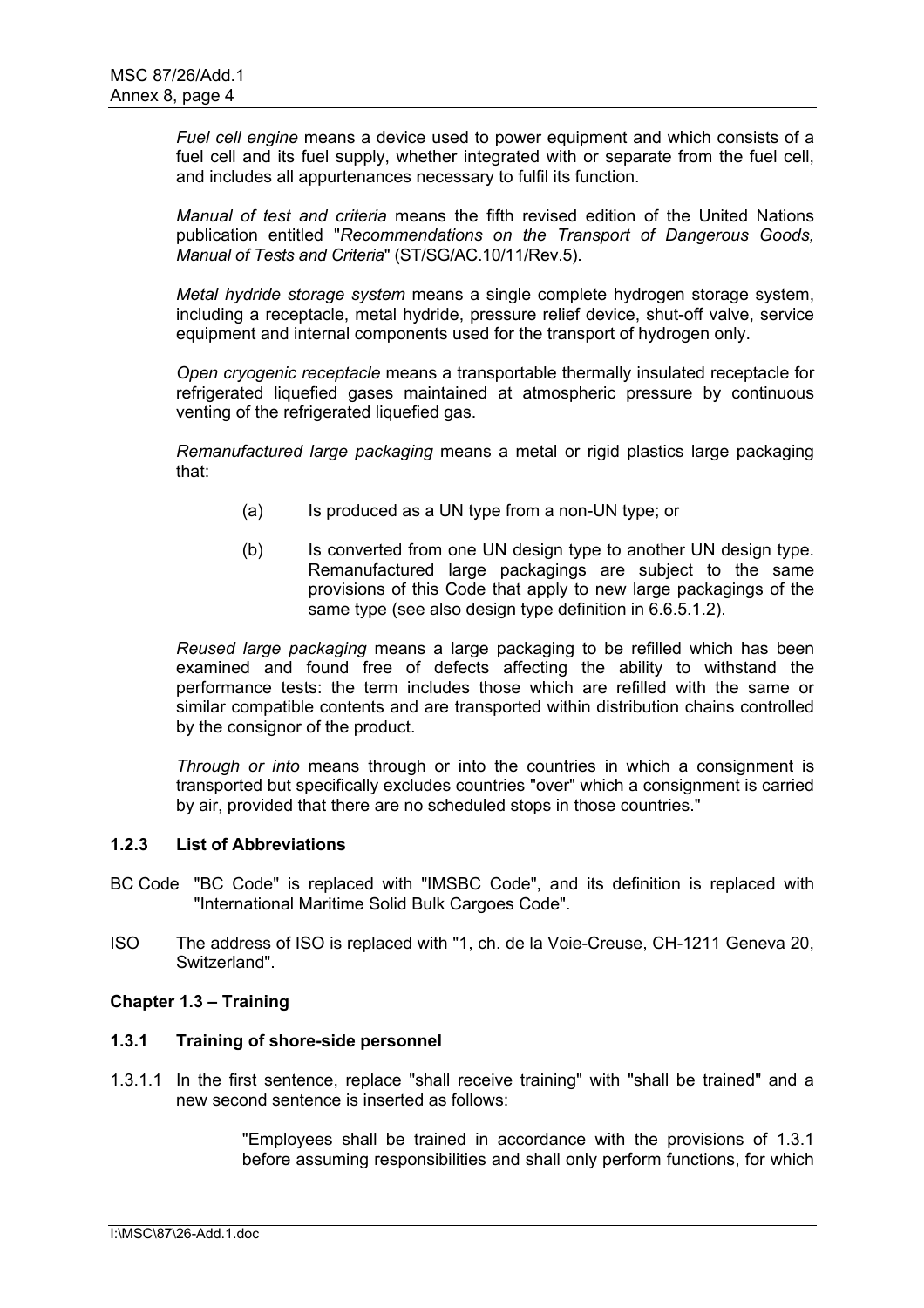*Fuel cell engine* means a device used to power equipment and which consists of a fuel cell and its fuel supply, whether integrated with or separate from the fuel cell, and includes all appurtenances necessary to fulfil its function.

*Manual of test and criteria* means the fifth revised edition of the United Nations publication entitled "*Recommendations on the Transport of Dangerous Goods, Manual of Tests and Criteria*" (ST/SG/AC.10/11/Rev.5).

*Metal hydride storage system* means a single complete hydrogen storage system, including a receptacle, metal hydride, pressure relief device, shut-off valve, service equipment and internal components used for the transport of hydrogen only.

*Open cryogenic receptacle* means a transportable thermally insulated receptacle for refrigerated liquefied gases maintained at atmospheric pressure by continuous venting of the refrigerated liquefied gas.

*Remanufactured large packaging* means a metal or rigid plastics large packaging that:

(a) Is produced as a UN type from a non-UN type; or

(b) Is converted from one UN design type to another UN design type. Remanufactured large packagings are subject to the same provisions of this Code that apply to new large packagings of the same type (see also design type definition in 6.6.5.1.2).

*Reused large packaging* means a large packaging to be refilled which has been examined and found free of defects affecting the ability to withstand the performance tests: the term includes those which are refilled with the same or similar compatible contents and are transported within distribution chains controlled by the consignor of the product.

*Through or into* means through or into the countries in which a consignment is transported but specifically excludes countries "over" which a consignment is carried by air, provided that there are no scheduled stops in those countries."

### 1.2.3 List of Abbreviations

BC Code "BC Code" is replaced with "IMSBC Code", and its definition is replaced with "International Maritime Solid Bulk Cargoes Code".

ISO The address of ISO is replaced with "1, ch. de la Voie-Creuse, CH-1211 Geneva 20, Switzerland".

## Chapter 1.3 – Training

### 1.3.1 Training of shore-side personnel

1.3.1.1 In the first sentence, replace "shall receive training" with "shall be trained" and a new second sentence is inserted as follows:

"Employees shall be trained in accordance with the provisions of 1.3.1 before assuming responsibilities and shall only perform functions, for which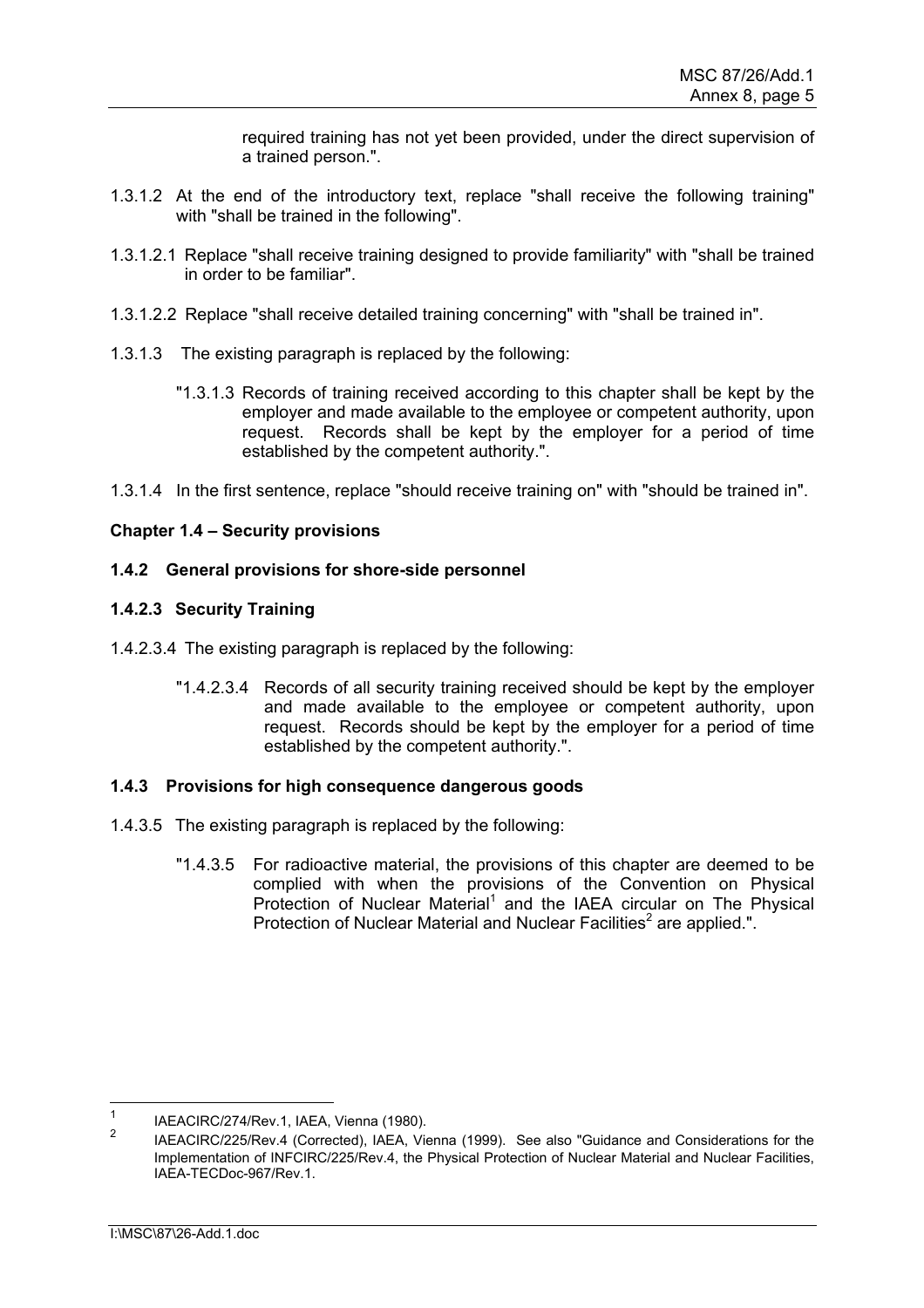required training has not yet been provided, under the direct supervision of a trained person.".

1.3.1.2 At the end of the introductory text, replace "shall receive the following training" with "shall be trained in the following".

1.3.1.2.1 Replace "shall receive training designed to provide familiarity" with "shall be trained in order to be familiar".

1.3.1.2.2 Replace "shall receive detailed training concerning" with "shall be trained in".

1.3.1.3 The existing paragraph is replaced by the following:

> "1.3.1.3 Records of training received according to this chapter shall be kept by the employer and made available to the employee or competent authority, upon request. Records shall be kept by the employer for a period of time established by the competent authority.".

1.3.1.4 In the first sentence, replace "should receive training on" with "should be trained in".

**Chapter 1.4 – Security provisions**

**1.4.2 General provisions for shore-side personnel**

**1.4.2.3 Security Training**

1.4.2.3.4 The existing paragraph is replaced by the following:

> "1.4.2.3.4 Records of all security training received should be kept by the employer and made available to the employee or competent authority, upon request. Records should be kept by the employer for a period of time established by the competent authority.".

**1.4.3 Provisions for high consequence dangerous goods**

1.4.3.5 The existing paragraph is replaced by the following:

> "1.4.3.5 For radioactive material, the provisions of this chapter are deemed to be complied with when the provisions of the Convention on Physical Protection of Nuclear Material[1] and the IAEA circular on The Physical Protection of Nuclear Material and Nuclear Facilities[2] are applied.".

---

[1] IAEACIRC/274/Rev.1, IAEA, Vienna (1980).

[2] IAEACIRC/225/Rev.4 (Corrected), IAEA, Vienna (1999). See also "Guidance and Considerations for the Implementation of INFCIRC/225/Rev.4, the Physical Protection of Nuclear Material and Nuclear Facilities, IAEA-TECDoc-967/Rev.1.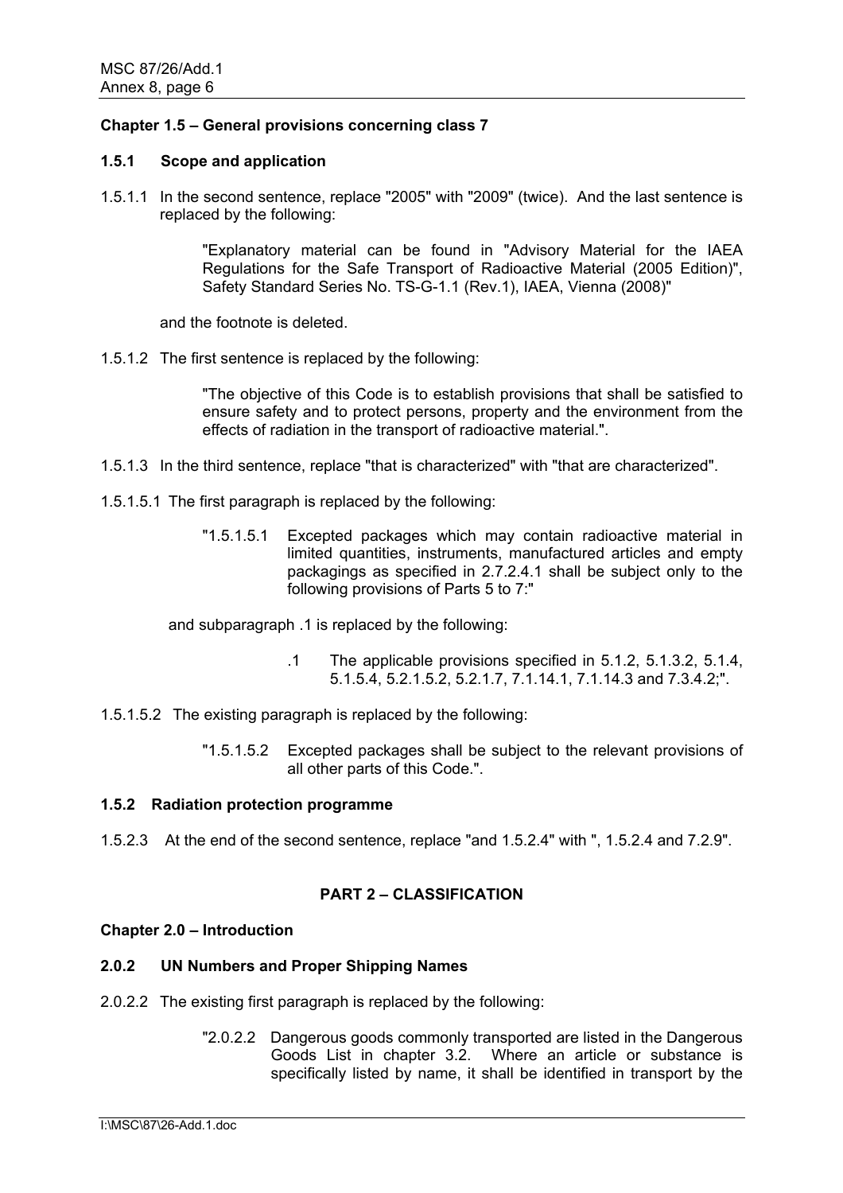**Chapter 1.5 – General provisions concerning class 7**

**1.5.1 Scope and application**

1.5.1.1 In the second sentence, replace "2005" with "2009" (twice). And the last sentence is replaced by the following:

> "Explanatory material can be found in "Advisory Material for the IAEA Regulations for the Safe Transport of Radioactive Material (2005 Edition)", Safety Standard Series No. TS-G-1.1 (Rev.1), IAEA, Vienna (2008)"

and the footnote is deleted.

1.5.1.2 The first sentence is replaced by the following:

> "The objective of this Code is to establish provisions that shall be satisfied to ensure safety and to protect persons, property and the environment from the effects of radiation in the transport of radioactive material.".

1.5.1.3 In the third sentence, replace "that is characterized" with "that are characterized".

1.5.1.5.1 The first paragraph is replaced by the following:

> "1.5.1.5.1 Excepted packages which may contain radioactive material in limited quantities, instruments, manufactured articles and empty packagings as specified in 2.7.2.4.1 shall be subject only to the following provisions of Parts 5 to 7:"

and subparagraph .1 is replaced by the following:

> .1 The applicable provisions specified in 5.1.2, 5.1.3.2, 5.1.4, 5.1.5.4, 5.2.1.5.2, 5.2.1.7, 7.1.14.1, 7.1.14.3 and 7.3.4.2;".

1.5.1.5.2 The existing paragraph is replaced by the following:

> "1.5.1.5.2 Excepted packages shall be subject to the relevant provisions of all other parts of this Code.".

**1.5.2 Radiation protection programme**

1.5.2.3 At the end of the second sentence, replace "and 1.5.2.4" with ", 1.5.2.4 and 7.2.9".

## PART 2 – CLASSIFICATION

**Chapter 2.0 – Introduction**

**2.0.2 UN Numbers and Proper Shipping Names**

2.0.2.2 The existing first paragraph is replaced by the following:

> "2.0.2.2 Dangerous goods commonly transported are listed in the Dangerous Goods List in chapter 3.2. Where an article or substance is specifically listed by name, it shall be identified in transport by the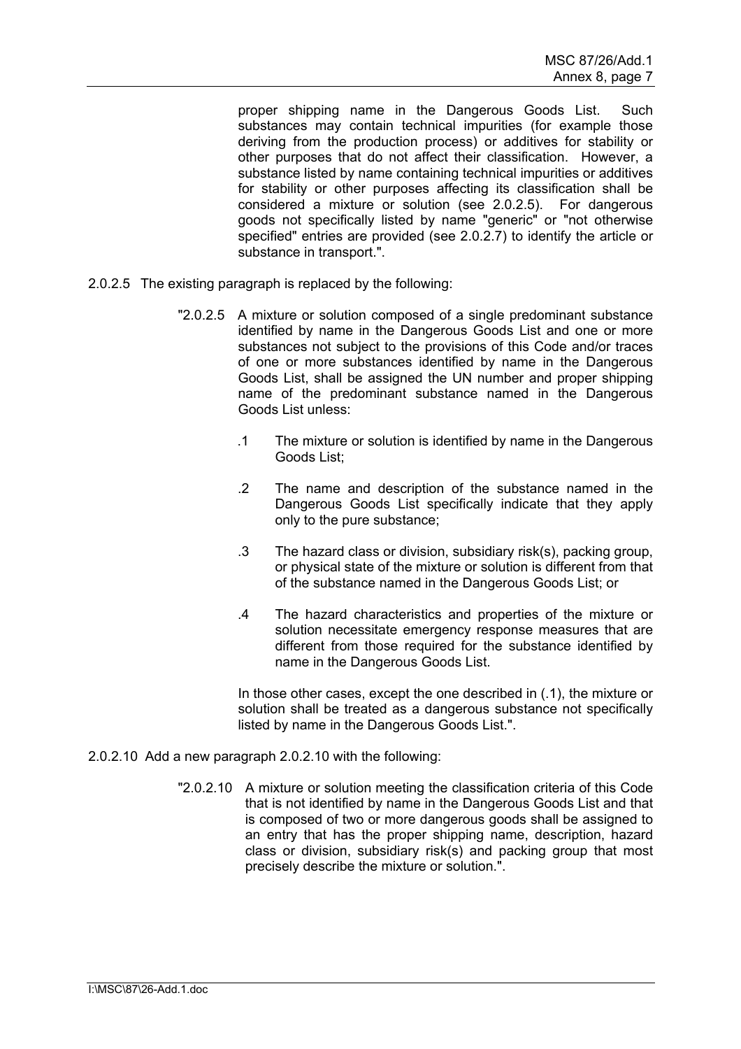proper shipping name in the Dangerous Goods List. Such substances may contain technical impurities (for example those deriving from the production process) or additives for stability or other purposes that do not affect their classification. However, a substance listed by name containing technical impurities or additives for stability or other purposes affecting its classification shall be considered a mixture or solution (see 2.0.2.5). For dangerous goods not specifically listed by name "generic" or "not otherwise specified" entries are provided (see 2.0.2.7) to identify the article or substance in transport.".

2.0.2.5 The existing paragraph is replaced by the following:

"2.0.2.5 A mixture or solution composed of a single predominant substance identified by name in the Dangerous Goods List and one or more substances not subject to the provisions of this Code and/or traces of one or more substances identified by name in the Dangerous Goods List, shall be assigned the UN number and proper shipping name of the predominant substance named in the Dangerous Goods List unless:

.1 The mixture or solution is identified by name in the Dangerous Goods List;

.2 The name and description of the substance named in the Dangerous Goods List specifically indicate that they apply only to the pure substance;

.3 The hazard class or division, subsidiary risk(s), packing group, or physical state of the mixture or solution is different from that of the substance named in the Dangerous Goods List; or

.4 The hazard characteristics and properties of the mixture or solution necessitate emergency response measures that are different from those required for the substance identified by name in the Dangerous Goods List.

In those other cases, except the one described in (.1), the mixture or solution shall be treated as a dangerous substance not specifically listed by name in the Dangerous Goods List.".

2.0.2.10 Add a new paragraph 2.0.2.10 with the following:

"2.0.2.10 A mixture or solution meeting the classification criteria of this Code that is not identified by name in the Dangerous Goods List and that is composed of two or more dangerous goods shall be assigned to an entry that has the proper shipping name, description, hazard class or division, subsidiary risk(s) and packing group that most precisely describe the mixture or solution.".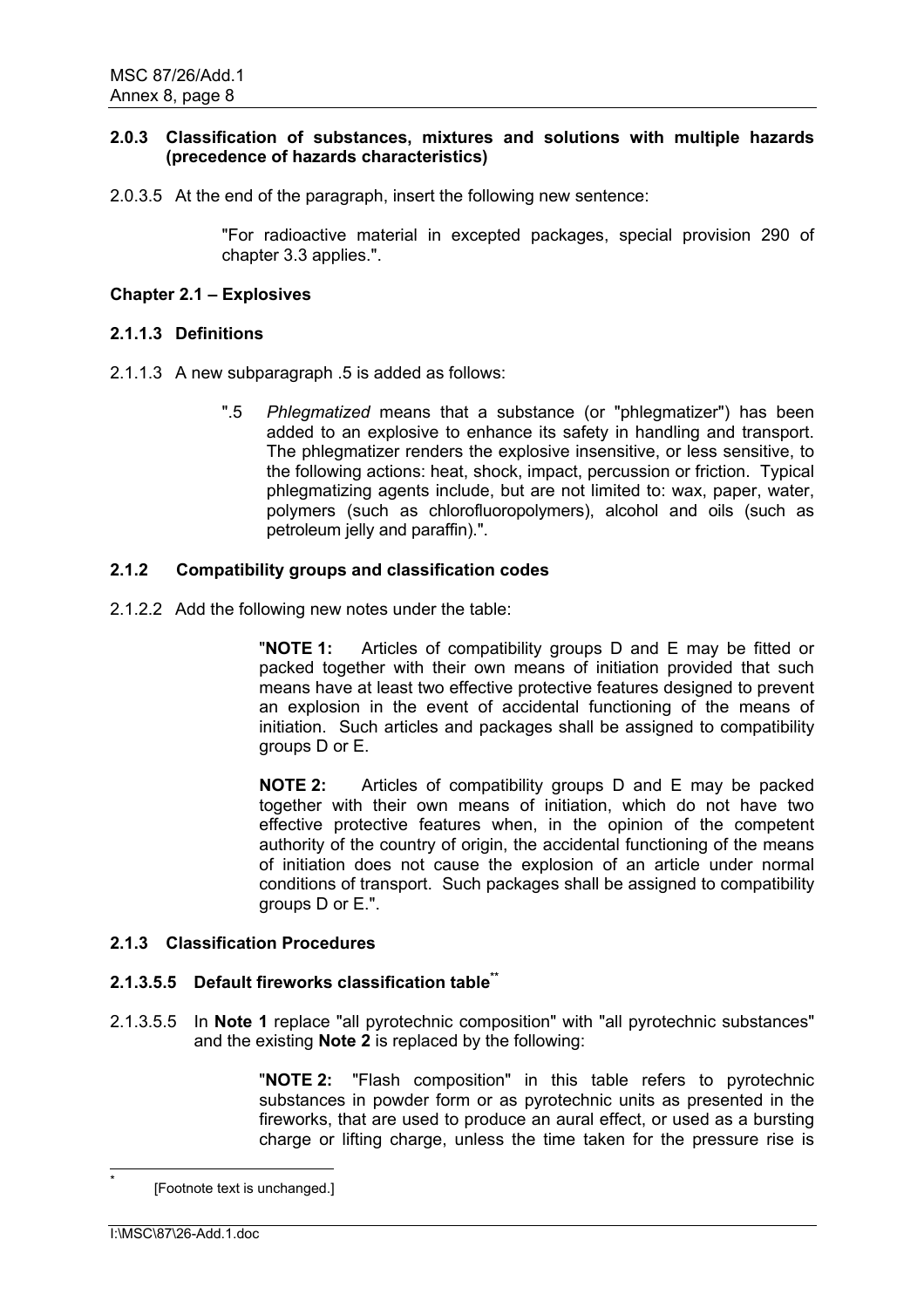**2.0.3 Classification of substances, mixtures and solutions with multiple hazards (precedence of hazards characteristics)**

2.0.3.5 At the end of the paragraph, insert the following new sentence:

> "For radioactive material in excepted packages, special provision 290 of chapter 3.3 applies.".

**Chapter 2.1 – Explosives**

**2.1.1.3 Definitions**

2.1.1.3 A new subparagraph .5 is added as follows:

> ".5 *Phlegmatized* means that a substance (or "phlegmatizer") has been added to an explosive to enhance its safety in handling and transport. The phlegmatizer renders the explosive insensitive, or less sensitive, to the following actions: heat, shock, impact, percussion or friction. Typical phlegmatizing agents include, but are not limited to: wax, paper, water, polymers (such as chlorofluoropolymers), alcohol and oils (such as petroleum jelly and paraffin).".

**2.1.2 Compatibility groups and classification codes**

2.1.2.2 Add the following new notes under the table:

> "**NOTE 1:** Articles of compatibility groups D and E may be fitted or packed together with their own means of initiation provided that such means have at least two effective protective features designed to prevent an explosion in the event of accidental functioning of the means of initiation. Such articles and packages shall be assigned to compatibility groups D or E.
>
> **NOTE 2:** Articles of compatibility groups D and E may be packed together with their own means of initiation, which do not have two effective protective features when, in the opinion of the competent authority of the country of origin, the accidental functioning of the means of initiation does not cause the explosion of an article under normal conditions of transport. Such packages shall be assigned to compatibility groups D or E.".

**2.1.3 Classification Procedures**

**2.1.3.5.5 Default fireworks classification table**[**]

2.1.3.5.5 In **Note 1** replace "all pyrotechnic composition" with "all pyrotechnic substances" and the existing **Note 2** is replaced by the following:

> "**NOTE 2:** "Flash composition" in this table refers to pyrotechnic substances in powder form or as pyrotechnic units as presented in the fireworks, that are used to produce an aural effect, or used as a bursting charge or lifting charge, unless the time taken for the pressure rise is

---

[*] [Footnote text is unchanged.]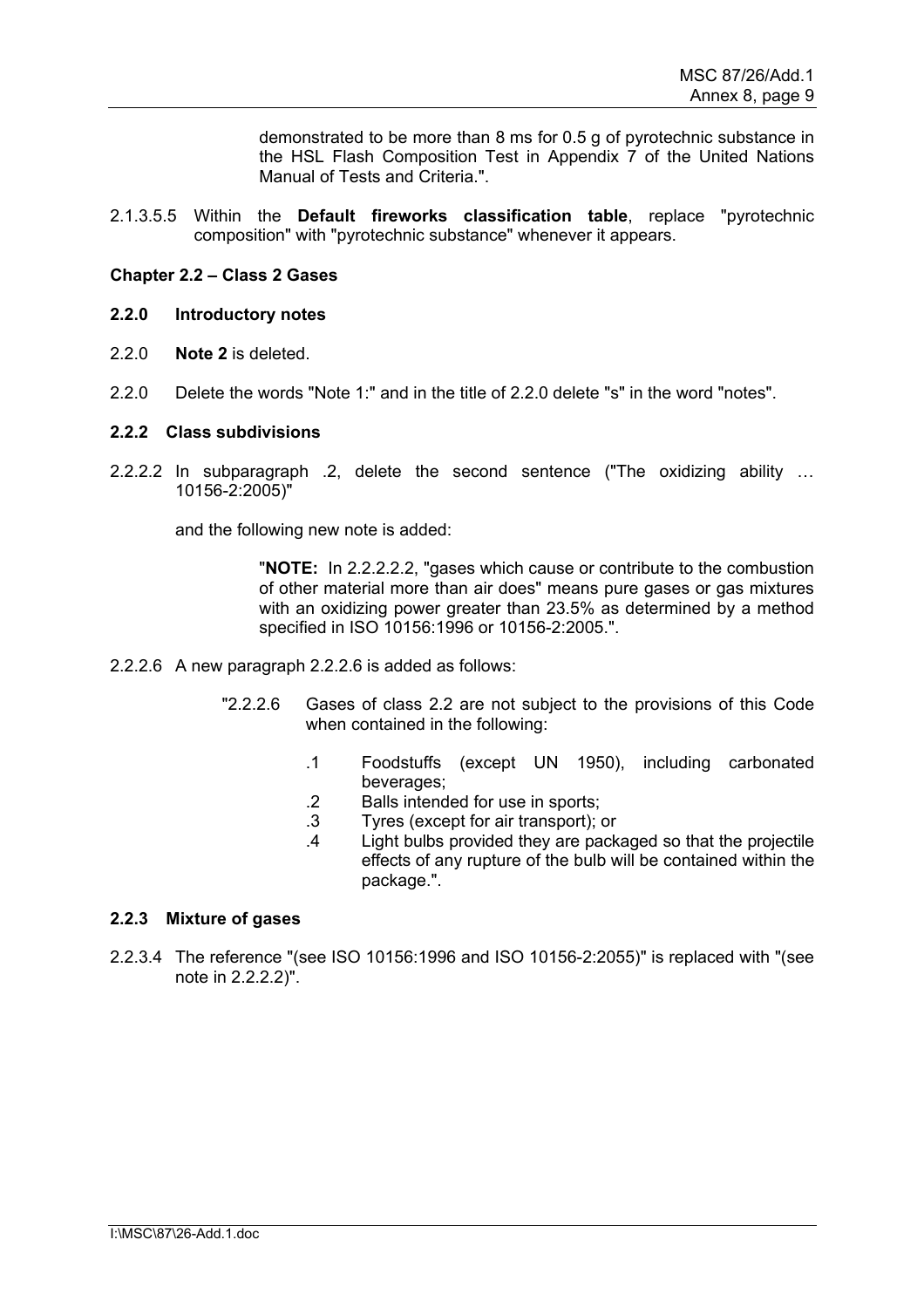demonstrated to be more than 8 ms for 0.5 g of pyrotechnic substance in the HSL Flash Composition Test in Appendix 7 of the United Nations Manual of Tests and Criteria.".

2.1.3.5.5 Within the **Default fireworks classification table**, replace "pyrotechnic composition" with "pyrotechnic substance" whenever it appears.

**Chapter 2.2 – Class 2 Gases**

**2.2.0 Introductory notes**

2.2.0 **Note 2** is deleted.

2.2.0 Delete the words "Note 1:" and in the title of 2.2.0 delete "s" in the word "notes".

**2.2.2 Class subdivisions**

2.2.2.2 In subparagraph .2, delete the second sentence ("The oxidizing ability … 10156-2:2005)"

and the following new note is added:

"**NOTE:** In 2.2.2.2.2, "gases which cause or contribute to the combustion of other material more than air does" means pure gases or gas mixtures with an oxidizing power greater than 23.5% as determined by a method specified in ISO 10156:1996 or 10156-2:2005.".

2.2.2.6 A new paragraph 2.2.2.6 is added as follows:

"2.2.2.6 Gases of class 2.2 are not subject to the provisions of this Code when contained in the following:

.1 Foodstuffs (except UN 1950), including carbonated beverages;
.2 Balls intended for use in sports;
.3 Tyres (except for air transport); or
.4 Light bulbs provided they are packaged so that the projectile effects of any rupture of the bulb will be contained within the package.".

**2.2.3 Mixture of gases**

2.2.3.4 The reference "(see ISO 10156:1996 and ISO 10156-2:2055)" is replaced with "(see note in 2.2.2.2)".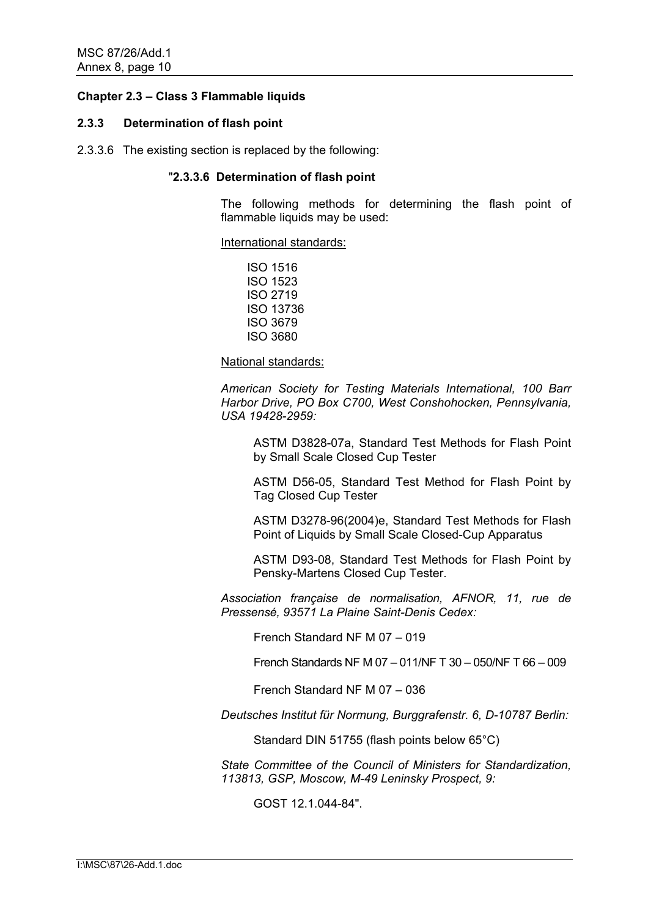**Chapter 2.3 – Class 3 Flammable liquids**

**2.3.3 Determination of flash point**

2.3.3.6 The existing section is replaced by the following:

"**2.3.3.6 Determination of flash point**

The following methods for determining the flash point of flammable liquids may be used:

International standards:

ISO 1516
ISO 1523
ISO 2719
ISO 13736
ISO 3679
ISO 3680

National standards:

*American Society for Testing Materials International, 100 Barr Harbor Drive, PO Box C700, West Conshohocken, Pennsylvania, USA 19428-2959:*

ASTM D3828-07a, Standard Test Methods for Flash Point by Small Scale Closed Cup Tester

ASTM D56-05, Standard Test Method for Flash Point by Tag Closed Cup Tester

ASTM D3278-96(2004)e, Standard Test Methods for Flash Point of Liquids by Small Scale Closed-Cup Apparatus

ASTM D93-08, Standard Test Methods for Flash Point by Pensky-Martens Closed Cup Tester.

*Association française de normalisation, AFNOR, 11, rue de Pressensé, 93571 La Plaine Saint-Denis Cedex:*

French Standard NF M 07 – 019

French Standards NF M 07 – 011/NF T 30 – 050/NF T 66 – 009

French Standard NF M 07 – 036

*Deutsches Institut für Normung, Burggrafenstr. 6, D-10787 Berlin:*

Standard DIN 51755 (flash points below 65°C)

*State Committee of the Council of Ministers for Standardization, 113813, GSP, Moscow, M-49 Leninsky Prospect, 9:*

GOST 12.1.044-84".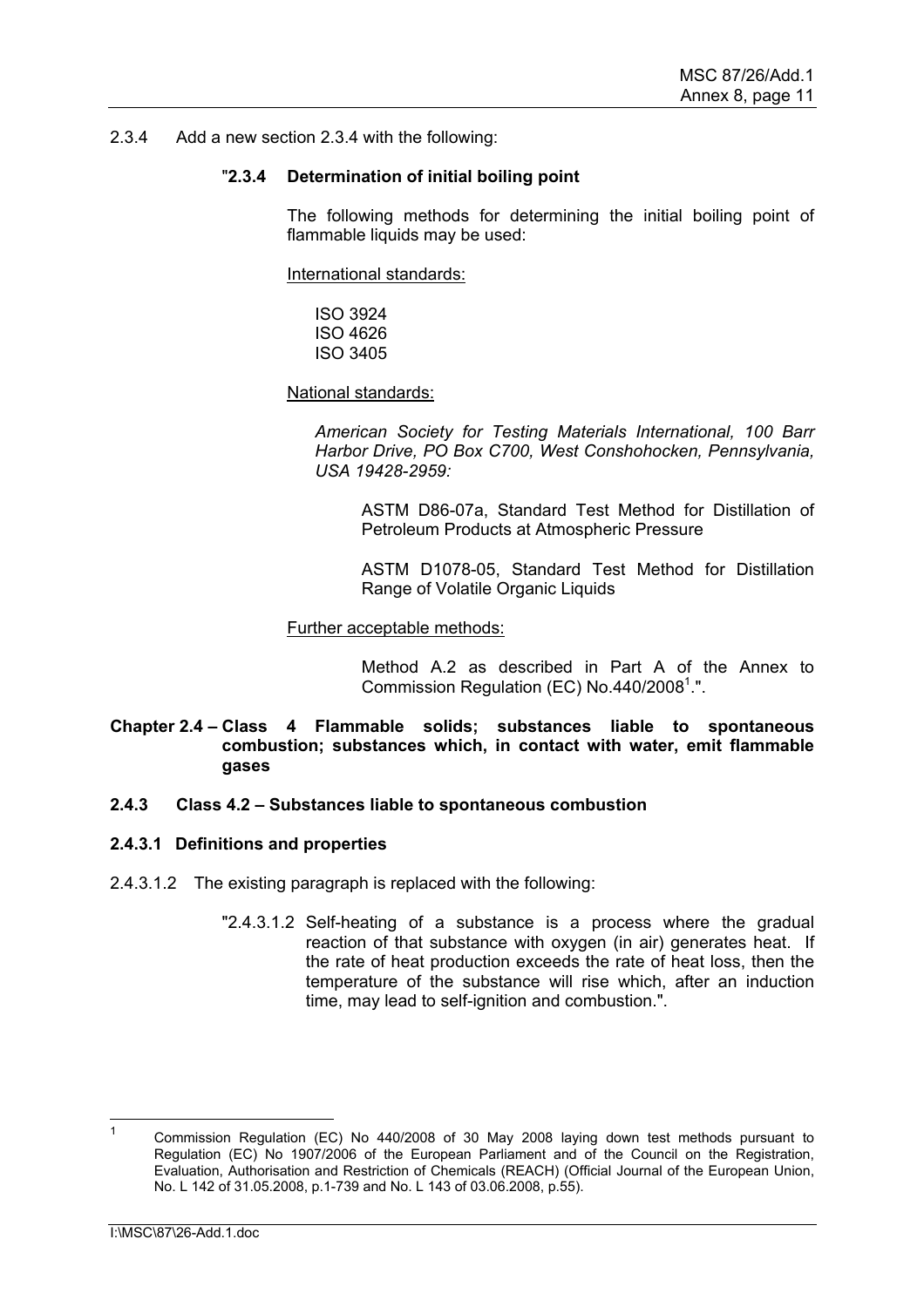2.3.4 Add a new section 2.3.4 with the following:

"**2.3.4 Determination of initial boiling point**

The following methods for determining the initial boiling point of flammable liquids may be used:

International standards:

ISO 3924
ISO 4626
ISO 3405

National standards:

*American Society for Testing Materials International, 100 Barr Harbor Drive, PO Box C700, West Conshohocken, Pennsylvania, USA 19428-2959:*

ASTM D86-07a, Standard Test Method for Distillation of Petroleum Products at Atmospheric Pressure

ASTM D1078-05, Standard Test Method for Distillation Range of Volatile Organic Liquids

Further acceptable methods:

Method A.2 as described in Part A of the Annex to Commission Regulation (EC) No.440/2008[1].".

**Chapter 2.4 – Class 4 Flammable solids; substances liable to spontaneous combustion; substances which, in contact with water, emit flammable gases**

**2.4.3 Class 4.2 – Substances liable to spontaneous combustion**

**2.4.3.1 Definitions and properties**

2.4.3.1.2 The existing paragraph is replaced with the following:

"2.4.3.1.2 Self-heating of a substance is a process where the gradual reaction of that substance with oxygen (in air) generates heat. If the rate of heat production exceeds the rate of heat loss, then the temperature of the substance will rise which, after an induction time, may lead to self-ignition and combustion.".

[1] Commission Regulation (EC) No 440/2008 of 30 May 2008 laying down test methods pursuant to Regulation (EC) No 1907/2006 of the European Parliament and of the Council on the Registration, Evaluation, Authorisation and Restriction of Chemicals (REACH) (Official Journal of the European Union, No. L 142 of 31.05.2008, p.1-739 and No. L 143 of 03.06.2008, p.55).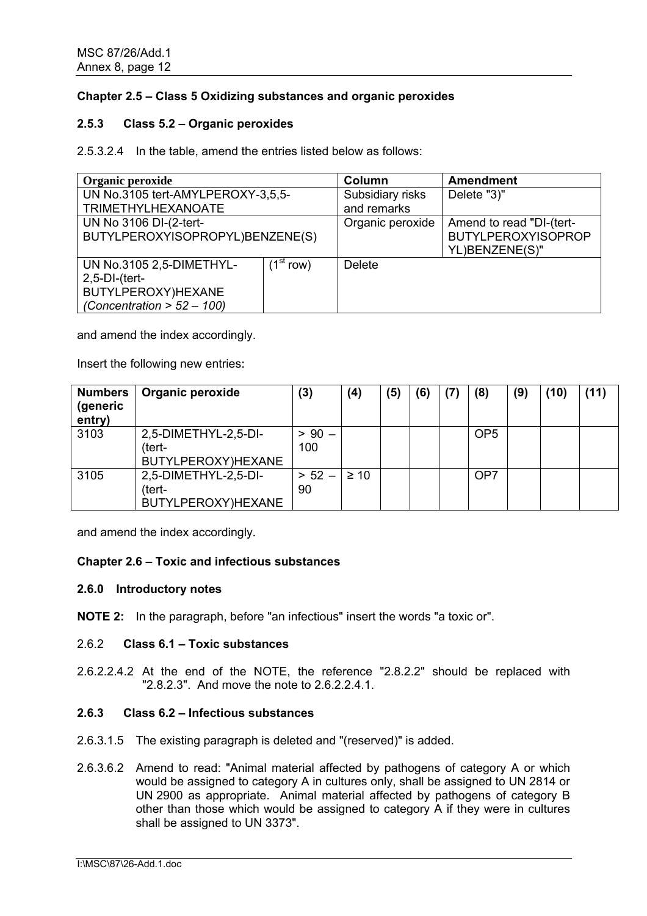## Chapter 2.5 – Class 5 Oxidizing substances and organic peroxides

### 2.5.3 Class 5.2 – Organic peroxides

2.5.3.2.4 In the table, amend the entries listed below as follows:

| Organic peroxide | | Column | Amendment |
|---|---|---|---|
| UN No.3105 tert-AMYLPEROXY-3,5,5-TRIMETHYLHEXANOATE | | Subsidiary risks and remarks | Delete "3)" |
| UN No 3106 DI-(2-tert-BUTYLPEROXYISOPROPYL)BENZENE(S) | | Organic peroxide | Amend to read "DI-(tert-BUTYLPEROXYISOPROPYL)BENZENE(S)" |
| UN No.3105 2,5-DIMETHYL-2,5-DI-(tert-BUTYLPEROXY)HEXANE *(Concentration > 52 – 100)* | (1st row) | Delete | |

and amend the index accordingly.

Insert the following new entries:

| Numbers (generic entry) | Organic peroxide | (3) | (4) | (5) | (6) | (7) | (8) | (9) | (10) | (11) |
|---|---|---|---|---|---|---|---|---|---|---|
| 3103 | 2,5-DIMETHYL-2,5-DI-(tert-BUTYLPEROXY)HEXANE | > 90 – 100 | | | | | OP5 | | | |
| 3105 | 2,5-DIMETHYL-2,5-DI-(tert-BUTYLPEROXY)HEXANE | > 52 – 90 | ≥ 10 | | | | OP7 | | | |

and amend the index accordingly.

## Chapter 2.6 – Toxic and infectious substances

### 2.6.0 Introductory notes

**NOTE 2:** In the paragraph, before "an infectious" insert the words "a toxic or".

### 2.6.2 Class 6.1 – Toxic substances

2.6.2.2.4.2 At the end of the NOTE, the reference "2.8.2.2" should be replaced with "2.8.2.3". And move the note to 2.6.2.2.4.1.

### 2.6.3 Class 6.2 – Infectious substances

2.6.3.1.5 The existing paragraph is deleted and "(reserved)" is added.

2.6.3.6.2 Amend to read: "Animal material affected by pathogens of category A or which would be assigned to category A in cultures only, shall be assigned to UN 2814 or UN 2900 as appropriate. Animal material affected by pathogens of category B other than those which would be assigned to category A if they were in cultures shall be assigned to UN 3373".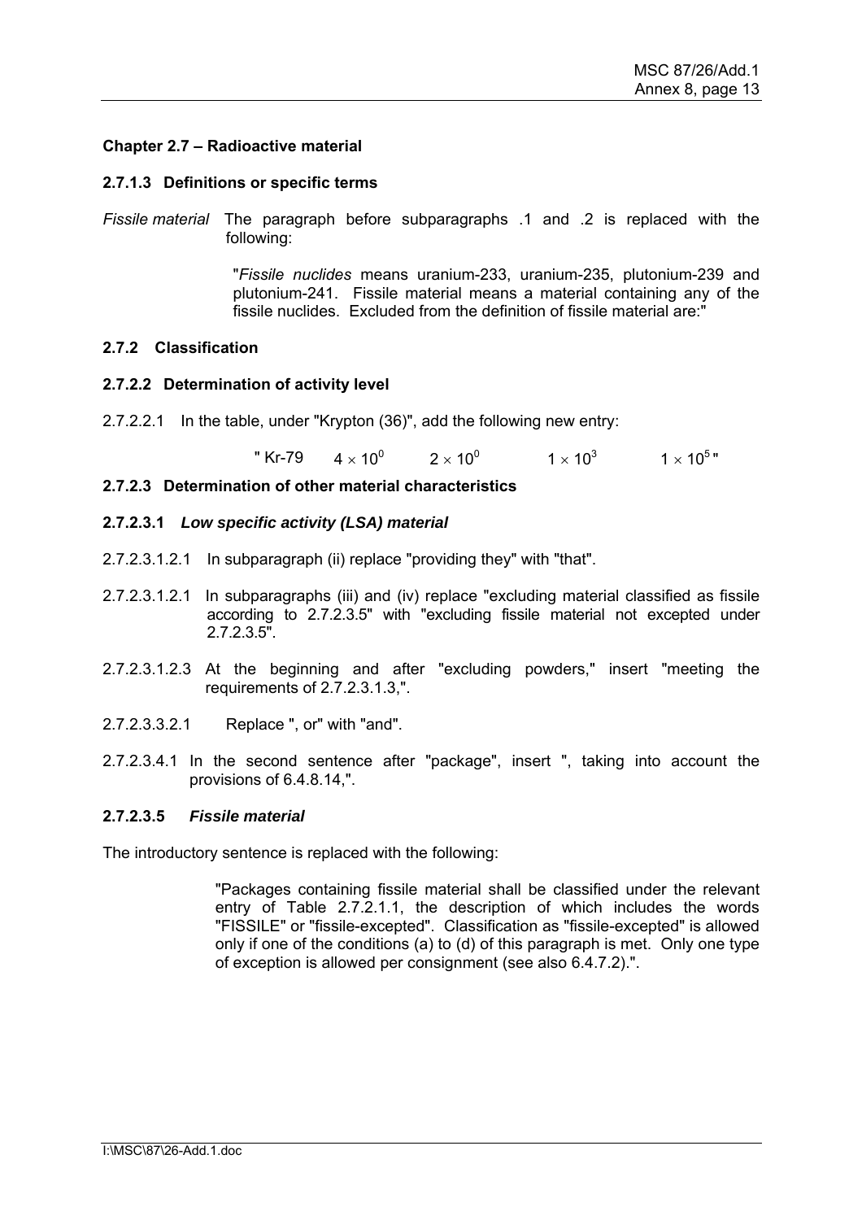## Chapter 2.7 – Radioactive material

### 2.7.1.3 Definitions or specific terms

*Fissile material* The paragraph before subparagraphs .1 and .2 is replaced with the following:

> "*Fissile nuclides* means uranium-233, uranium-235, plutonium-239 and plutonium-241. Fissile material means a material containing any of the fissile nuclides. Excluded from the definition of fissile material are:"

### 2.7.2 Classification

### 2.7.2.2 Determination of activity level

2.7.2.2.1 In the table, under "Krypton (36)", add the following new entry:

" Kr-79 $4 \times 10^0$ $2 \times 10^0$ $1 \times 10^3$ $1 \times 10^5$ "

### 2.7.2.3 Determination of other material characteristics

#### 2.7.2.3.1 *Low specific activity (LSA) material*

2.7.2.3.1.2.1 In subparagraph (ii) replace "providing they" with "that".

2.7.2.3.1.2.1 In subparagraphs (iii) and (iv) replace "excluding material classified as fissile according to 2.7.2.3.5" with "excluding fissile material not excepted under 2.7.2.3.5".

2.7.2.3.1.2.3 At the beginning and after "excluding powders," insert "meeting the requirements of 2.7.2.3.1.3,".

2.7.2.3.3.2.1 Replace ", or" with "and".

2.7.2.3.4.1 In the second sentence after "package", insert ", taking into account the provisions of 6.4.8.14,".

#### 2.7.2.3.5 *Fissile material*

The introductory sentence is replaced with the following:

> "Packages containing fissile material shall be classified under the relevant entry of Table 2.7.2.1.1, the description of which includes the words "FISSILE" or "fissile-excepted". Classification as "fissile-excepted" is allowed only if one of the conditions (a) to (d) of this paragraph is met. Only one type of exception is allowed per consignment (see also 6.4.7.2).".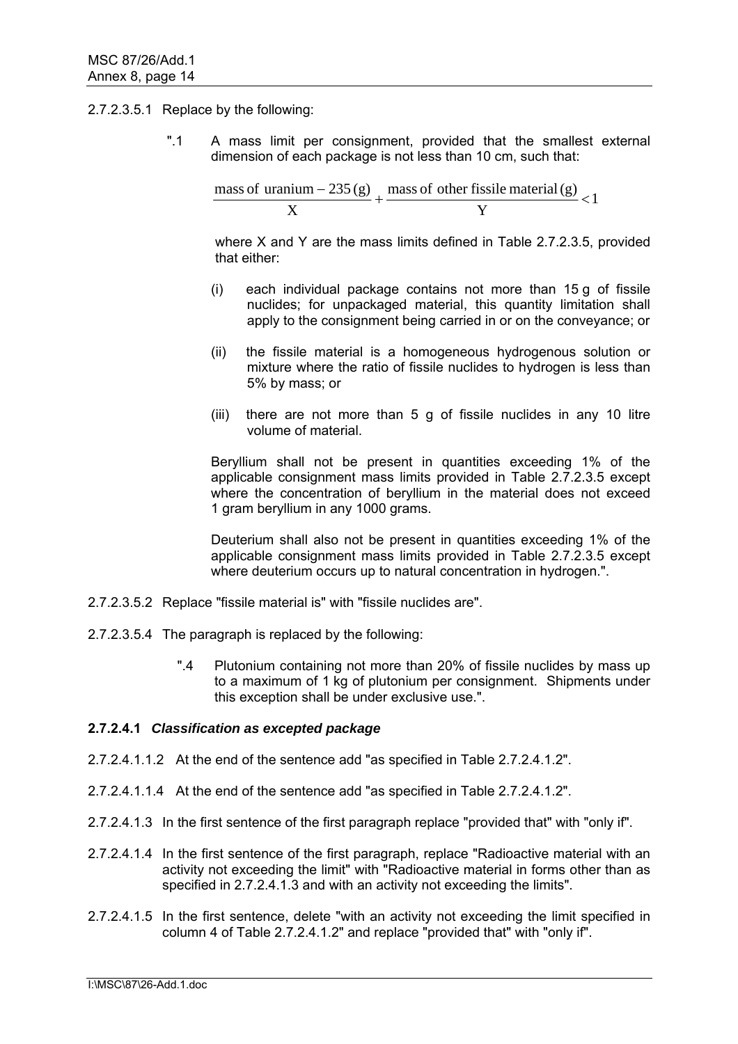2.7.2.3.5.1 Replace by the following:

".1 A mass limit per consignment, provided that the smallest external dimension of each package is not less than 10 cm, such that:

$$\frac{\text{mass of uranium} - 235\,(\text{g})}{\text{X}} + \frac{\text{mass of other fissile material}\,(\text{g})}{\text{Y}} < 1$$

where X and Y are the mass limits defined in Table 2.7.2.3.5, provided that either:

(i) each individual package contains not more than 15 g of fissile nuclides; for unpackaged material, this quantity limitation shall apply to the consignment being carried in or on the conveyance; or

(ii) the fissile material is a homogeneous hydrogenous solution or mixture where the ratio of fissile nuclides to hydrogen is less than 5% by mass; or

(iii) there are not more than 5 g of fissile nuclides in any 10 litre volume of material.

Beryllium shall not be present in quantities exceeding 1% of the applicable consignment mass limits provided in Table 2.7.2.3.5 except where the concentration of beryllium in the material does not exceed 1 gram beryllium in any 1000 grams.

Deuterium shall also not be present in quantities exceeding 1% of the applicable consignment mass limits provided in Table 2.7.2.3.5 except where deuterium occurs up to natural concentration in hydrogen.".

2.7.2.3.5.2 Replace "fissile material is" with "fissile nuclides are".

2.7.2.3.5.4 The paragraph is replaced by the following:

".4 Plutonium containing not more than 20% of fissile nuclides by mass up to a maximum of 1 kg of plutonium per consignment. Shipments under this exception shall be under exclusive use.".

**2.7.2.4.1** ***Classification as excepted package***

2.7.2.4.1.1.2 At the end of the sentence add "as specified in Table 2.7.2.4.1.2".

2.7.2.4.1.1.4 At the end of the sentence add "as specified in Table 2.7.2.4.1.2".

2.7.2.4.1.3 In the first sentence of the first paragraph replace "provided that" with "only if".

2.7.2.4.1.4 In the first sentence of the first paragraph, replace "Radioactive material with an activity not exceeding the limit" with "Radioactive material in forms other than as specified in 2.7.2.4.1.3 and with an activity not exceeding the limits".

2.7.2.4.1.5 In the first sentence, delete "with an activity not exceeding the limit specified in column 4 of Table 2.7.2.4.1.2" and replace "provided that" with "only if".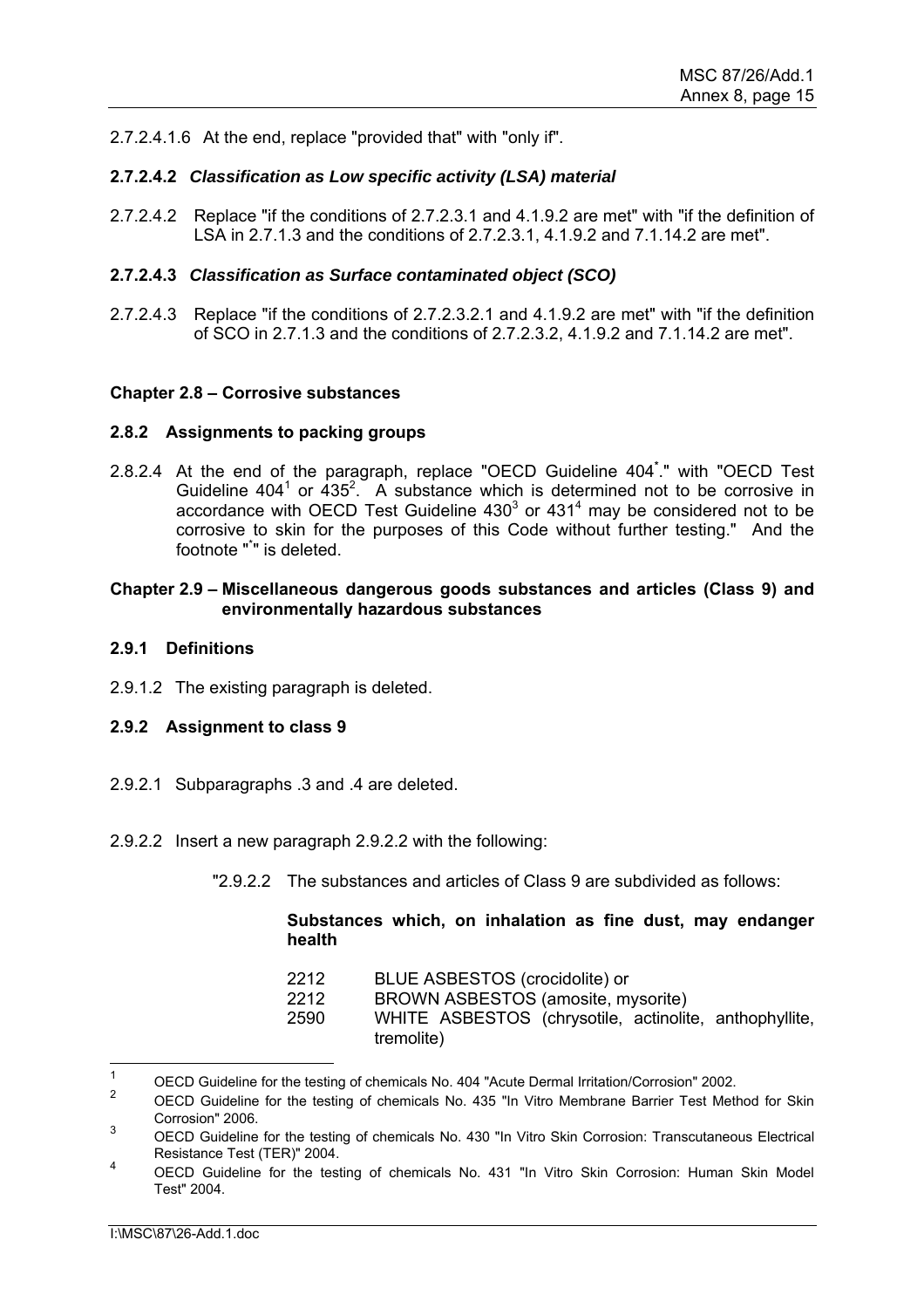2.7.2.4.1.6 At the end, replace "provided that" with "only if".

**2.7.2.4.2** ***Classification as Low specific activity (LSA) material***

2.7.2.4.2 Replace "if the conditions of 2.7.2.3.1 and 4.1.9.2 are met" with "if the definition of LSA in 2.7.1.3 and the conditions of 2.7.2.3.1, 4.1.9.2 and 7.1.14.2 are met".

**2.7.2.4.3** ***Classification as Surface contaminated object (SCO)***

2.7.2.4.3 Replace "if the conditions of 2.7.2.3.2.1 and 4.1.9.2 are met" with "if the definition of SCO in 2.7.1.3 and the conditions of 2.7.2.3.2, 4.1.9.2 and 7.1.14.2 are met".

**Chapter 2.8 – Corrosive substances**

**2.8.2 Assignments to packing groups**

2.8.2.4 At the end of the paragraph, replace "OECD Guideline 404[*]." with "OECD Test Guideline 404[1] or 435[2]. A substance which is determined not to be corrosive in accordance with OECD Test Guideline 430[3] or 431[4] may be considered not to be corrosive to skin for the purposes of this Code without further testing." And the footnote "[*]" is deleted.

**Chapter 2.9 – Miscellaneous dangerous goods substances and articles (Class 9) and environmentally hazardous substances**

**2.9.1 Definitions**

2.9.1.2 The existing paragraph is deleted.

**2.9.2 Assignment to class 9**

2.9.2.1 Subparagraphs .3 and .4 are deleted.

2.9.2.2 Insert a new paragraph 2.9.2.2 with the following:

"2.9.2.2 The substances and articles of Class 9 are subdivided as follows:

**Substances which, on inhalation as fine dust, may endanger health**

| | |
|---|---|
| 2212 | BLUE ASBESTOS (crocidolite) or |
| 2212 | BROWN ASBESTOS (amosite, mysorite) |
| 2590 | WHITE ASBESTOS (chrysotile, actinolite, anthophyllite, tremolite) |

---

1. OECD Guideline for the testing of chemicals No. 404 "Acute Dermal Irritation/Corrosion" 2002.
2. OECD Guideline for the testing of chemicals No. 435 "In Vitro Membrane Barrier Test Method for Skin Corrosion" 2006.
3. OECD Guideline for the testing of chemicals No. 430 "In Vitro Skin Corrosion: Transcutaneous Electrical Resistance Test (TER)" 2004.
4. OECD Guideline for the testing of chemicals No. 431 "In Vitro Skin Corrosion: Human Skin Model Test" 2004.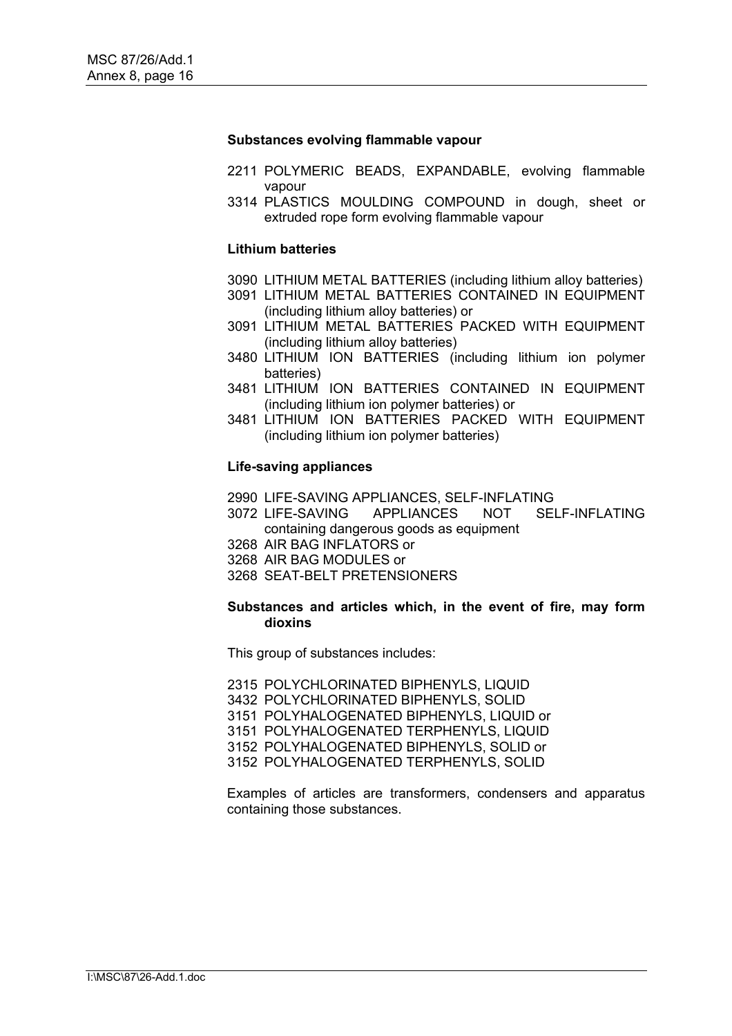**Substances evolving flammable vapour**

2211 POLYMERIC BEADS, EXPANDABLE, evolving flammable vapour
3314 PLASTICS MOULDING COMPOUND in dough, sheet or extruded rope form evolving flammable vapour

**Lithium batteries**

3090 LITHIUM METAL BATTERIES (including lithium alloy batteries)
3091 LITHIUM METAL BATTERIES CONTAINED IN EQUIPMENT (including lithium alloy batteries) or
3091 LITHIUM METAL BATTERIES PACKED WITH EQUIPMENT (including lithium alloy batteries)
3480 LITHIUM ION BATTERIES (including lithium ion polymer batteries)
3481 LITHIUM ION BATTERIES CONTAINED IN EQUIPMENT (including lithium ion polymer batteries) or
3481 LITHIUM ION BATTERIES PACKED WITH EQUIPMENT (including lithium ion polymer batteries)

**Life-saving appliances**

2990 LIFE-SAVING APPLIANCES, SELF-INFLATING
3072 LIFE-SAVING APPLIANCES NOT SELF-INFLATING containing dangerous goods as equipment
3268 AIR BAG INFLATORS or
3268 AIR BAG MODULES or
3268 SEAT-BELT PRETENSIONERS

**Substances and articles which, in the event of fire, may form dioxins**

This group of substances includes:

2315 POLYCHLORINATED BIPHENYLS, LIQUID
3432 POLYCHLORINATED BIPHENYLS, SOLID
3151 POLYHALOGENATED BIPHENYLS, LIQUID or
3151 POLYHALOGENATED TERPHENYLS, LIQUID
3152 POLYHALOGENATED BIPHENYLS, SOLID or
3152 POLYHALOGENATED TERPHENYLS, SOLID

Examples of articles are transformers, condensers and apparatus containing those substances.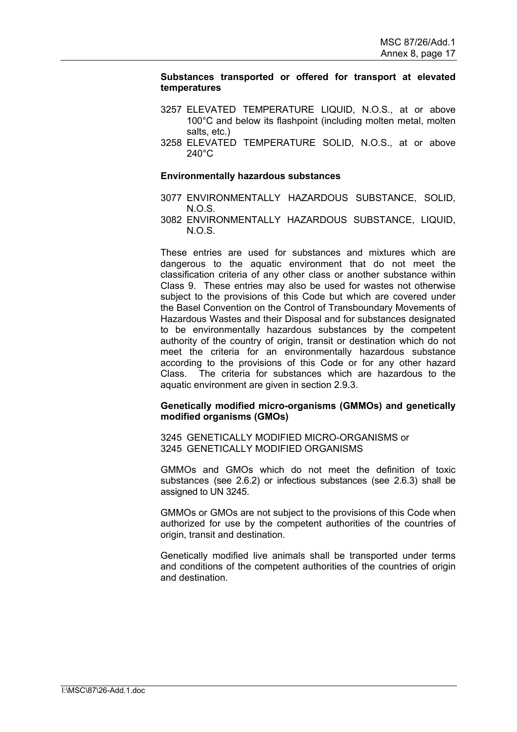**Substances transported or offered for transport at elevated temperatures**

3257 ELEVATED TEMPERATURE LIQUID, N.O.S., at or above 100°C and below its flashpoint (including molten metal, molten salts, etc.)

3258 ELEVATED TEMPERATURE SOLID, N.O.S., at or above 240°C

**Environmentally hazardous substances**

3077 ENVIRONMENTALLY HAZARDOUS SUBSTANCE, SOLID, N.O.S.

3082 ENVIRONMENTALLY HAZARDOUS SUBSTANCE, LIQUID, N.O.S.

These entries are used for substances and mixtures which are dangerous to the aquatic environment that do not meet the classification criteria of any other class or another substance within Class 9. These entries may also be used for wastes not otherwise subject to the provisions of this Code but which are covered under the Basel Convention on the Control of Transboundary Movements of Hazardous Wastes and their Disposal and for substances designated to be environmentally hazardous substances by the competent authority of the country of origin, transit or destination which do not meet the criteria for an environmentally hazardous substance according to the provisions of this Code or for any other hazard Class. The criteria for substances which are hazardous to the aquatic environment are given in section 2.9.3.

**Genetically modified micro-organisms (GMMOs) and genetically modified organisms (GMOs)**

3245 GENETICALLY MODIFIED MICRO-ORGANISMS or
3245 GENETICALLY MODIFIED ORGANISMS

GMMOs and GMOs which do not meet the definition of toxic substances (see 2.6.2) or infectious substances (see 2.6.3) shall be assigned to UN 3245.

GMMOs or GMOs are not subject to the provisions of this Code when authorized for use by the competent authorities of the countries of origin, transit and destination.

Genetically modified live animals shall be transported under terms and conditions of the competent authorities of the countries of origin and destination.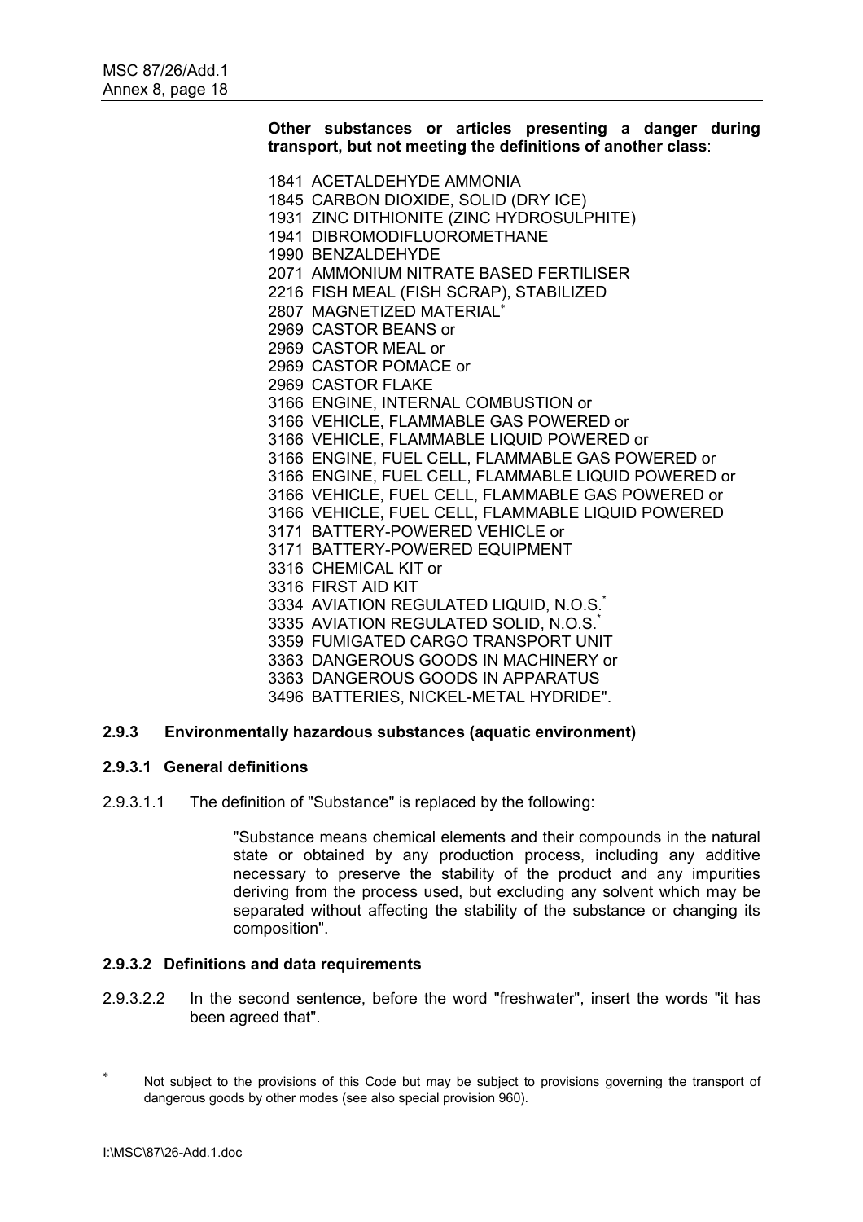**Other substances or articles presenting a danger during transport, but not meeting the definitions of another class**:

1841 ACETALDEHYDE AMMONIA
1845 CARBON DIOXIDE, SOLID (DRY ICE)
1931 ZINC DITHIONITE (ZINC HYDROSULPHITE)
1941 DIBROMODIFLUOROMETHANE
1990 BENZALDEHYDE
2071 AMMONIUM NITRATE BASED FERTILISER
2216 FISH MEAL (FISH SCRAP), STABILIZED
2807 MAGNETIZED MATERIAL*
2969 CASTOR BEANS or
2969 CASTOR MEAL or
2969 CASTOR POMACE or
2969 CASTOR FLAKE
3166 ENGINE, INTERNAL COMBUSTION or
3166 VEHICLE, FLAMMABLE GAS POWERED or
3166 VEHICLE, FLAMMABLE LIQUID POWERED or
3166 ENGINE, FUEL CELL, FLAMMABLE GAS POWERED or
3166 ENGINE, FUEL CELL, FLAMMABLE LIQUID POWERED or
3166 VEHICLE, FUEL CELL, FLAMMABLE GAS POWERED or
3166 VEHICLE, FUEL CELL, FLAMMABLE LIQUID POWERED
3171 BATTERY-POWERED VEHICLE or
3171 BATTERY-POWERED EQUIPMENT
3316 CHEMICAL KIT or
3316 FIRST AID KIT
3334 AVIATION REGULATED LIQUID, N.O.S.*
3335 AVIATION REGULATED SOLID, N.O.S.*
3359 FUMIGATED CARGO TRANSPORT UNIT
3363 DANGEROUS GOODS IN MACHINERY or
3363 DANGEROUS GOODS IN APPARATUS
3496 BATTERIES, NICKEL-METAL HYDRIDE".

### 2.9.3 Environmentally hazardous substances (aquatic environment)

#### 2.9.3.1 General definitions

2.9.3.1.1 The definition of "Substance" is replaced by the following:

"Substance means chemical elements and their compounds in the natural state or obtained by any production process, including any additive necessary to preserve the stability of the product and any impurities deriving from the process used, but excluding any solvent which may be separated without affecting the stability of the substance or changing its composition".

#### 2.9.3.2 Definitions and data requirements

2.9.3.2.2 In the second sentence, before the word "freshwater", insert the words "it has been agreed that".

---

* Not subject to the provisions of this Code but may be subject to provisions governing the transport of dangerous goods by other modes (see also special provision 960).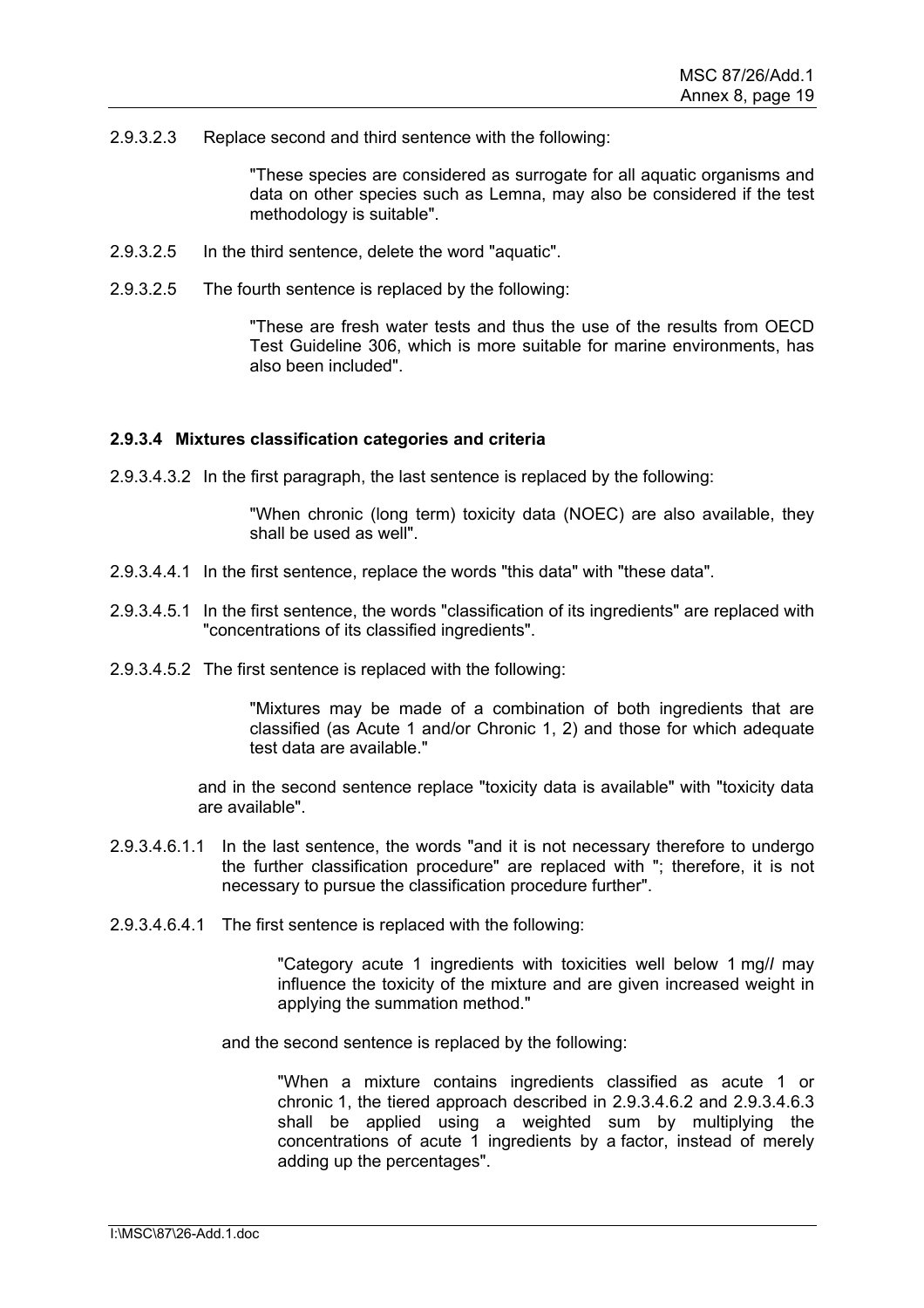2.9.3.2.3 Replace second and third sentence with the following:

> "These species are considered as surrogate for all aquatic organisms and data on other species such as Lemna, may also be considered if the test methodology is suitable".

2.9.3.2.5 In the third sentence, delete the word "aquatic".

2.9.3.2.5 The fourth sentence is replaced by the following:

> "These are fresh water tests and thus the use of the results from OECD Test Guideline 306, which is more suitable for marine environments, has also been included".

**2.9.3.4 Mixtures classification categories and criteria**

2.9.3.4.3.2 In the first paragraph, the last sentence is replaced by the following:

> "When chronic (long term) toxicity data (NOEC) are also available, they shall be used as well".

2.9.3.4.4.1 In the first sentence, replace the words "this data" with "these data".

2.9.3.4.5.1 In the first sentence, the words "classification of its ingredients" are replaced with "concentrations of its classified ingredients".

2.9.3.4.5.2 The first sentence is replaced with the following:

> "Mixtures may be made of a combination of both ingredients that are classified (as Acute 1 and/or Chronic 1, 2) and those for which adequate test data are available."

and in the second sentence replace "toxicity data is available" with "toxicity data are available".

2.9.3.4.6.1.1 In the last sentence, the words "and it is not necessary therefore to undergo the further classification procedure" are replaced with "; therefore, it is not necessary to pursue the classification procedure further".

2.9.3.4.6.4.1 The first sentence is replaced with the following:

> "Category acute 1 ingredients with toxicities well below 1 mg/*l* may influence the toxicity of the mixture and are given increased weight in applying the summation method."

and the second sentence is replaced by the following:

> "When a mixture contains ingredients classified as acute 1 or chronic 1, the tiered approach described in 2.9.3.4.6.2 and 2.9.3.4.6.3 shall be applied using a weighted sum by multiplying the concentrations of acute 1 ingredients by a factor, instead of merely adding up the percentages".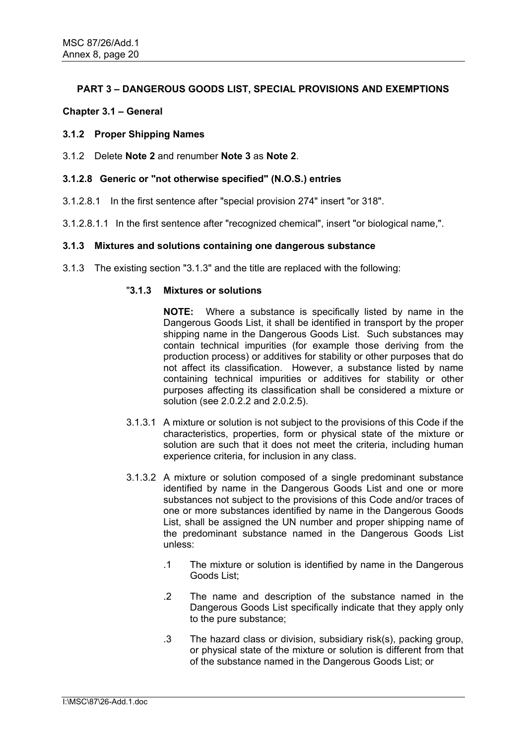## PART 3 – DANGEROUS GOODS LIST, SPECIAL PROVISIONS AND EXEMPTIONS

### Chapter 3.1 – General

#### 3.1.2 Proper Shipping Names

3.1.2 Delete **Note 2** and renumber **Note 3** as **Note 2**.

#### 3.1.2.8 Generic or "not otherwise specified" (N.O.S.) entries

3.1.2.8.1 In the first sentence after "special provision 274" insert "or 318".

3.1.2.8.1.1 In the first sentence after "recognized chemical", insert "or biological name,".

#### 3.1.3 Mixtures and solutions containing one dangerous substance

3.1.3 The existing section "3.1.3" and the title are replaced with the following:

"**3.1.3 Mixtures or solutions**

**NOTE:** Where a substance is specifically listed by name in the Dangerous Goods List, it shall be identified in transport by the proper shipping name in the Dangerous Goods List. Such substances may contain technical impurities (for example those deriving from the production process) or additives for stability or other purposes that do not affect its classification. However, a substance listed by name containing technical impurities or additives for stability or other purposes affecting its classification shall be considered a mixture or solution (see 2.0.2.2 and 2.0.2.5).

3.1.3.1 A mixture or solution is not subject to the provisions of this Code if the characteristics, properties, form or physical state of the mixture or solution are such that it does not meet the criteria, including human experience criteria, for inclusion in any class.

3.1.3.2 A mixture or solution composed of a single predominant substance identified by name in the Dangerous Goods List and one or more substances not subject to the provisions of this Code and/or traces of one or more substances identified by name in the Dangerous Goods List, shall be assigned the UN number and proper shipping name of the predominant substance named in the Dangerous Goods List unless:

.1 The mixture or solution is identified by name in the Dangerous Goods List;

.2 The name and description of the substance named in the Dangerous Goods List specifically indicate that they apply only to the pure substance;

.3 The hazard class or division, subsidiary risk(s), packing group, or physical state of the mixture or solution is different from that of the substance named in the Dangerous Goods List; or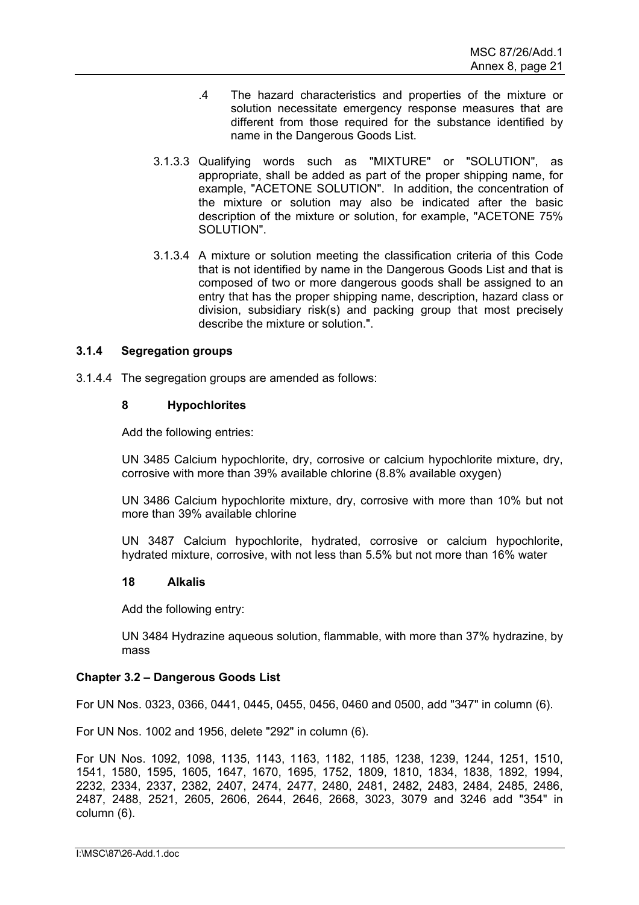.4 The hazard characteristics and properties of the mixture or solution necessitate emergency response measures that are different from those required for the substance identified by name in the Dangerous Goods List.

3.1.3.3 Qualifying words such as "MIXTURE" or "SOLUTION", as appropriate, shall be added as part of the proper shipping name, for example, "ACETONE SOLUTION". In addition, the concentration of the mixture or solution may also be indicated after the basic description of the mixture or solution, for example, "ACETONE 75% SOLUTION".

3.1.3.4 A mixture or solution meeting the classification criteria of this Code that is not identified by name in the Dangerous Goods List and that is composed of two or more dangerous goods shall be assigned to an entry that has the proper shipping name, description, hazard class or division, subsidiary risk(s) and packing group that most precisely describe the mixture or solution.".

### 3.1.4 Segregation groups

3.1.4.4 The segregation groups are amended as follows:

**8 Hypochlorites**

Add the following entries:

UN 3485 Calcium hypochlorite, dry, corrosive or calcium hypochlorite mixture, dry, corrosive with more than 39% available chlorine (8.8% available oxygen)

UN 3486 Calcium hypochlorite mixture, dry, corrosive with more than 10% but not more than 39% available chlorine

UN 3487 Calcium hypochlorite, hydrated, corrosive or calcium hypochlorite, hydrated mixture, corrosive, with not less than 5.5% but not more than 16% water

**18 Alkalis**

Add the following entry:

UN 3484 Hydrazine aqueous solution, flammable, with more than 37% hydrazine, by mass

### Chapter 3.2 – Dangerous Goods List

For UN Nos. 0323, 0366, 0441, 0445, 0455, 0456, 0460 and 0500, add "347" in column (6).

For UN Nos. 1002 and 1956, delete "292" in column (6).

For UN Nos. 1092, 1098, 1135, 1143, 1163, 1182, 1185, 1238, 1239, 1244, 1251, 1510, 1541, 1580, 1595, 1605, 1647, 1670, 1695, 1752, 1809, 1810, 1834, 1838, 1892, 1994, 2232, 2334, 2337, 2382, 2407, 2474, 2477, 2480, 2481, 2482, 2483, 2484, 2485, 2486, 2487, 2488, 2521, 2605, 2606, 2644, 2646, 2668, 3023, 3079 and 3246 add "354" in column (6).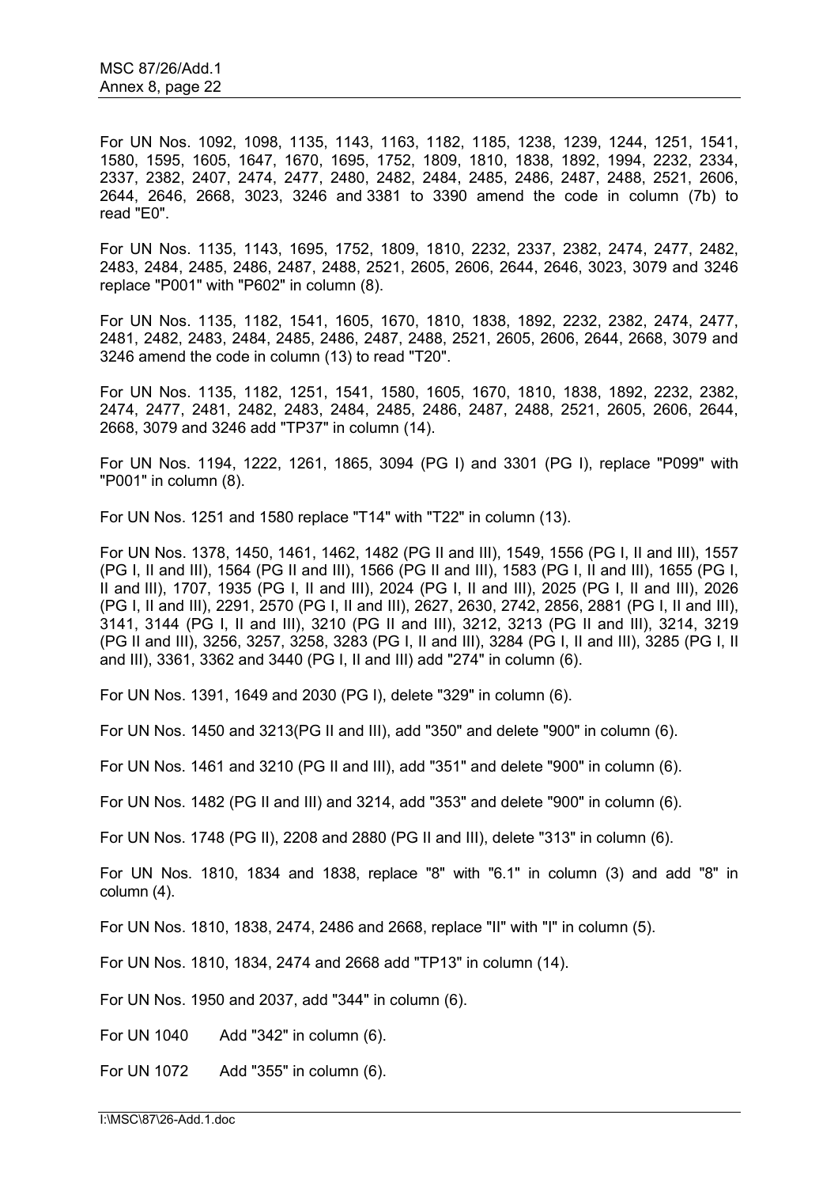For UN Nos. 1092, 1098, 1135, 1143, 1163, 1182, 1185, 1238, 1239, 1244, 1251, 1541, 1580, 1595, 1605, 1647, 1670, 1695, 1752, 1809, 1810, 1838, 1892, 1994, 2232, 2334, 2337, 2382, 2407, 2474, 2477, 2480, 2482, 2484, 2485, 2486, 2487, 2488, 2521, 2606, 2644, 2646, 2668, 3023, 3246 and 3381 to 3390 amend the code in column (7b) to read "E0".

For UN Nos. 1135, 1143, 1695, 1752, 1809, 1810, 2232, 2337, 2382, 2474, 2477, 2482, 2483, 2484, 2485, 2486, 2487, 2488, 2521, 2605, 2606, 2644, 2646, 3023, 3079 and 3246 replace "P001" with "P602" in column (8).

For UN Nos. 1135, 1182, 1541, 1605, 1670, 1810, 1838, 1892, 2232, 2382, 2474, 2477, 2481, 2482, 2483, 2484, 2485, 2486, 2487, 2488, 2521, 2605, 2606, 2644, 2668, 3079 and 3246 amend the code in column (13) to read "T20".

For UN Nos. 1135, 1182, 1251, 1541, 1580, 1605, 1670, 1810, 1838, 1892, 2232, 2382, 2474, 2477, 2481, 2482, 2483, 2484, 2485, 2486, 2487, 2488, 2521, 2605, 2606, 2644, 2668, 3079 and 3246 add "TP37" in column (14).

For UN Nos. 1194, 1222, 1261, 1865, 3094 (PG I) and 3301 (PG I), replace "P099" with "P001" in column (8).

For UN Nos. 1251 and 1580 replace "T14" with "T22" in column (13).

For UN Nos. 1378, 1450, 1461, 1462, 1482 (PG II and III), 1549, 1556 (PG I, II and III), 1557 (PG I, II and III), 1564 (PG II and III), 1566 (PG II and III), 1583 (PG I, II and III), 1655 (PG I, II and III), 1707, 1935 (PG I, II and III), 2024 (PG I, II and III), 2025 (PG I, II and III), 2026 (PG I, II and III), 2291, 2570 (PG I, II and III), 2627, 2630, 2742, 2856, 2881 (PG I, II and III), 3141, 3144 (PG I, II and III), 3210 (PG II and III), 3212, 3213 (PG II and III), 3214, 3219 (PG II and III), 3256, 3257, 3258, 3283 (PG I, II and III), 3284 (PG I, II and III), 3285 (PG I, II and III), 3361, 3362 and 3440 (PG I, II and III) add "274" in column (6).

For UN Nos. 1391, 1649 and 2030 (PG I), delete "329" in column (6).

For UN Nos. 1450 and 3213(PG II and III), add "350" and delete "900" in column (6).

For UN Nos. 1461 and 3210 (PG II and III), add "351" and delete "900" in column (6).

For UN Nos. 1482 (PG II and III) and 3214, add "353" and delete "900" in column (6).

For UN Nos. 1748 (PG II), 2208 and 2880 (PG II and III), delete "313" in column (6).

For UN Nos. 1810, 1834 and 1838, replace "8" with "6.1" in column (3) and add "8" in column (4).

For UN Nos. 1810, 1838, 2474, 2486 and 2668, replace "II" with "I" in column (5).

For UN Nos. 1810, 1834, 2474 and 2668 add "TP13" in column (14).

For UN Nos. 1950 and 2037, add "344" in column (6).

For UN 1040 Add "342" in column (6).

For UN 1072 Add "355" in column (6).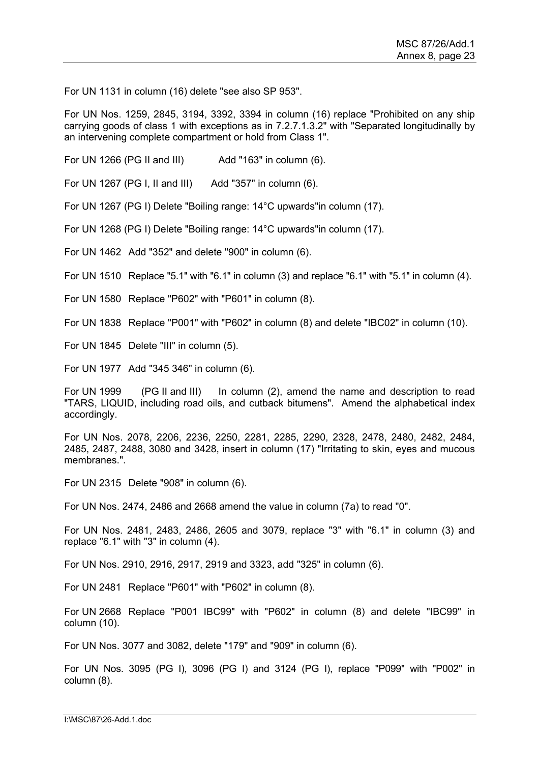For UN 1131 in column (16) delete "see also SP 953".

For UN Nos. 1259, 2845, 3194, 3392, 3394 in column (16) replace "Prohibited on any ship carrying goods of class 1 with exceptions as in 7.2.7.1.3.2" with "Separated longitudinally by an intervening complete compartment or hold from Class 1".

For UN 1266 (PG II and III) Add "163" in column (6).

For UN 1267 (PG I, II and III) Add "357" in column (6).

For UN 1267 (PG I) Delete "Boiling range: 14°C upwards"in column (17).

For UN 1268 (PG I) Delete "Boiling range: 14°C upwards"in column (17).

For UN 1462 Add "352" and delete "900" in column (6).

For UN 1510 Replace "5.1" with "6.1" in column (3) and replace "6.1" with "5.1" in column (4).

For UN 1580 Replace "P602" with "P601" in column (8).

For UN 1838 Replace "P001" with "P602" in column (8) and delete "IBC02" in column (10).

For UN 1845 Delete "III" in column (5).

For UN 1977 Add "345 346" in column (6).

For UN 1999 (PG II and III) In column (2), amend the name and description to read "TARS, LIQUID, including road oils, and cutback bitumens". Amend the alphabetical index accordingly.

For UN Nos. 2078, 2206, 2236, 2250, 2281, 2285, 2290, 2328, 2478, 2480, 2482, 2484, 2485, 2487, 2488, 3080 and 3428, insert in column (17) "Irritating to skin, eyes and mucous membranes.".

For UN 2315 Delete "908" in column (6).

For UN Nos. 2474, 2486 and 2668 amend the value in column (7a) to read "0".

For UN Nos. 2481, 2483, 2486, 2605 and 3079, replace "3" with "6.1" in column (3) and replace "6.1" with "3" in column (4).

For UN Nos. 2910, 2916, 2917, 2919 and 3323, add "325" in column (6).

For UN 2481 Replace "P601" with "P602" in column (8).

For UN 2668 Replace "P001 IBC99" with "P602" in column (8) and delete "IBC99" in column (10).

For UN Nos. 3077 and 3082, delete "179" and "909" in column (6).

For UN Nos. 3095 (PG I), 3096 (PG I) and 3124 (PG I), replace "P099" with "P002" in column (8).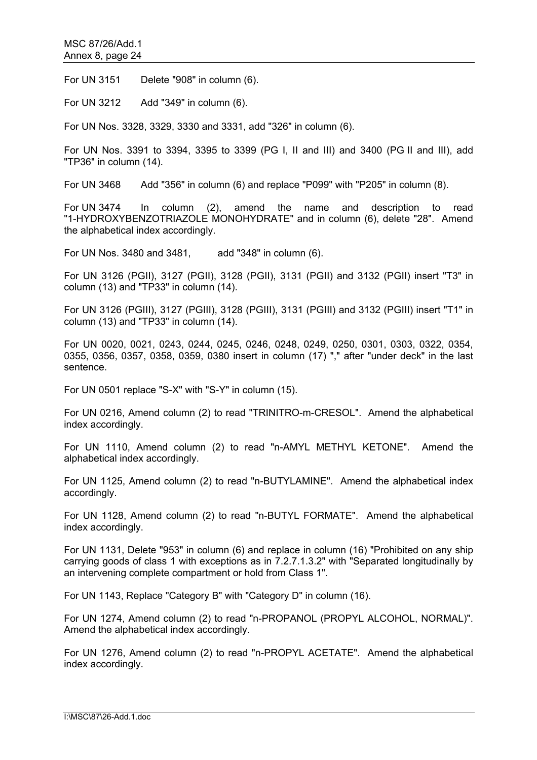For UN 3151 Delete "908" in column (6).

For UN 3212 Add "349" in column (6).

For UN Nos. 3328, 3329, 3330 and 3331, add "326" in column (6).

For UN Nos. 3391 to 3394, 3395 to 3399 (PG I, II and III) and 3400 (PG II and III), add "TP36" in column (14).

For UN 3468 Add "356" in column (6) and replace "P099" with "P205" in column (8).

For UN 3474 In column (2), amend the name and description to read "1-HYDROXYBENZOTRIAZOLE MONOHYDRATE" and in column (6), delete "28". Amend the alphabetical index accordingly.

For UN Nos. 3480 and 3481, add "348" in column (6).

For UN 3126 (PGII), 3127 (PGII), 3128 (PGII), 3131 (PGII) and 3132 (PGII) insert "T3" in column (13) and "TP33" in column (14).

For UN 3126 (PGIII), 3127 (PGIII), 3128 (PGIII), 3131 (PGIII) and 3132 (PGIII) insert "T1" in column (13) and "TP33" in column (14).

For UN 0020, 0021, 0243, 0244, 0245, 0246, 0248, 0249, 0250, 0301, 0303, 0322, 0354, 0355, 0356, 0357, 0358, 0359, 0380 insert in column (17) "," after "under deck" in the last sentence.

For UN 0501 replace "S-X" with "S-Y" in column (15).

For UN 0216, Amend column (2) to read "TRINITRO-m-CRESOL". Amend the alphabetical index accordingly.

For UN 1110, Amend column (2) to read "n-AMYL METHYL KETONE". Amend the alphabetical index accordingly.

For UN 1125, Amend column (2) to read "n-BUTYLAMINE". Amend the alphabetical index accordingly.

For UN 1128, Amend column (2) to read "n-BUTYL FORMATE". Amend the alphabetical index accordingly.

For UN 1131, Delete "953" in column (6) and replace in column (16) "Prohibited on any ship carrying goods of class 1 with exceptions as in 7.2.7.1.3.2" with "Separated longitudinally by an intervening complete compartment or hold from Class 1".

For UN 1143, Replace "Category B" with "Category D" in column (16).

For UN 1274, Amend column (2) to read "n-PROPANOL (PROPYL ALCOHOL, NORMAL)". Amend the alphabetical index accordingly.

For UN 1276, Amend column (2) to read "n-PROPYL ACETATE". Amend the alphabetical index accordingly.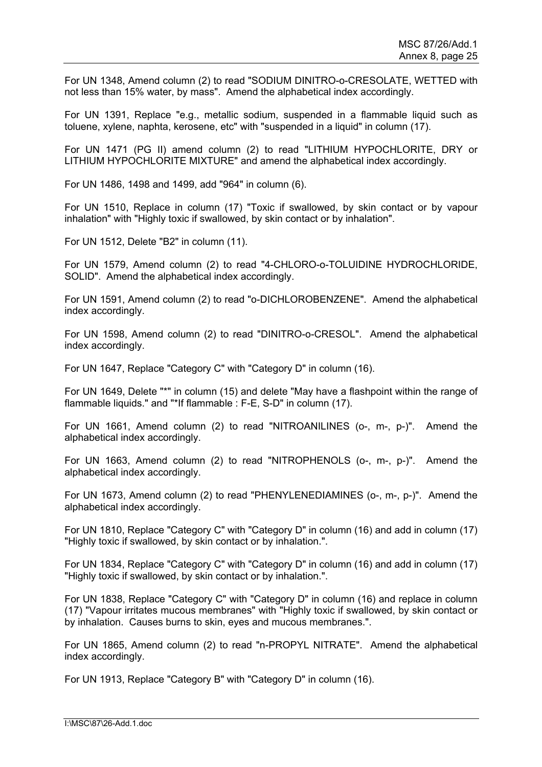For UN 1348, Amend column (2) to read "SODIUM DINITRO-o-CRESOLATE, WETTED with not less than 15% water, by mass". Amend the alphabetical index accordingly.

For UN 1391, Replace "e.g., metallic sodium, suspended in a flammable liquid such as toluene, xylene, naphta, kerosene, etc" with "suspended in a liquid" in column (17).

For UN 1471 (PG II) amend column (2) to read "LITHIUM HYPOCHLORITE, DRY or LITHIUM HYPOCHLORITE MIXTURE" and amend the alphabetical index accordingly.

For UN 1486, 1498 and 1499, add "964" in column (6).

For UN 1510, Replace in column (17) "Toxic if swallowed, by skin contact or by vapour inhalation" with "Highly toxic if swallowed, by skin contact or by inhalation".

For UN 1512, Delete "B2" in column (11).

For UN 1579, Amend column (2) to read "4-CHLORO-o-TOLUIDINE HYDROCHLORIDE, SOLID". Amend the alphabetical index accordingly.

For UN 1591, Amend column (2) to read "o-DICHLOROBENZENE". Amend the alphabetical index accordingly.

For UN 1598, Amend column (2) to read "DINITRO-o-CRESOL". Amend the alphabetical index accordingly.

For UN 1647, Replace "Category C" with "Category D" in column (16).

For UN 1649, Delete "*" in column (15) and delete "May have a flashpoint within the range of flammable liquids." and "*If flammable : F-E, S-D" in column (17).

For UN 1661, Amend column (2) to read "NITROANILINES (o-, m-, p-)". Amend the alphabetical index accordingly.

For UN 1663, Amend column (2) to read "NITROPHENOLS (o-, m-, p-)". Amend the alphabetical index accordingly.

For UN 1673, Amend column (2) to read "PHENYLENEDIAMINES (o-, m-, p-)". Amend the alphabetical index accordingly.

For UN 1810, Replace "Category C" with "Category D" in column (16) and add in column (17) "Highly toxic if swallowed, by skin contact or by inhalation.".

For UN 1834, Replace "Category C" with "Category D" in column (16) and add in column (17) "Highly toxic if swallowed, by skin contact or by inhalation.".

For UN 1838, Replace "Category C" with "Category D" in column (16) and replace in column (17) "Vapour irritates mucous membranes" with "Highly toxic if swallowed, by skin contact or by inhalation. Causes burns to skin, eyes and mucous membranes.".

For UN 1865, Amend column (2) to read "n-PROPYL NITRATE". Amend the alphabetical index accordingly.

For UN 1913, Replace "Category B" with "Category D" in column (16).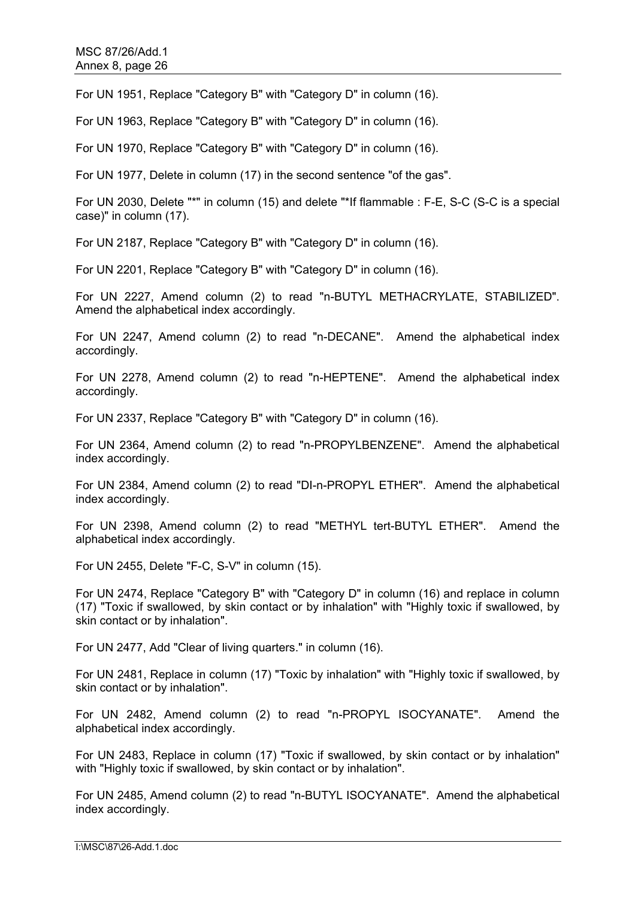For UN 1951, Replace "Category B" with "Category D" in column (16).

For UN 1963, Replace "Category B" with "Category D" in column (16).

For UN 1970, Replace "Category B" with "Category D" in column (16).

For UN 1977, Delete in column (17) in the second sentence "of the gas".

For UN 2030, Delete "*" in column (15) and delete "*If flammable : F-E, S-C (S-C is a special case)" in column (17).

For UN 2187, Replace "Category B" with "Category D" in column (16).

For UN 2201, Replace "Category B" with "Category D" in column (16).

For UN 2227, Amend column (2) to read "n-BUTYL METHACRYLATE, STABILIZED". Amend the alphabetical index accordingly.

For UN 2247, Amend column (2) to read "n-DECANE". Amend the alphabetical index accordingly.

For UN 2278, Amend column (2) to read "n-HEPTENE". Amend the alphabetical index accordingly.

For UN 2337, Replace "Category B" with "Category D" in column (16).

For UN 2364, Amend column (2) to read "n-PROPYLBENZENE". Amend the alphabetical index accordingly.

For UN 2384, Amend column (2) to read "DI-n-PROPYL ETHER". Amend the alphabetical index accordingly.

For UN 2398, Amend column (2) to read "METHYL tert-BUTYL ETHER". Amend the alphabetical index accordingly.

For UN 2455, Delete "F-C, S-V" in column (15).

For UN 2474, Replace "Category B" with "Category D" in column (16) and replace in column (17) "Toxic if swallowed, by skin contact or by inhalation" with "Highly toxic if swallowed, by skin contact or by inhalation".

For UN 2477, Add "Clear of living quarters." in column (16).

For UN 2481, Replace in column (17) "Toxic by inhalation" with "Highly toxic if swallowed, by skin contact or by inhalation".

For UN 2482, Amend column (2) to read "n-PROPYL ISOCYANATE". Amend the alphabetical index accordingly.

For UN 2483, Replace in column (17) "Toxic if swallowed, by skin contact or by inhalation" with "Highly toxic if swallowed, by skin contact or by inhalation".

For UN 2485, Amend column (2) to read "n-BUTYL ISOCYANATE". Amend the alphabetical index accordingly.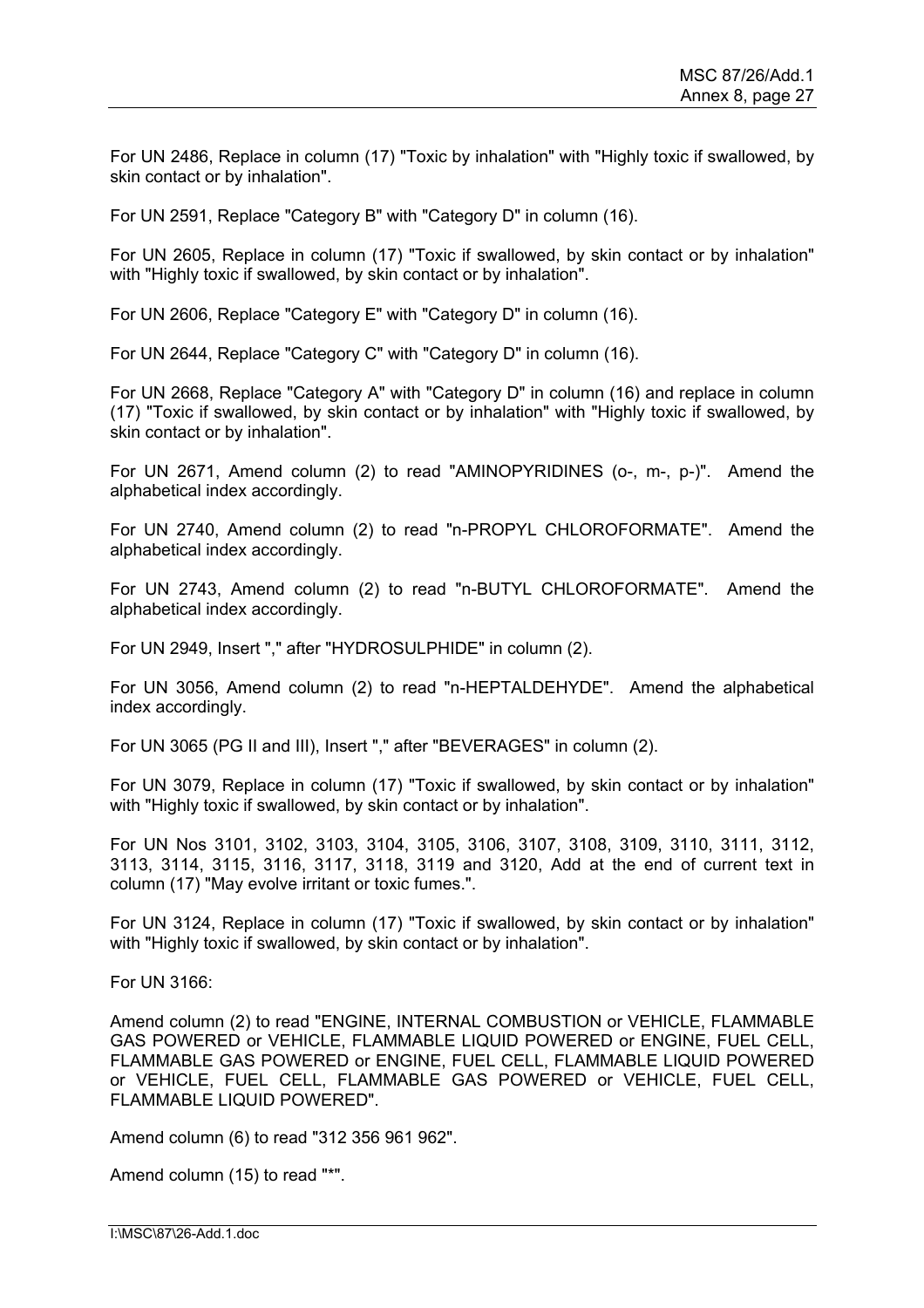For UN 2486, Replace in column (17) "Toxic by inhalation" with "Highly toxic if swallowed, by skin contact or by inhalation".

For UN 2591, Replace "Category B" with "Category D" in column (16).

For UN 2605, Replace in column (17) "Toxic if swallowed, by skin contact or by inhalation" with "Highly toxic if swallowed, by skin contact or by inhalation".

For UN 2606, Replace "Category E" with "Category D" in column (16).

For UN 2644, Replace "Category C" with "Category D" in column (16).

For UN 2668, Replace "Category A" with "Category D" in column (16) and replace in column (17) "Toxic if swallowed, by skin contact or by inhalation" with "Highly toxic if swallowed, by skin contact or by inhalation".

For UN 2671, Amend column (2) to read "AMINOPYRIDINES (o-, m-, p-)". Amend the alphabetical index accordingly.

For UN 2740, Amend column (2) to read "n-PROPYL CHLOROFORMATE". Amend the alphabetical index accordingly.

For UN 2743, Amend column (2) to read "n-BUTYL CHLOROFORMATE". Amend the alphabetical index accordingly.

For UN 2949, Insert "," after "HYDROSULPHIDE" in column (2).

For UN 3056, Amend column (2) to read "n-HEPTALDEHYDE". Amend the alphabetical index accordingly.

For UN 3065 (PG II and III), Insert "," after "BEVERAGES" in column (2).

For UN 3079, Replace in column (17) "Toxic if swallowed, by skin contact or by inhalation" with "Highly toxic if swallowed, by skin contact or by inhalation".

For UN Nos 3101, 3102, 3103, 3104, 3105, 3106, 3107, 3108, 3109, 3110, 3111, 3112, 3113, 3114, 3115, 3116, 3117, 3118, 3119 and 3120, Add at the end of current text in column (17) "May evolve irritant or toxic fumes.".

For UN 3124, Replace in column (17) "Toxic if swallowed, by skin contact or by inhalation" with "Highly toxic if swallowed, by skin contact or by inhalation".

For UN 3166:

Amend column (2) to read "ENGINE, INTERNAL COMBUSTION or VEHICLE, FLAMMABLE GAS POWERED or VEHICLE, FLAMMABLE LIQUID POWERED or ENGINE, FUEL CELL, FLAMMABLE GAS POWERED or ENGINE, FUEL CELL, FLAMMABLE LIQUID POWERED or VEHICLE, FUEL CELL, FLAMMABLE GAS POWERED or VEHICLE, FUEL CELL, FLAMMABLE LIQUID POWERED".

Amend column (6) to read "312 356 961 962".

Amend column (15) to read "*".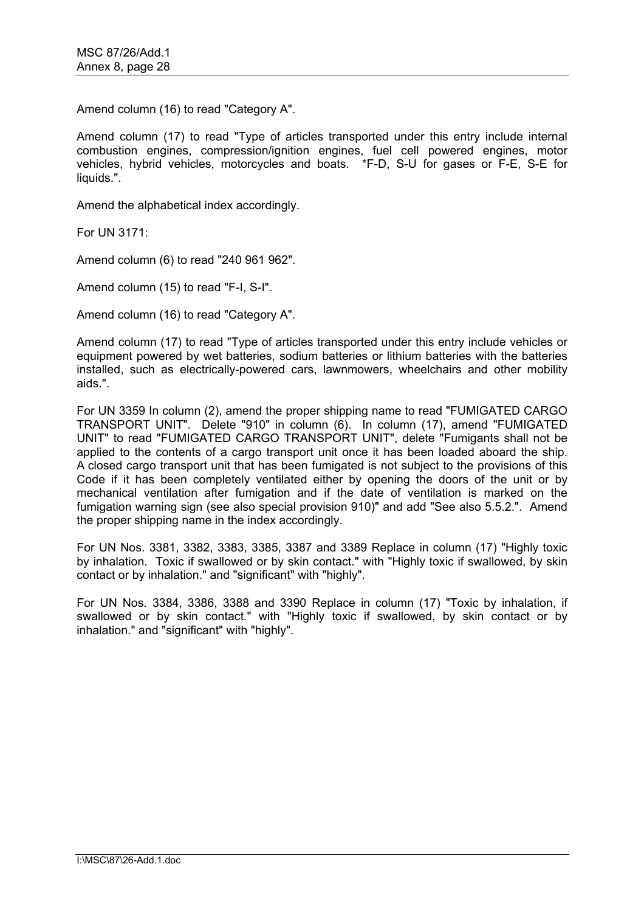Amend column (16) to read "Category A".

Amend column (17) to read "Type of articles transported under this entry include internal combustion engines, compression/ignition engines, fuel cell powered engines, motor vehicles, hybrid vehicles, motorcycles and boats. *F-D, S-U for gases or F-E, S-E for liquids.".

Amend the alphabetical index accordingly.

For UN 3171:

Amend column (6) to read "240 961 962".

Amend column (15) to read "F-I, S-I".

Amend column (16) to read "Category A".

Amend column (17) to read "Type of articles transported under this entry include vehicles or equipment powered by wet batteries, sodium batteries or lithium batteries with the batteries installed, such as electrically-powered cars, lawnmowers, wheelchairs and other mobility aids.".

For UN 3359 In column (2), amend the proper shipping name to read "FUMIGATED CARGO TRANSPORT UNIT". Delete "910" in column (6). In column (17), amend "FUMIGATED UNIT" to read "FUMIGATED CARGO TRANSPORT UNIT", delete "Fumigants shall not be applied to the contents of a cargo transport unit once it has been loaded aboard the ship. A closed cargo transport unit that has been fumigated is not subject to the provisions of this Code if it has been completely ventilated either by opening the doors of the unit or by mechanical ventilation after fumigation and if the date of ventilation is marked on the fumigation warning sign (see also special provision 910)" and add "See also 5.5.2.". Amend the proper shipping name in the index accordingly.

For UN Nos. 3381, 3382, 3383, 3385, 3387 and 3389 Replace in column (17) "Highly toxic by inhalation. Toxic if swallowed or by skin contact." with "Highly toxic if swallowed, by skin contact or by inhalation." and "significant" with "highly".

For UN Nos. 3384, 3386, 3388 and 3390 Replace in column (17) "Toxic by inhalation, if swallowed or by skin contact." with "Highly toxic if swallowed, by skin contact or by inhalation." and "significant" with "highly".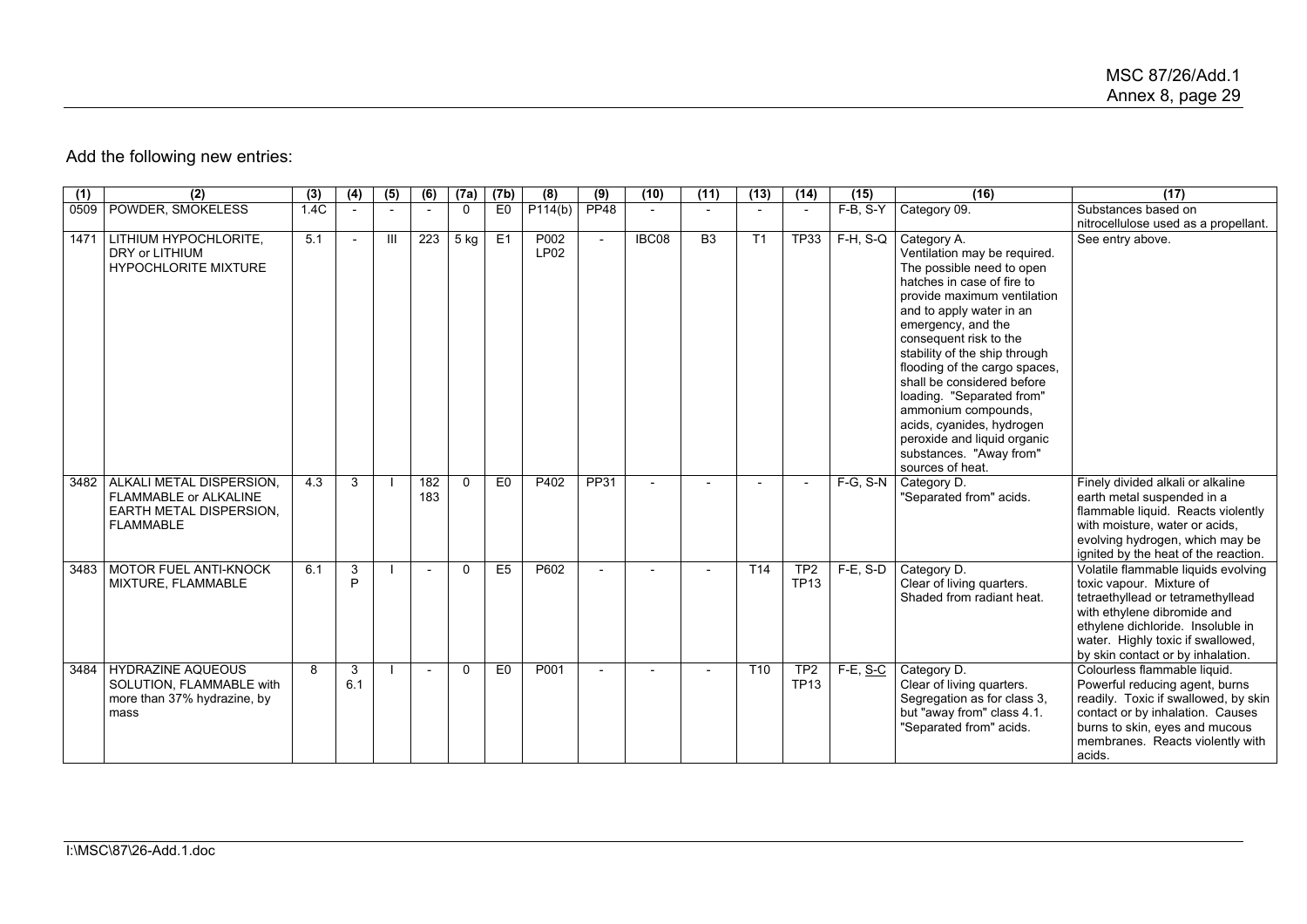Add the following new entries:

| (1) | (2) | (3) | (4) | (5) | (6) | (7a) | (7b) | (8) | (9) | (10) | (11) | (13) | (14) | (15) | (16) | (17) |
|---|---|---|---|---|---|---|---|---|---|---|---|---|---|---|---|---|
| 0509 | POWDER, SMOKELESS | 1.4C | - | - | - | 0 | E0 | P114(b) | PP48 | - | - | - | - | F-B, S-Y | Category 09. | Substances based on nitrocellulose used as a propellant. |
| 1471 | LITHIUM HYPOCHLORITE, DRY or LITHIUM HYPOCHLORITE MIXTURE | 5.1 | - | III | 223 | 5 kg | E1 | P002 LP02 | - | IBC08 | B3 | T1 | TP33 | F-H, S-Q | Category A. Ventilation may be required. The possible need to open hatches in case of fire to provide maximum ventilation and to apply water in an emergency, and the consequent risk to the stability of the ship through flooding of the cargo spaces, shall be considered before loading. "Separated from" ammonium compounds, acids, cyanides, hydrogen peroxide and liquid organic substances. "Away from" sources of heat. | See entry above. |
| 3482 | ALKALI METAL DISPERSION, FLAMMABLE or ALKALINE EARTH METAL DISPERSION, FLAMMABLE | 4.3 | 3 | I | 182 183 | 0 | E0 | P402 | PP31 | - | - | - | - | F-G, S-N | Category D. "Separated from" acids. | Finely divided alkali or alkaline earth metal suspended in a flammable liquid. Reacts violently with moisture, water or acids, evolving hydrogen, which may be ignited by the heat of the reaction. |
| 3483 | MOTOR FUEL ANTI-KNOCK MIXTURE, FLAMMABLE | 6.1 | 3 P | I | - | 0 | E5 | P602 | - | - | - | T14 | TP2 TP13 | F-E, S-D | Category D. Clear of living quarters. Shaded from radiant heat. | Volatile flammable liquids evolving toxic vapour. Mixture of tetraethyllead or tetramethyllead with ethylene dibromide and ethylene dichloride. Insoluble in water. Highly toxic if swallowed, by skin contact or by inhalation. |
| 3484 | HYDRAZINE AQUEOUS SOLUTION, FLAMMABLE with more than 37% hydrazine, by mass | 8 | 3 6.1 | I | - | 0 | E0 | P001 | - | - | - | T10 | TP2 TP13 | F-E, S-C | Category D. Clear of living quarters. Segregation as for class 3, but "away from" class 4.1. "Separated from" acids. | Colourless flammable liquid. Powerful reducing agent, burns readily. Toxic if swallowed, by skin contact or by inhalation. Causes burns to skin, eyes and mucous membranes. Reacts violently with acids. |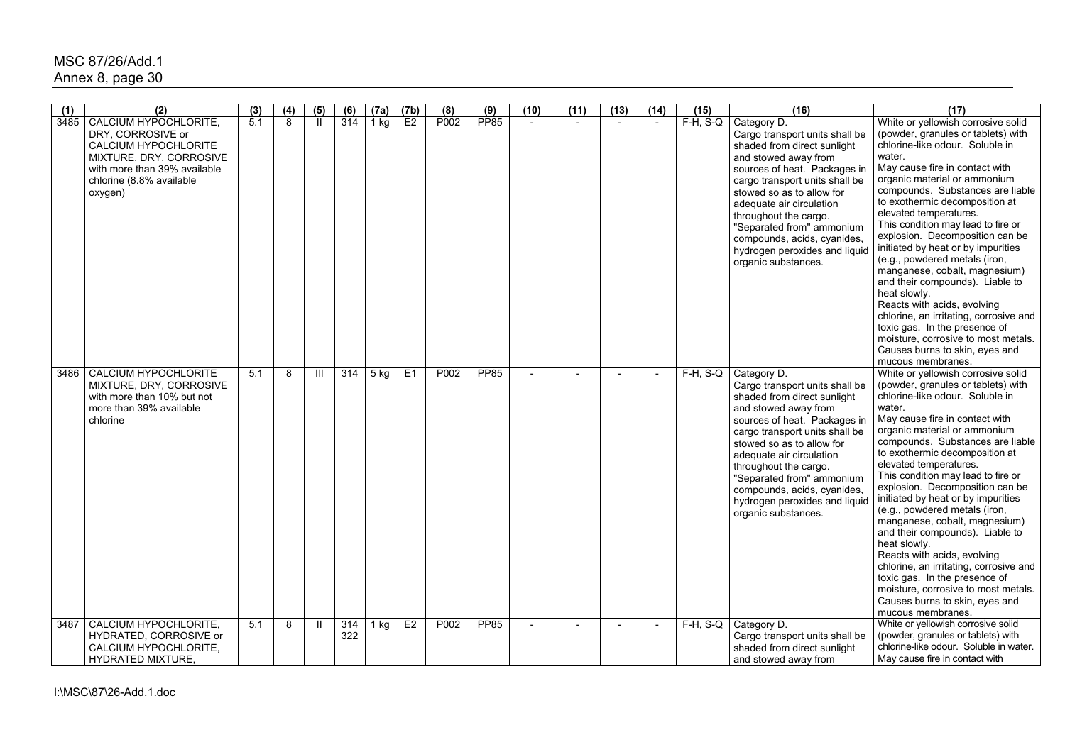| (1) | (2) | (3) | (4) | (5) | (6) | (7a) | (7b) | (8) | (9) | (10) | (11) | (13) | (14) | (15) | (16) | (17) |
|---|---|---|---|---|---|---|---|---|---|---|---|---|---|---|---|---|
| 3485 | CALCIUM HYPOCHLORITE, DRY, CORROSIVE or CALCIUM HYPOCHLORITE MIXTURE, DRY, CORROSIVE with more than 39% available chlorine (8.8% available oxygen) | 5.1 | 8 | II | 314 | 1 kg | E2 | P002 | PP85 | - | - | - | - | F-H, S-Q | Category D. Cargo transport units shall be shaded from direct sunlight and stowed away from sources of heat. Packages in cargo transport units shall be stowed so as to allow for adequate air circulation throughout the cargo. "Separated from" ammonium compounds, acids, cyanides, hydrogen peroxides and liquid organic substances. | White or yellowish corrosive solid (powder, granules or tablets) with chlorine-like odour. Soluble in water. May cause fire in contact with organic material or ammonium compounds. Substances are liable to exothermic decomposition at elevated temperatures. This condition may lead to fire or explosion. Decomposition can be initiated by heat or by impurities (e.g., powdered metals (iron, manganese, cobalt, magnesium) and their compounds). Liable to heat slowly. Reacts with acids, evolving chlorine, an irritating, corrosive and toxic gas. In the presence of moisture, corrosive to most metals. Causes burns to skin, eyes and mucous membranes. |
| 3486 | CALCIUM HYPOCHLORITE MIXTURE, DRY, CORROSIVE with more than 10% but not more than 39% available chlorine | 5.1 | 8 | III | 314 | 5 kg | E1 | P002 | PP85 | - | - | - | - | F-H, S-Q | Category D. Cargo transport units shall be shaded from direct sunlight and stowed away from sources of heat. Packages in cargo transport units shall be stowed so as to allow for adequate air circulation throughout the cargo. "Separated from" ammonium compounds, acids, cyanides, hydrogen peroxides and liquid organic substances. | White or yellowish corrosive solid (powder, granules or tablets) with chlorine-like odour. Soluble in water. May cause fire in contact with organic material or ammonium compounds. Substances are liable to exothermic decomposition at elevated temperatures. This condition may lead to fire or explosion. Decomposition can be initiated by heat or by impurities (e.g., powdered metals (iron, manganese, cobalt, magnesium) and their compounds). Liable to heat slowly. Reacts with acids, evolving chlorine, an irritating, corrosive and toxic gas. In the presence of moisture, corrosive to most metals. Causes burns to skin, eyes and mucous membranes. |
| 3487 | CALCIUM HYPOCHLORITE, HYDRATED, CORROSIVE or CALCIUM HYPOCHLORITE, HYDRATED MIXTURE, | 5.1 | 8 | II | 314 322 | 1 kg | E2 | P002 | PP85 | - | - | - | - | F-H, S-Q | Category D. Cargo transport units shall be shaded from direct sunlight and stowed away from | White or yellowish corrosive solid (powder, granules or tablets) with chlorine-like odour. Soluble in water. May cause fire in contact with |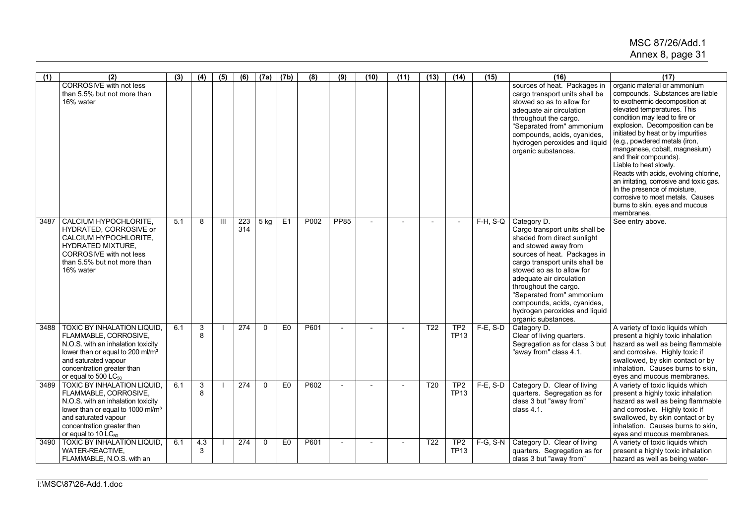| (1) | (2) | (3) | (4) | (5) | (6) | (7a) | (7b) | (8) | (9) | (10) | (11) | (13) | (14) | (15) | (16) | (17) |
|---|---|---|---|---|---|---|---|---|---|---|---|---|---|---|---|---|
| | CORROSIVE with not less than 5.5% but not more than 16% water | | | | | | | | | | | | | | sources of heat. Packages in cargo transport units shall be stowed so as to allow for adequate air circulation throughout the cargo. "Separated from" ammonium compounds, acids, cyanides, hydrogen peroxides and liquid organic substances. | organic material or ammonium compounds. Substances are liable to exothermic decomposition at elevated temperatures. This condition may lead to fire or explosion. Decomposition can be initiated by heat or by impurities (e.g., powdered metals (iron, manganese, cobalt, magnesium) and their compounds). Liable to heat slowly. Reacts with acids, evolving chlorine, an irritating, corrosive and toxic gas. In the presence of moisture, corrosive to most metals. Causes burns to skin, eyes and mucous membranes. |
| 3487 | CALCIUM HYPOCHLORITE, HYDRATED, CORROSIVE or CALCIUM HYPOCHLORITE, HYDRATED MIXTURE, CORROSIVE with not less than 5.5% but not more than 16% water | 5.1 | 8 | III | 223 314 | 5 kg | E1 | P002 | PP85 | - | - | - | - | F-H, S-Q | Category D. Cargo transport units shall be shaded from direct sunlight and stowed away from sources of heat. Packages in cargo transport units shall be stowed so as to allow for adequate air circulation throughout the cargo. "Separated from" ammonium compounds, acids, cyanides, hydrogen peroxides and liquid organic substances. | See entry above. |
| 3488 | TOXIC BY INHALATION LIQUID, FLAMMABLE, CORROSIVE, N.O.S. with an inhalation toxicity lower than or equal to 200 ml/m³ and saturated vapour concentration greater than or equal to 500 $LC_{50}$ | 6.1 | 3 8 | I | 274 | 0 | E0 | P601 | - | - | - | T22 | TP2 TP13 | F-E, S-D | Category D. Clear of living quarters. Segregation as for class 3 but "away from" class 4.1. | A variety of toxic liquids which present a highly toxic inhalation hazard as well as being flammable and corrosive. Highly toxic if swallowed, by skin contact or by inhalation. Causes burns to skin, eyes and mucous membranes. |
| 3489 | TOXIC BY INHALATION LIQUID, FLAMMABLE, CORROSIVE, N.O.S. with an inhalation toxicity lower than or equal to 1000 ml/m³ and saturated vapour concentration greater than or equal to 10 $LC_{50}$ | 6.1 | 3 8 | I | 274 | 0 | E0 | P602 | - | - | - | T20 | TP2 TP13 | F-E, S-D | Category D. Clear of living quarters. Segregation as for class 3 but "away from" class 4.1. | A variety of toxic liquids which present a highly toxic inhalation hazard as well as being flammable and corrosive. Highly toxic if swallowed, by skin contact or by inhalation. Causes burns to skin, eyes and mucous membranes. |
| 3490 | TOXIC BY INHALATION LIQUID, WATER-REACTIVE, FLAMMABLE, N.O.S. with an | 6.1 | 4.3 3 | I | 274 | 0 | E0 | P601 | - | - | - | T22 | TP2 TP13 | F-G, S-N | Category D. Clear of living quarters. Segregation as for class 3 but "away from" | A variety of toxic liquids which present a highly toxic inhalation hazard as well as being water- |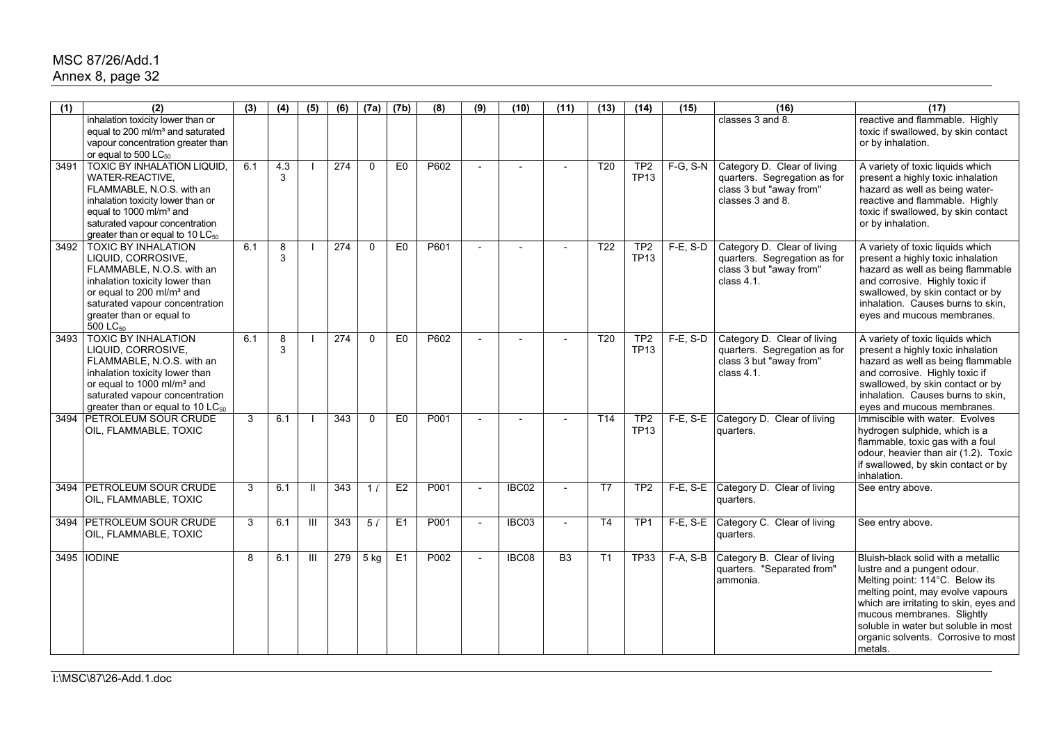| (1) | (2) | (3) | (4) | (5) | (6) | (7a) | (7b) | (8) | (9) | (10) | (11) | (13) | (14) | (15) | (16) | (17) |
|---|---|---|---|---|---|---|---|---|---|---|---|---|---|---|---|---|
| | inhalation toxicity lower than or equal to 200 ml/m³ and saturated vapour concentration greater than or equal to 500 $LC_{50}$ | | | | | | | | | | | | | | classes 3 and 8. | reactive and flammable. Highly toxic if swallowed, by skin contact or by inhalation. |
| 3491 | TOXIC BY INHALATION LIQUID, WATER-REACTIVE, FLAMMABLE, N.O.S. with an inhalation toxicity lower than or equal to 1000 ml/m³ and saturated vapour concentration greater than or equal to 10 $LC_{50}$ | 6.1 | 4.3 3 | I | 274 | 0 | E0 | P602 | - | - | - | T20 | TP2 TP13 | F-G, S-N | Category D. Clear of living quarters. Segregation as for class 3 but "away from" classes 3 and 8. | A variety of toxic liquids which present a highly toxic inhalation hazard as well as being water-reactive and flammable. Highly toxic if swallowed, by skin contact or by inhalation. |
| 3492 | TOXIC BY INHALATION LIQUID, CORROSIVE, FLAMMABLE, N.O.S. with an inhalation toxicity lower than or equal to 200 ml/m³ and saturated vapour concentration greater than or equal to 500 $LC_{50}$ | 6.1 | 8 3 | I | 274 | 0 | E0 | P601 | - | - | - | T22 | TP2 TP13 | F-E, S-D | Category D. Clear of living quarters. Segregation as for class 3 but "away from" class 4.1. | A variety of toxic liquids which present a highly toxic inhalation hazard as well as being flammable and corrosive. Highly toxic if swallowed, by skin contact or by inhalation. Causes burns to skin, eyes and mucous membranes. |
| 3493 | TOXIC BY INHALATION LIQUID, CORROSIVE, FLAMMABLE, N.O.S. with an inhalation toxicity lower than or equal to 1000 ml/m³ and saturated vapour concentration greater than or equal to 10 $LC_{50}$ | 6.1 | 8 3 | I | 274 | 0 | E0 | P602 | - | - | - | T20 | TP2 TP13 | F-E, S-D | Category D. Clear of living quarters. Segregation as for class 3 but "away from" class 4.1. | A variety of toxic liquids which present a highly toxic inhalation hazard as well as being flammable and corrosive. Highly toxic if swallowed, by skin contact or by inhalation. Causes burns to skin, eyes and mucous membranes. |
| 3494 | PETROLEUM SOUR CRUDE OIL, FLAMMABLE, TOXIC | 3 | 6.1 | I | 343 | 0 | E0 | P001 | - | - | - | T14 | TP2 TP13 | F-E, S-E | Category D. Clear of living quarters. | Immiscible with water. Evolves hydrogen sulphide, which is a flammable, toxic gas with a foul odour, heavier than air (1.2). Toxic if swallowed, by skin contact or by inhalation. |
| 3494 | PETROLEUM SOUR CRUDE OIL, FLAMMABLE, TOXIC | 3 | 6.1 | II | 343 | 1 ℓ | E2 | P001 | - | IBC02 | - | T7 | TP2 | F-E, S-E | Category D. Clear of living quarters. | See entry above. |
| 3494 | PETROLEUM SOUR CRUDE OIL, FLAMMABLE, TOXIC | 3 | 6.1 | III | 343 | 5 ℓ | E1 | P001 | - | IBC03 | - | T4 | TP1 | F-E, S-E | Category C. Clear of living quarters. | See entry above. |
| 3495 | IODINE | 8 | 6.1 | III | 279 | 5 kg | E1 | P002 | - | IBC08 | B3 | T1 | TP33 | F-A, S-B | Category B. Clear of living quarters. "Separated from" ammonia. | Bluish-black solid with a metallic lustre and a pungent odour. Melting point: 114°C. Below its melting point, may evolve vapours which are irritating to skin, eyes and mucous membranes. Slightly soluble in water but soluble in most organic solvents. Corrosive to most metals. |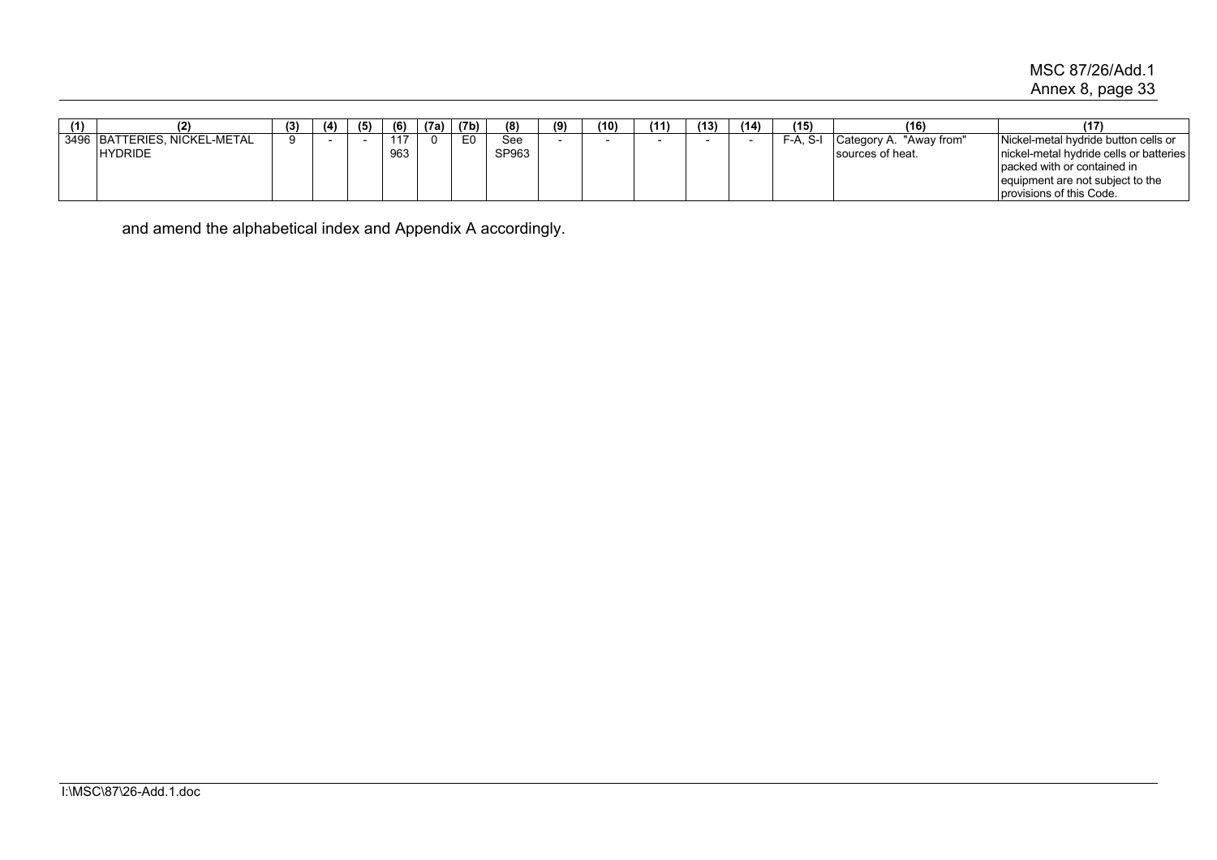| (1) | (2) | (3) | (4) | (5) | (6) | (7a) | (7b) | (8) | (9) | (10) | (11) | (13) | (14) | (15) | (16) | (17) |
|---|---|---|---|---|---|---|---|---|---|---|---|---|---|---|---|---|
| 3496 | BATTERIES, NICKEL-METAL HYDRIDE | 9 | - | - | 117 963 | 0 | E0 | See SP963 | - | - | - | - | - | F-A, S-I | Category A. "Away from" sources of heat. | Nickel-metal hydride button cells or nickel-metal hydride cells or batteries packed with or contained in equipment are not subject to the provisions of this Code. |

and amend the alphabetical index and Appendix A accordingly.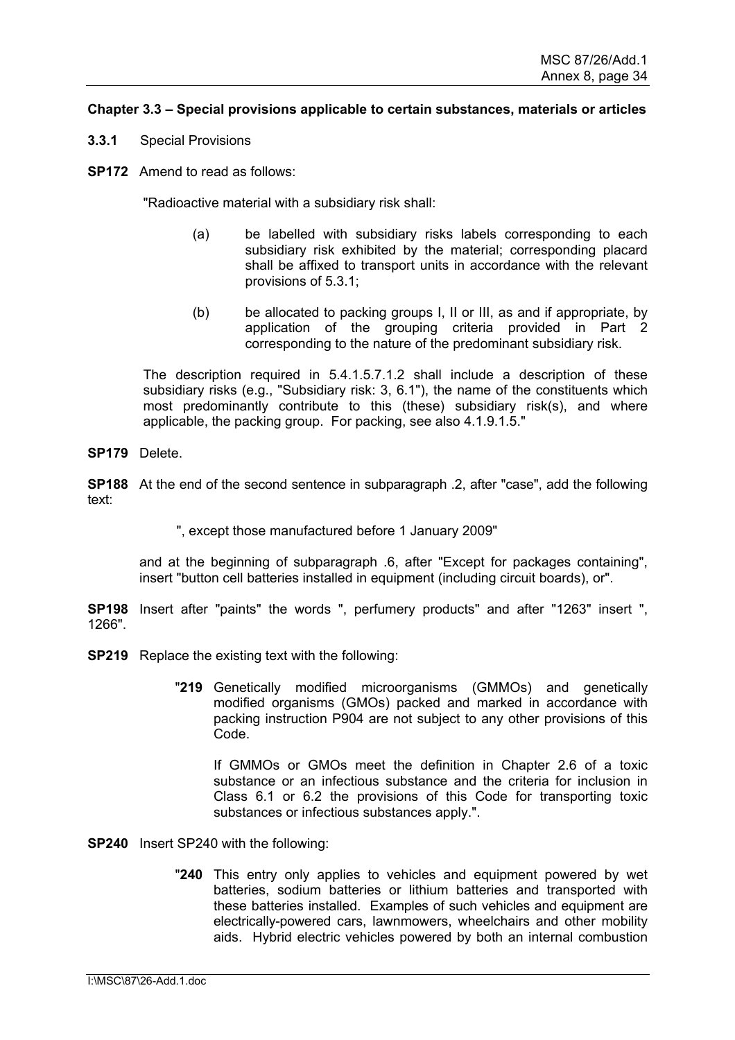### Chapter 3.3 – Special provisions applicable to certain substances, materials or articles

**3.3.1** Special Provisions

**SP172** Amend to read as follows:

"Radioactive material with a subsidiary risk shall:

(a) be labelled with subsidiary risks labels corresponding to each subsidiary risk exhibited by the material; corresponding placard shall be affixed to transport units in accordance with the relevant provisions of 5.3.1;

(b) be allocated to packing groups I, II or III, as and if appropriate, by application of the grouping criteria provided in Part 2 corresponding to the nature of the predominant subsidiary risk.

The description required in 5.4.1.5.7.1.2 shall include a description of these subsidiary risks (e.g., "Subsidiary risk: 3, 6.1"), the name of the constituents which most predominantly contribute to this (these) subsidiary risk(s), and where applicable, the packing group. For packing, see also 4.1.9.1.5."

**SP179** Delete.

**SP188** At the end of the second sentence in subparagraph .2, after "case", add the following text:

", except those manufactured before 1 January 2009"

and at the beginning of subparagraph .6, after "Except for packages containing", insert "button cell batteries installed in equipment (including circuit boards), or".

**SP198** Insert after "paints" the words ", perfumery products" and after "1263" insert ", 1266".

**SP219** Replace the existing text with the following:

"**219** Genetically modified microorganisms (GMMOs) and genetically modified organisms (GMOs) packed and marked in accordance with packing instruction P904 are not subject to any other provisions of this Code.

If GMMOs or GMOs meet the definition in Chapter 2.6 of a toxic substance or an infectious substance and the criteria for inclusion in Class 6.1 or 6.2 the provisions of this Code for transporting toxic substances or infectious substances apply.".

**SP240** Insert SP240 with the following:

"**240** This entry only applies to vehicles and equipment powered by wet batteries, sodium batteries or lithium batteries and transported with these batteries installed. Examples of such vehicles and equipment are electrically-powered cars, lawnmowers, wheelchairs and other mobility aids. Hybrid electric vehicles powered by both an internal combustion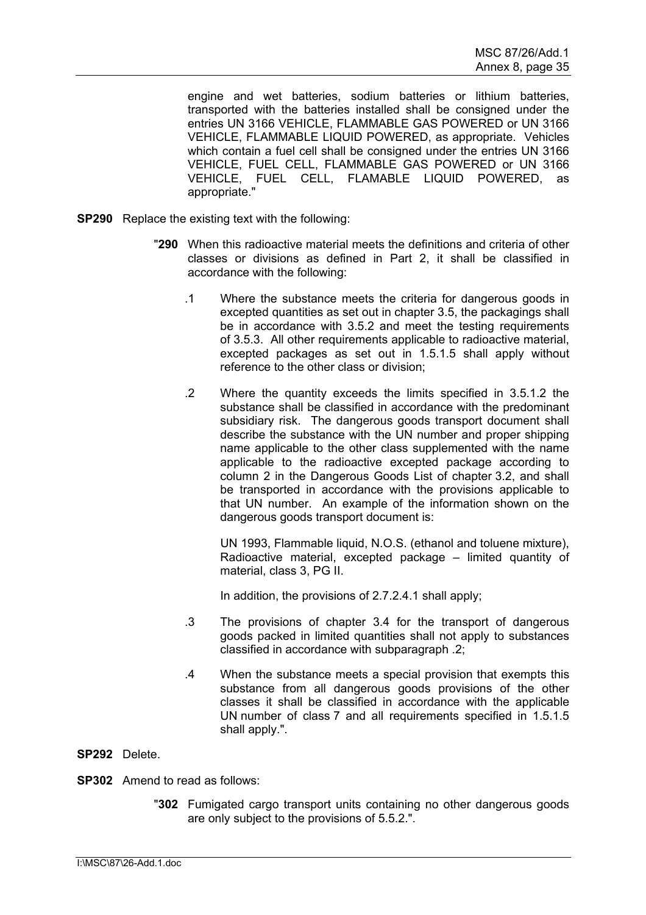engine and wet batteries, sodium batteries or lithium batteries, transported with the batteries installed shall be consigned under the entries UN 3166 VEHICLE, FLAMMABLE GAS POWERED or UN 3166 VEHICLE, FLAMMABLE LIQUID POWERED, as appropriate. Vehicles which contain a fuel cell shall be consigned under the entries UN 3166 VEHICLE, FUEL CELL, FLAMMABLE GAS POWERED or UN 3166 VEHICLE, FUEL CELL, FLAMABLE LIQUID POWERED, as appropriate."

**SP290** Replace the existing text with the following:

"**290** When this radioactive material meets the definitions and criteria of other classes or divisions as defined in Part 2, it shall be classified in accordance with the following:

.1 Where the substance meets the criteria for dangerous goods in excepted quantities as set out in chapter 3.5, the packagings shall be in accordance with 3.5.2 and meet the testing requirements of 3.5.3. All other requirements applicable to radioactive material, excepted packages as set out in 1.5.1.5 shall apply without reference to the other class or division;

.2 Where the quantity exceeds the limits specified in 3.5.1.2 the substance shall be classified in accordance with the predominant subsidiary risk. The dangerous goods transport document shall describe the substance with the UN number and proper shipping name applicable to the other class supplemented with the name applicable to the radioactive excepted package according to column 2 in the Dangerous Goods List of chapter 3.2, and shall be transported in accordance with the provisions applicable to that UN number. An example of the information shown on the dangerous goods transport document is:

UN 1993, Flammable liquid, N.O.S. (ethanol and toluene mixture), Radioactive material, excepted package – limited quantity of material, class 3, PG II.

In addition, the provisions of 2.7.2.4.1 shall apply;

.3 The provisions of chapter 3.4 for the transport of dangerous goods packed in limited quantities shall not apply to substances classified in accordance with subparagraph .2;

.4 When the substance meets a special provision that exempts this substance from all dangerous goods provisions of the other classes it shall be classified in accordance with the applicable UN number of class 7 and all requirements specified in 1.5.1.5 shall apply.".

**SP292** Delete.

**SP302** Amend to read as follows:

"**302** Fumigated cargo transport units containing no other dangerous goods are only subject to the provisions of 5.5.2.".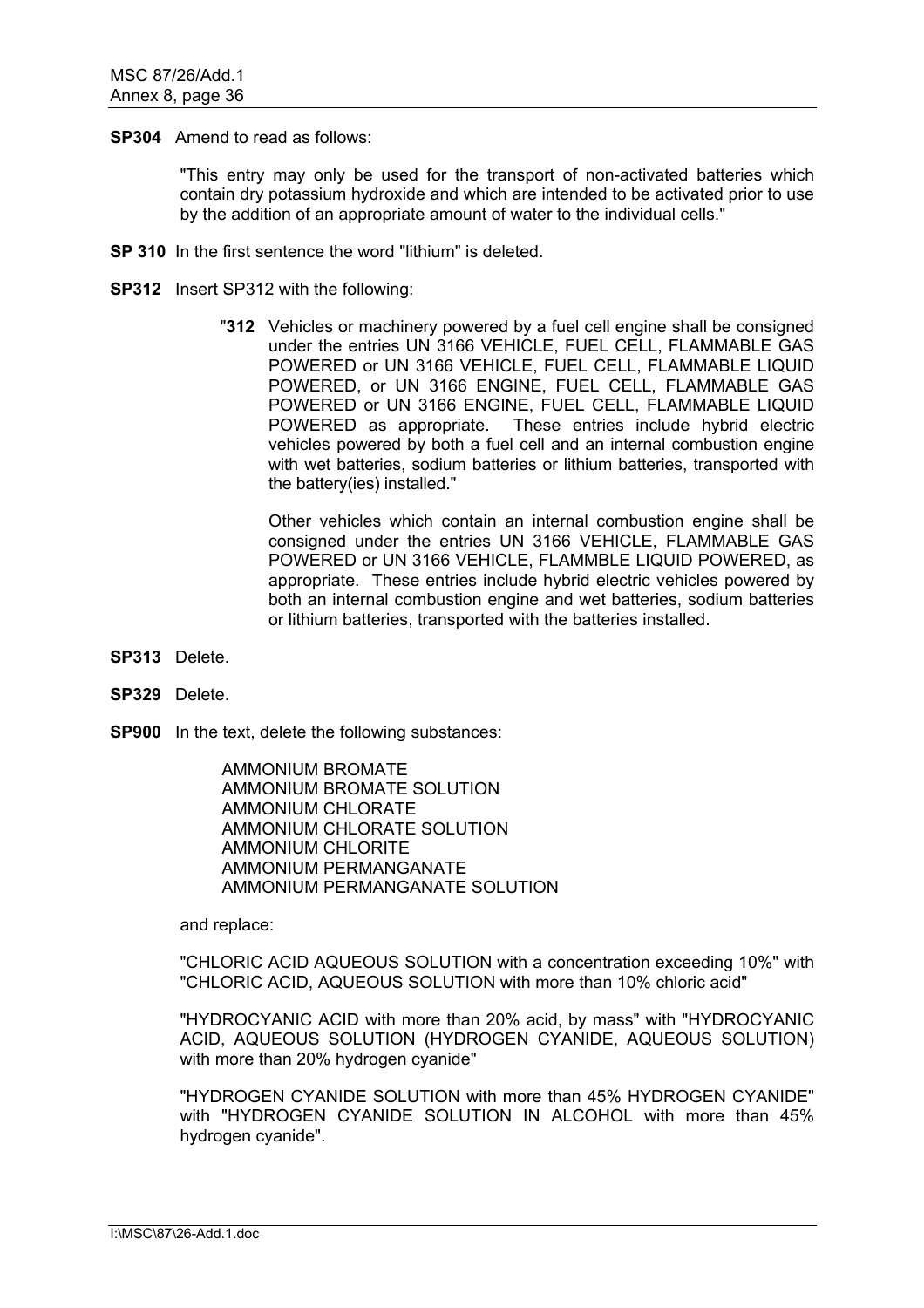**SP304** Amend to read as follows:

> "This entry may only be used for the transport of non-activated batteries which contain dry potassium hydroxide and which are intended to be activated prior to use by the addition of an appropriate amount of water to the individual cells."

**SP 310** In the first sentence the word "lithium" is deleted.

**SP312** Insert SP312 with the following:

> "**312** Vehicles or machinery powered by a fuel cell engine shall be consigned under the entries UN 3166 VEHICLE, FUEL CELL, FLAMMABLE GAS POWERED or UN 3166 VEHICLE, FUEL CELL, FLAMMABLE LIQUID POWERED, or UN 3166 ENGINE, FUEL CELL, FLAMMABLE GAS POWERED or UN 3166 ENGINE, FUEL CELL, FLAMMABLE LIQUID POWERED as appropriate. These entries include hybrid electric vehicles powered by both a fuel cell and an internal combustion engine with wet batteries, sodium batteries or lithium batteries, transported with the battery(ies) installed."
>
> Other vehicles which contain an internal combustion engine shall be consigned under the entries UN 3166 VEHICLE, FLAMMABLE GAS POWERED or UN 3166 VEHICLE, FLAMMBLE LIQUID POWERED, as appropriate. These entries include hybrid electric vehicles powered by both an internal combustion engine and wet batteries, sodium batteries or lithium batteries, transported with the batteries installed.

**SP313** Delete.

**SP329** Delete.

**SP900** In the text, delete the following substances:

> AMMONIUM BROMATE
> AMMONIUM BROMATE SOLUTION
> AMMONIUM CHLORATE
> AMMONIUM CHLORATE SOLUTION
> AMMONIUM CHLORITE
> AMMONIUM PERMANGANATE
> AMMONIUM PERMANGANATE SOLUTION

and replace:

"CHLORIC ACID AQUEOUS SOLUTION with a concentration exceeding 10%" with "CHLORIC ACID, AQUEOUS SOLUTION with more than 10% chloric acid"

"HYDROCYANIC ACID with more than 20% acid, by mass" with "HYDROCYANIC ACID, AQUEOUS SOLUTION (HYDROGEN CYANIDE, AQUEOUS SOLUTION) with more than 20% hydrogen cyanide"

"HYDROGEN CYANIDE SOLUTION with more than 45% HYDROGEN CYANIDE" with "HYDROGEN CYANIDE SOLUTION IN ALCOHOL with more than 45% hydrogen cyanide".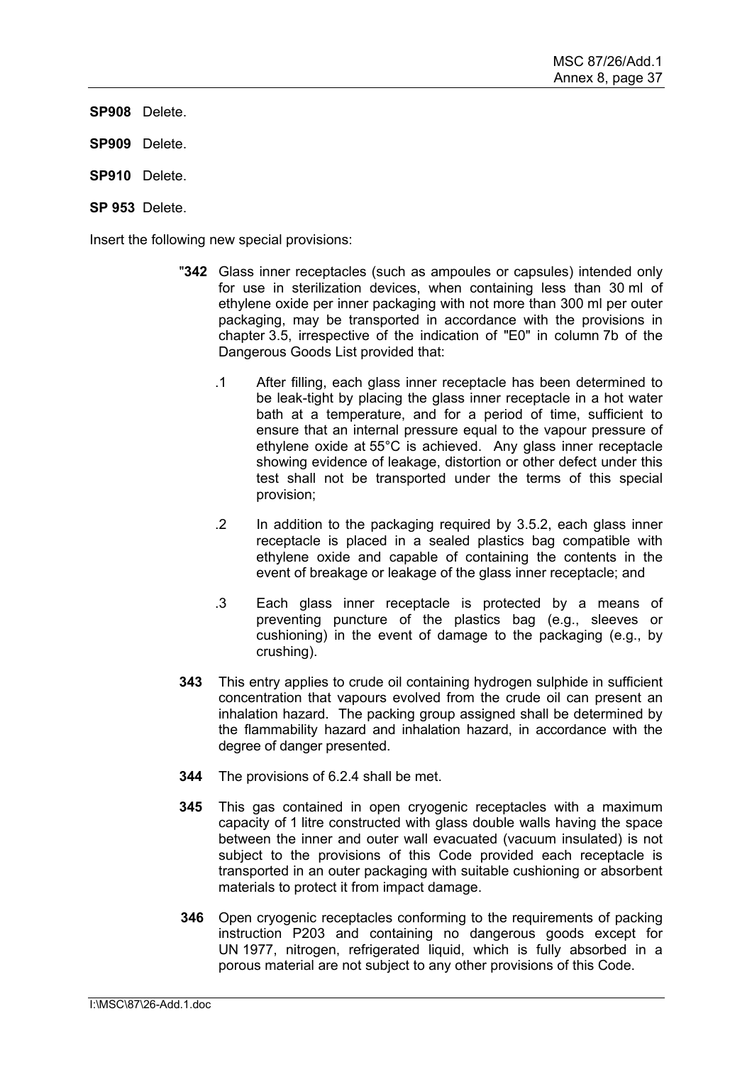**SP908** Delete.

**SP909** Delete.

**SP910** Delete.

**SP 953** Delete.

Insert the following new special provisions:

"**342** Glass inner receptacles (such as ampoules or capsules) intended only for use in sterilization devices, when containing less than 30 ml of ethylene oxide per inner packaging with not more than 300 ml per outer packaging, may be transported in accordance with the provisions in chapter 3.5, irrespective of the indication of "E0" in column 7b of the Dangerous Goods List provided that:

.1 After filling, each glass inner receptacle has been determined to be leak-tight by placing the glass inner receptacle in a hot water bath at a temperature, and for a period of time, sufficient to ensure that an internal pressure equal to the vapour pressure of ethylene oxide at 55°C is achieved. Any glass inner receptacle showing evidence of leakage, distortion or other defect under this test shall not be transported under the terms of this special provision;

.2 In addition to the packaging required by 3.5.2, each glass inner receptacle is placed in a sealed plastics bag compatible with ethylene oxide and capable of containing the contents in the event of breakage or leakage of the glass inner receptacle; and

.3 Each glass inner receptacle is protected by a means of preventing puncture of the plastics bag (e.g., sleeves or cushioning) in the event of damage to the packaging (e.g., by crushing).

**343** This entry applies to crude oil containing hydrogen sulphide in sufficient concentration that vapours evolved from the crude oil can present an inhalation hazard. The packing group assigned shall be determined by the flammability hazard and inhalation hazard, in accordance with the degree of danger presented.

**344** The provisions of 6.2.4 shall be met.

**345** This gas contained in open cryogenic receptacles with a maximum capacity of 1 litre constructed with glass double walls having the space between the inner and outer wall evacuated (vacuum insulated) is not subject to the provisions of this Code provided each receptacle is transported in an outer packaging with suitable cushioning or absorbent materials to protect it from impact damage.

**346** Open cryogenic receptacles conforming to the requirements of packing instruction P203 and containing no dangerous goods except for UN 1977, nitrogen, refrigerated liquid, which is fully absorbed in a porous material are not subject to any other provisions of this Code.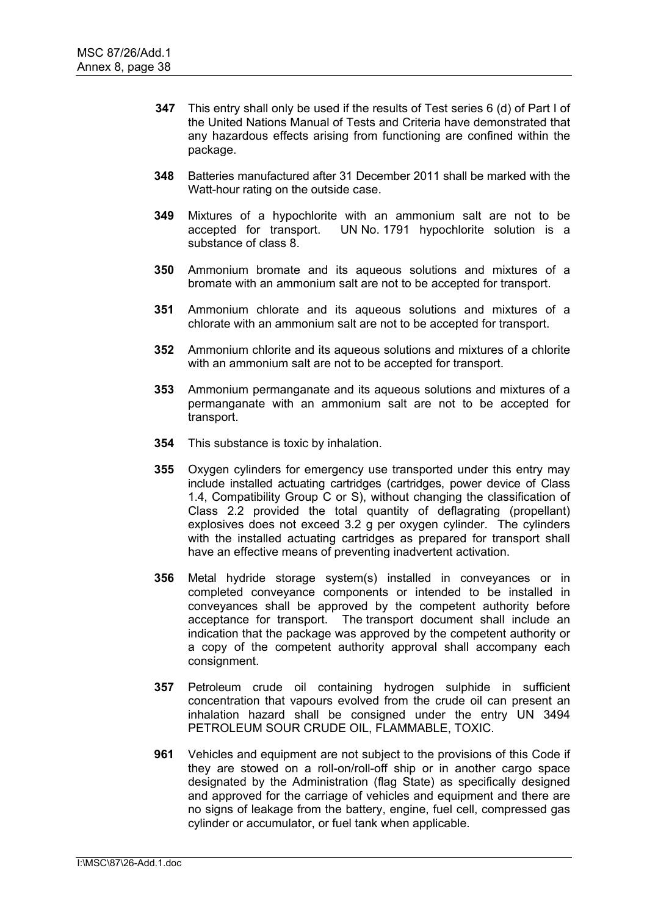**347** This entry shall only be used if the results of Test series 6 (d) of Part I of the United Nations Manual of Tests and Criteria have demonstrated that any hazardous effects arising from functioning are confined within the package.

**348** Batteries manufactured after 31 December 2011 shall be marked with the Watt-hour rating on the outside case.

**349** Mixtures of a hypochlorite with an ammonium salt are not to be accepted for transport. UN No. 1791 hypochlorite solution is a substance of class 8.

**350** Ammonium bromate and its aqueous solutions and mixtures of a bromate with an ammonium salt are not to be accepted for transport.

**351** Ammonium chlorate and its aqueous solutions and mixtures of a chlorate with an ammonium salt are not to be accepted for transport.

**352** Ammonium chlorite and its aqueous solutions and mixtures of a chlorite with an ammonium salt are not to be accepted for transport.

**353** Ammonium permanganate and its aqueous solutions and mixtures of a permanganate with an ammonium salt are not to be accepted for transport.

**354** This substance is toxic by inhalation.

**355** Oxygen cylinders for emergency use transported under this entry may include installed actuating cartridges (cartridges, power device of Class 1.4, Compatibility Group C or S), without changing the classification of Class 2.2 provided the total quantity of deflagrating (propellant) explosives does not exceed 3.2 g per oxygen cylinder. The cylinders with the installed actuating cartridges as prepared for transport shall have an effective means of preventing inadvertent activation.

**356** Metal hydride storage system(s) installed in conveyances or in completed conveyance components or intended to be installed in conveyances shall be approved by the competent authority before acceptance for transport. The transport document shall include an indication that the package was approved by the competent authority or a copy of the competent authority approval shall accompany each consignment.

**357** Petroleum crude oil containing hydrogen sulphide in sufficient concentration that vapours evolved from the crude oil can present an inhalation hazard shall be consigned under the entry UN 3494 PETROLEUM SOUR CRUDE OIL, FLAMMABLE, TOXIC.

**961** Vehicles and equipment are not subject to the provisions of this Code if they are stowed on a roll-on/roll-off ship or in another cargo space designated by the Administration (flag State) as specifically designed and approved for the carriage of vehicles and equipment and there are no signs of leakage from the battery, engine, fuel cell, compressed gas cylinder or accumulator, or fuel tank when applicable.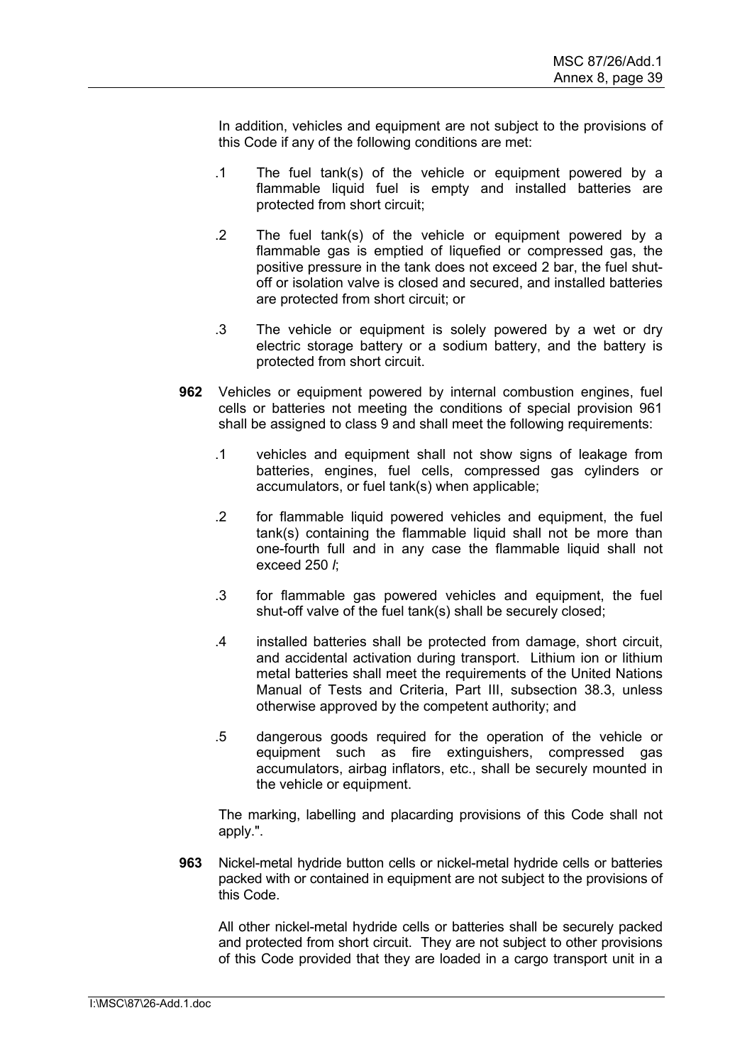In addition, vehicles and equipment are not subject to the provisions of this Code if any of the following conditions are met:

.1 The fuel tank(s) of the vehicle or equipment powered by a flammable liquid fuel is empty and installed batteries are protected from short circuit;

.2 The fuel tank(s) of the vehicle or equipment powered by a flammable gas is emptied of liquefied or compressed gas, the positive pressure in the tank does not exceed 2 bar, the fuel shut-off or isolation valve is closed and secured, and installed batteries are protected from short circuit; or

.3 The vehicle or equipment is solely powered by a wet or dry electric storage battery or a sodium battery, and the battery is protected from short circuit.

**962** Vehicles or equipment powered by internal combustion engines, fuel cells or batteries not meeting the conditions of special provision 961 shall be assigned to class 9 and shall meet the following requirements:

.1 vehicles and equipment shall not show signs of leakage from batteries, engines, fuel cells, compressed gas cylinders or accumulators, or fuel tank(s) when applicable;

.2 for flammable liquid powered vehicles and equipment, the fuel tank(s) containing the flammable liquid shall not be more than one-fourth full and in any case the flammable liquid shall not exceed 250 *l*;

.3 for flammable gas powered vehicles and equipment, the fuel shut-off valve of the fuel tank(s) shall be securely closed;

.4 installed batteries shall be protected from damage, short circuit, and accidental activation during transport. Lithium ion or lithium metal batteries shall meet the requirements of the United Nations Manual of Tests and Criteria, Part III, subsection 38.3, unless otherwise approved by the competent authority; and

.5 dangerous goods required for the operation of the vehicle or equipment such as fire extinguishers, compressed gas accumulators, airbag inflators, etc., shall be securely mounted in the vehicle or equipment.

The marking, labelling and placarding provisions of this Code shall not apply.".

**963** Nickel-metal hydride button cells or nickel-metal hydride cells or batteries packed with or contained in equipment are not subject to the provisions of this Code.

All other nickel-metal hydride cells or batteries shall be securely packed and protected from short circuit. They are not subject to other provisions of this Code provided that they are loaded in a cargo transport unit in a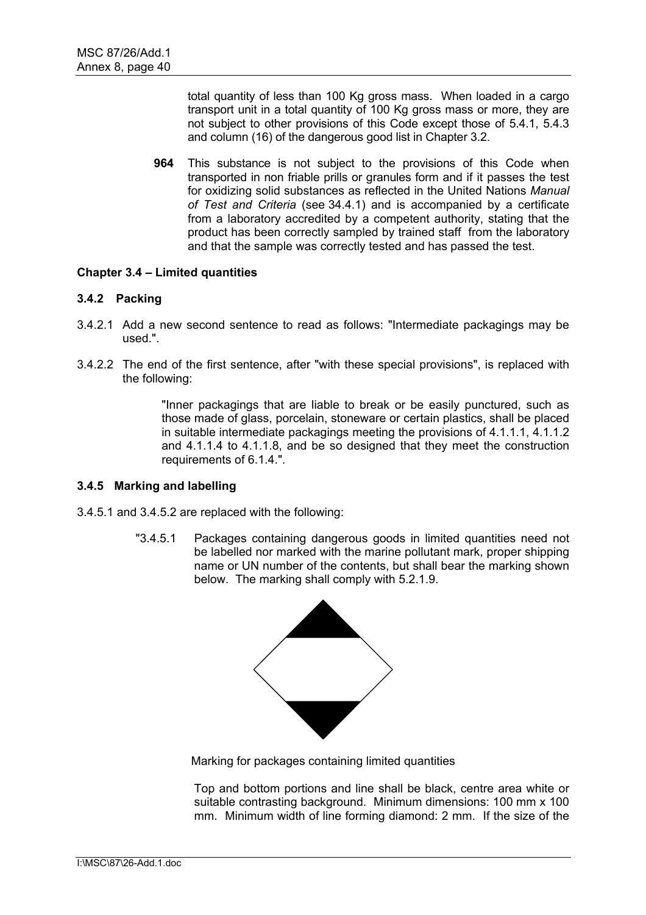total quantity of less than 100 Kg gross mass. When loaded in a cargo transport unit in a total quantity of 100 Kg gross mass or more, they are not subject to other provisions of this Code except those of 5.4.1, 5.4.3 and column (16) of the dangerous good list in Chapter 3.2.

**964** This substance is not subject to the provisions of this Code when transported in non friable prills or granules form and if it passes the test for oxidizing solid substances as reflected in the United Nations *Manual of Test and Criteria* (see 34.4.1) and is accompanied by a certificate from a laboratory accredited by a competent authority, stating that the product has been correctly sampled by trained staff from the laboratory and that the sample was correctly tested and has passed the test.

**Chapter 3.4 – Limited quantities**

**3.4.2 Packing**

3.4.2.1 Add a new second sentence to read as follows: "Intermediate packagings may be used.".

3.4.2.2 The end of the first sentence, after "with these special provisions", is replaced with the following:

"Inner packagings that are liable to break or be easily punctured, such as those made of glass, porcelain, stoneware or certain plastics, shall be placed in suitable intermediate packagings meeting the provisions of 4.1.1.1, 4.1.1.2 and 4.1.1.4 to 4.1.1.8, and be so designed that they meet the construction requirements of 6.1.4.".

**3.4.5 Marking and labelling**

3.4.5.1 and 3.4.5.2 are replaced with the following:

"3.4.5.1 Packages containing dangerous goods in limited quantities need not be labelled nor marked with the marine pollutant mark, proper shipping name or UN number of the contents, but shall bear the marking shown below. The marking shall comply with 5.2.1.9.

Marking for packages containing limited quantities

Top and bottom portions and line shall be black, centre area white or suitable contrasting background. Minimum dimensions: 100 mm x 100 mm. Minimum width of line forming diamond: 2 mm. If the size of the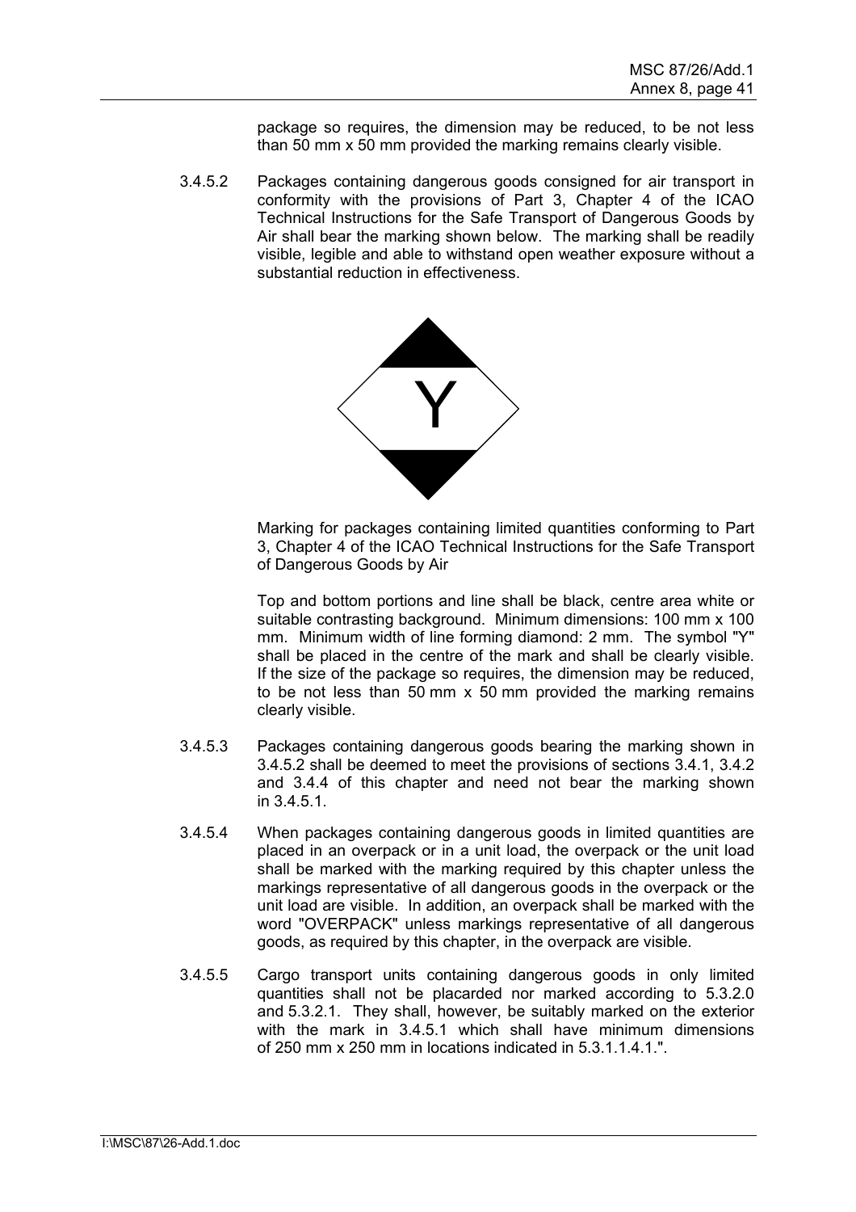package so requires, the dimension may be reduced, to be not less than 50 mm x 50 mm provided the marking remains clearly visible.

3.4.5.2 Packages containing dangerous goods consigned for air transport in conformity with the provisions of Part 3, Chapter 4 of the ICAO Technical Instructions for the Safe Transport of Dangerous Goods by Air shall bear the marking shown below. The marking shall be readily visible, legible and able to withstand open weather exposure without a substantial reduction in effectiveness.

Y

Marking for packages containing limited quantities conforming to Part 3, Chapter 4 of the ICAO Technical Instructions for the Safe Transport of Dangerous Goods by Air

Top and bottom portions and line shall be black, centre area white or suitable contrasting background. Minimum dimensions: 100 mm x 100 mm. Minimum width of line forming diamond: 2 mm. The symbol "Y" shall be placed in the centre of the mark and shall be clearly visible. If the size of the package so requires, the dimension may be reduced, to be not less than 50 mm x 50 mm provided the marking remains clearly visible.

3.4.5.3 Packages containing dangerous goods bearing the marking shown in 3.4.5.2 shall be deemed to meet the provisions of sections 3.4.1, 3.4.2 and 3.4.4 of this chapter and need not bear the marking shown in 3.4.5.1.

3.4.5.4 When packages containing dangerous goods in limited quantities are placed in an overpack or in a unit load, the overpack or the unit load shall be marked with the marking required by this chapter unless the markings representative of all dangerous goods in the overpack or the unit load are visible. In addition, an overpack shall be marked with the word "OVERPACK" unless markings representative of all dangerous goods, as required by this chapter, in the overpack are visible.

3.4.5.5 Cargo transport units containing dangerous goods in only limited quantities shall not be placarded nor marked according to 5.3.2.0 and 5.3.2.1. They shall, however, be suitably marked on the exterior with the mark in 3.4.5.1 which shall have minimum dimensions of 250 mm x 250 mm in locations indicated in 5.3.1.1.4.1.".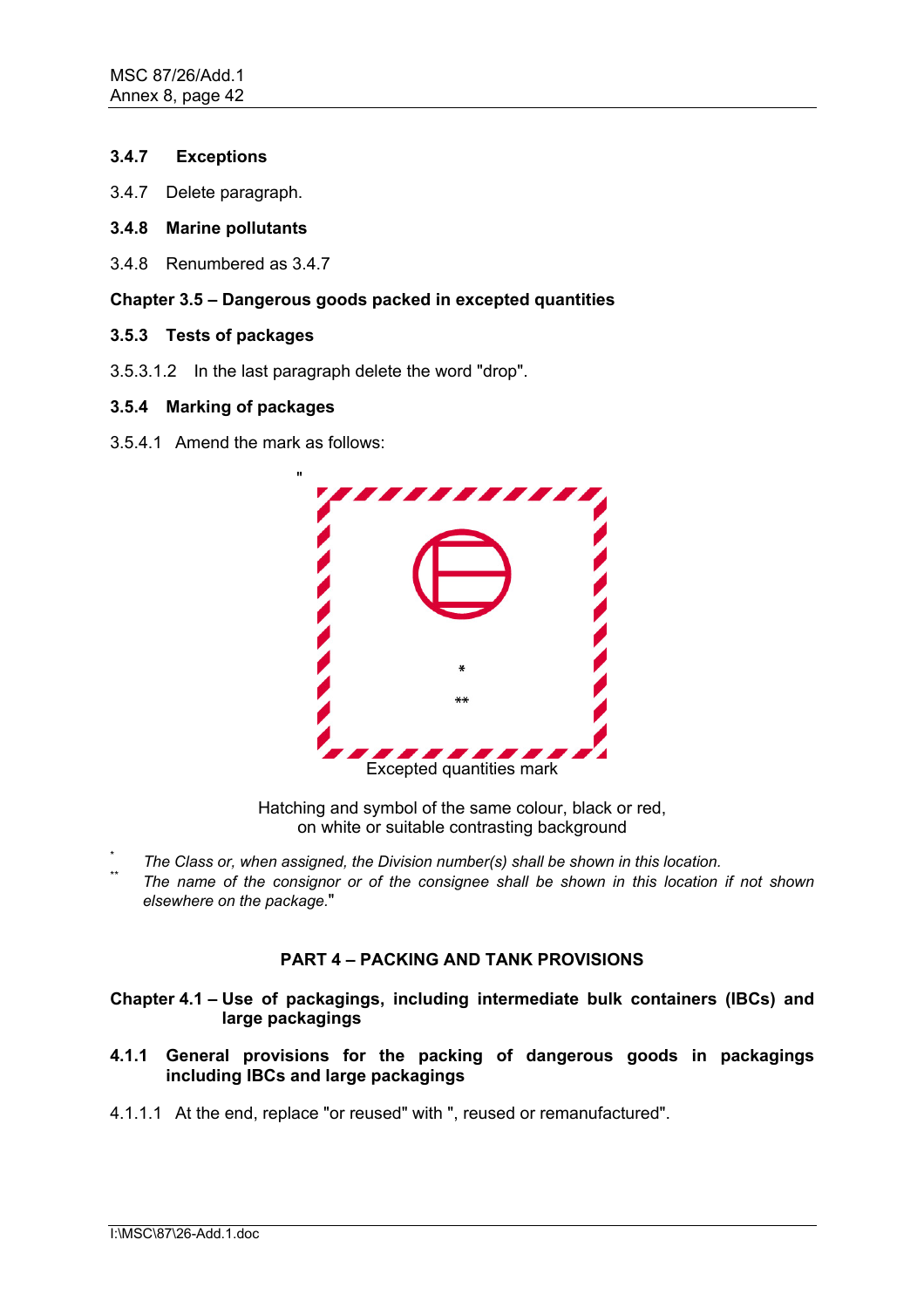### 3.4.7 Exceptions

3.4.7 Delete paragraph.

### 3.4.8 Marine pollutants

3.4.8 Renumbered as 3.4.7

## Chapter 3.5 – Dangerous goods packed in excepted quantities

### 3.5.3 Tests of packages

3.5.3.1.2 In the last paragraph delete the word "drop".

### 3.5.4 Marking of packages

3.5.4.1 Amend the mark as follows:

"

\*

\*\*

Excepted quantities mark

Hatching and symbol of the same colour, black or red, on white or suitable contrasting background

\* *The Class or, when assigned, the Division number(s) shall be shown in this location.*

\*\* *The name of the consignor or of the consignee shall be shown in this location if not shown elsewhere on the package.*"

## PART 4 – PACKING AND TANK PROVISIONS

## Chapter 4.1 – Use of packagings, including intermediate bulk containers (IBCs) and large packagings

### 4.1.1 General provisions for the packing of dangerous goods in packagings including IBCs and large packagings

4.1.1.1 At the end, replace "or reused" with ", reused or remanufactured".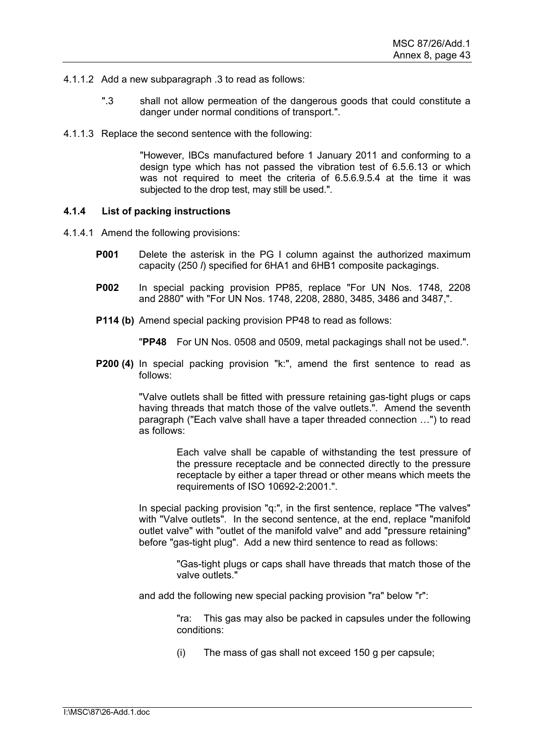4.1.1.2 Add a new subparagraph .3 to read as follows:

> ".3 shall not allow permeation of the dangerous goods that could constitute a danger under normal conditions of transport.".

4.1.1.3 Replace the second sentence with the following:

> "However, IBCs manufactured before 1 January 2011 and conforming to a design type which has not passed the vibration test of 6.5.6.13 or which was not required to meet the criteria of 6.5.6.9.5.4 at the time it was subjected to the drop test, may still be used.".

**4.1.4 List of packing instructions**

4.1.4.1 Amend the following provisions:

**P001** Delete the asterisk in the PG I column against the authorized maximum capacity (250 *l*) specified for 6HA1 and 6HB1 composite packagings.

**P002** In special packing provision PP85, replace "For UN Nos. 1748, 2208 and 2880" with "For UN Nos. 1748, 2208, 2880, 3485, 3486 and 3487,".

**P114 (b)** Amend special packing provision PP48 to read as follows:

> "**PP48** For UN Nos. 0508 and 0509, metal packagings shall not be used.".

**P200 (4)** In special packing provision "k:", amend the first sentence to read as follows:

> "Valve outlets shall be fitted with pressure retaining gas-tight plugs or caps having threads that match those of the valve outlets.". Amend the seventh paragraph ("Each valve shall have a taper threaded connection …") to read as follows:
>
> > Each valve shall be capable of withstanding the test pressure of the pressure receptacle and be connected directly to the pressure receptacle by either a taper thread or other means which meets the requirements of ISO 10692-2:2001.".
>
> In special packing provision "q:", in the first sentence, replace "The valves" with "Valve outlets". In the second sentence, at the end, replace "manifold outlet valve" with "outlet of the manifold valve" and add "pressure retaining" before "gas-tight plug". Add a new third sentence to read as follows:
>
> > "Gas-tight plugs or caps shall have threads that match those of the valve outlets."
>
> and add the following new special packing provision "ra" below "r":
>
> > "ra: This gas may also be packed in capsules under the following conditions:
> >
> > (i) The mass of gas shall not exceed 150 g per capsule;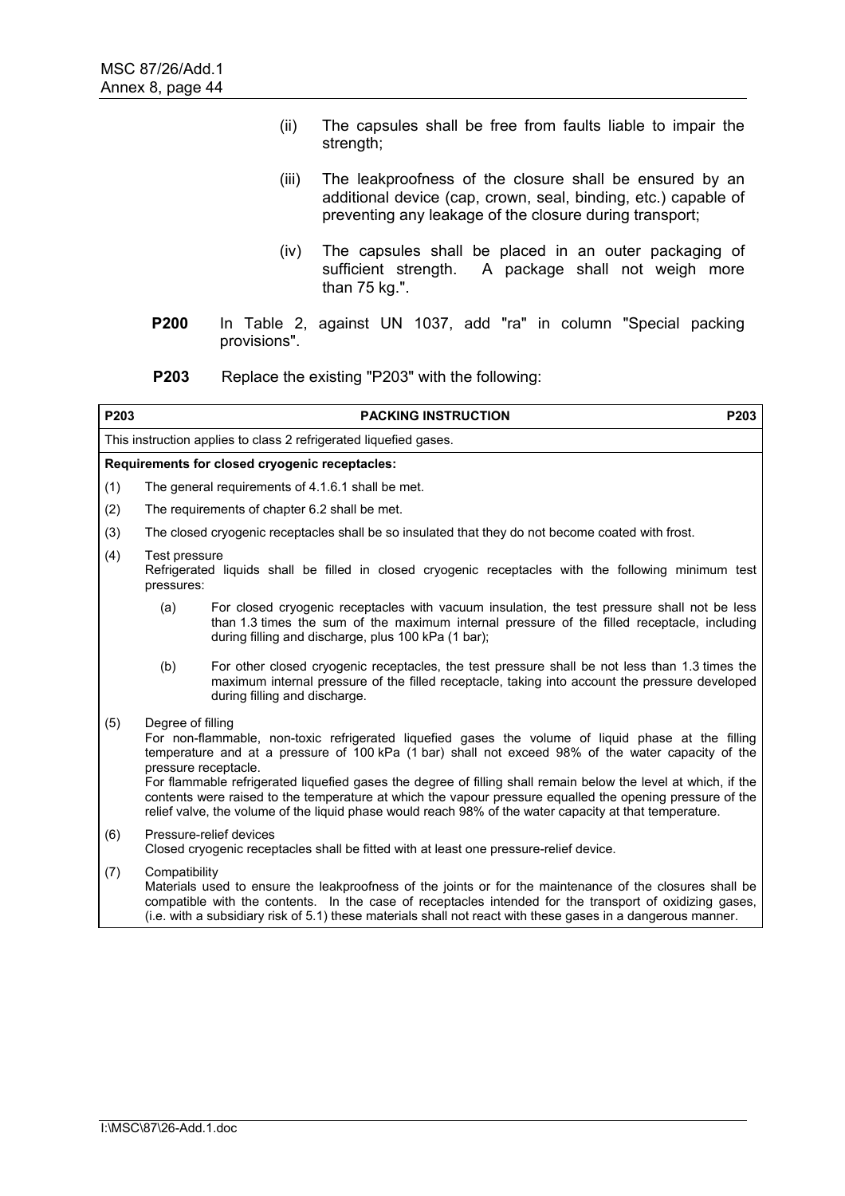(ii) The capsules shall be free from faults liable to impair the strength;

(iii) The leakproofness of the closure shall be ensured by an additional device (cap, crown, seal, binding, etc.) capable of preventing any leakage of the closure during transport;

(iv) The capsules shall be placed in an outer packaging of sufficient strength. A package shall not weigh more than 75 kg.".

**P200** In Table 2, against UN 1037, add "ra" in column "Special packing provisions".

**P203** Replace the existing "P203" with the following:

| **P203** | **PACKING INSTRUCTION** | **P203** |
|---|---|---|
| This instruction applies to class 2 refrigerated liquefied gases. | | |
| **Requirements for closed cryogenic receptacles:** | | |
| (1) | The general requirements of 4.1.6.1 shall be met. | |
| (2) | The requirements of chapter 6.2 shall be met. | |
| (3) | The closed cryogenic receptacles shall be so insulated that they do not become coated with frost. | |
| (4) | Test pressure<br>Refrigerated liquids shall be filled in closed cryogenic receptacles with the following minimum test pressures:<br>(a) For closed cryogenic receptacles with vacuum insulation, the test pressure shall not be less than 1.3 times the sum of the maximum internal pressure of the filled receptacle, including during filling and discharge, plus 100 kPa (1 bar);<br>(b) For other closed cryogenic receptacles, the test pressure shall be not less than 1.3 times the maximum internal pressure of the filled receptacle, taking into account the pressure developed during filling and discharge. | |
| (5) | Degree of filling<br>For non-flammable, non-toxic refrigerated liquefied gases the volume of liquid phase at the filling temperature and at a pressure of 100 kPa (1 bar) shall not exceed 98% of the water capacity of the pressure receptacle.<br>For flammable refrigerated liquefied gases the degree of filling shall remain below the level at which, if the contents were raised to the temperature at which the vapour pressure equalled the opening pressure of the relief valve, the volume of the liquid phase would reach 98% of the water capacity at that temperature. | |
| (6) | Pressure-relief devices<br>Closed cryogenic receptacles shall be fitted with at least one pressure-relief device. | |
| (7) | Compatibility<br>Materials used to ensure the leakproofness of the joints or for the maintenance of the closures shall be compatible with the contents. In the case of receptacles intended for the transport of oxidizing gases, (i.e. with a subsidiary risk of 5.1) these materials shall not react with these gases in a dangerous manner. | |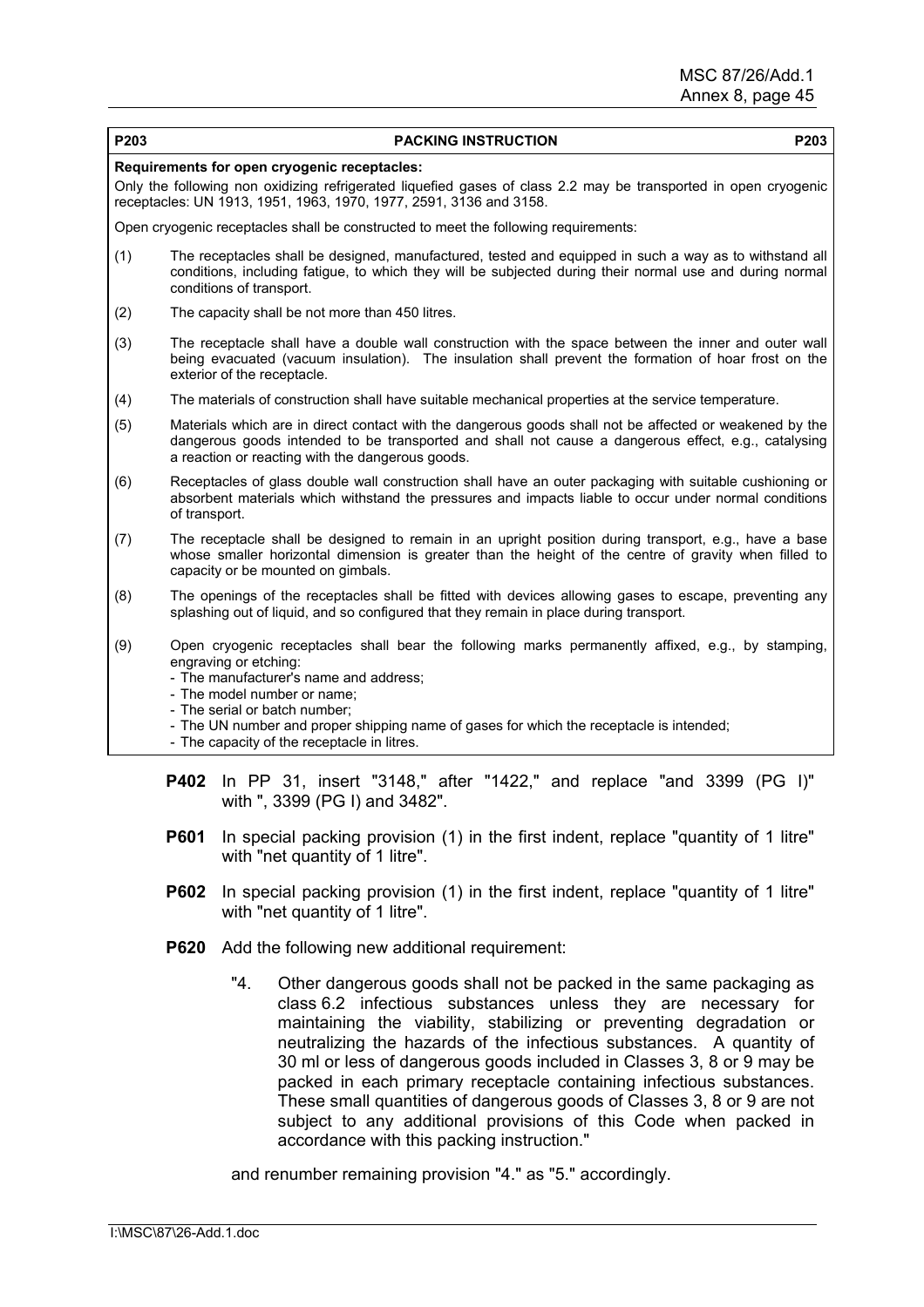| P203 | PACKING INSTRUCTION | P203 |
|---|---|---|
| **Requirements for open cryogenic receptacles:** Only the following non oxidizing refrigerated liquefied gases of class 2.2 may be transported in open cryogenic receptacles: UN 1913, 1951, 1963, 1970, 1977, 2591, 3136 and 3158. Open cryogenic receptacles shall be constructed to meet the following requirements: | | |
| (1) | The receptacles shall be designed, manufactured, tested and equipped in such a way as to withstand all conditions, including fatigue, to which they will be subjected during their normal use and during normal conditions of transport. | |
| (2) | The capacity shall be not more than 450 litres. | |
| (3) | The receptacle shall have a double wall construction with the space between the inner and outer wall being evacuated (vacuum insulation). The insulation shall prevent the formation of hoar frost on the exterior of the receptacle. | |
| (4) | The materials of construction shall have suitable mechanical properties at the service temperature. | |
| (5) | Materials which are in direct contact with the dangerous goods shall not be affected or weakened by the dangerous goods intended to be transported and shall not cause a dangerous effect, e.g., catalysing a reaction or reacting with the dangerous goods. | |
| (6) | Receptacles of glass double wall construction shall have an outer packaging with suitable cushioning or absorbent materials which withstand the pressures and impacts liable to occur under normal conditions of transport. | |
| (7) | The receptacle shall be designed to remain in an upright position during transport, e.g., have a base whose smaller horizontal dimension is greater than the height of the centre of gravity when filled to capacity or be mounted on gimbals. | |
| (8) | The openings of the receptacles shall be fitted with devices allowing gases to escape, preventing any splashing out of liquid, and so configured that they remain in place during transport. | |
| (9) | Open cryogenic receptacles shall bear the following marks permanently affixed, e.g., by stamping, engraving or etching:<br>- The manufacturer's name and address;<br>- The model number or name;<br>- The serial or batch number;<br>- The UN number and proper shipping name of gases for which the receptacle is intended;<br>- The capacity of the receptacle in litres. | |

**P402** In PP 31, insert "3148," after "1422," and replace "and 3399 (PG I)" with ", 3399 (PG I) and 3482".

**P601** In special packing provision (1) in the first indent, replace "quantity of 1 litre" with "net quantity of 1 litre".

**P602** In special packing provision (1) in the first indent, replace "quantity of 1 litre" with "net quantity of 1 litre".

**P620** Add the following new additional requirement:

"4. Other dangerous goods shall not be packed in the same packaging as class 6.2 infectious substances unless they are necessary for maintaining the viability, stabilizing or preventing degradation or neutralizing the hazards of the infectious substances. A quantity of 30 ml or less of dangerous goods included in Classes 3, 8 or 9 may be packed in each primary receptacle containing infectious substances. These small quantities of dangerous goods of Classes 3, 8 or 9 are not subject to any additional provisions of this Code when packed in accordance with this packing instruction."

and renumber remaining provision "4." as "5." accordingly.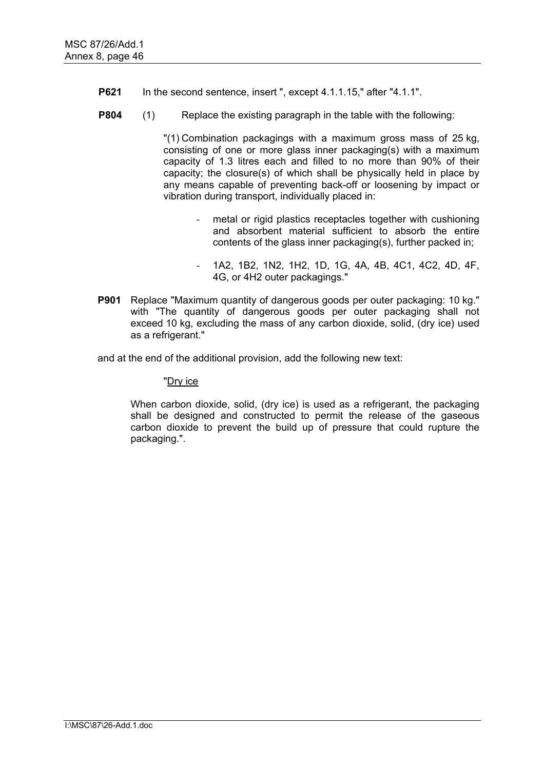**P621** In the second sentence, insert ", except 4.1.1.15," after "4.1.1".

**P804** (1) Replace the existing paragraph in the table with the following:

"(1) Combination packagings with a maximum gross mass of 25 kg, consisting of one or more glass inner packaging(s) with a maximum capacity of 1.3 litres each and filled to no more than 90% of their capacity; the closure(s) of which shall be physically held in place by any means capable of preventing back-off or loosening by impact or vibration during transport, individually placed in:

- metal or rigid plastics receptacles together with cushioning and absorbent material sufficient to absorb the entire contents of the glass inner packaging(s), further packed in;
- 1A2, 1B2, 1N2, 1H2, 1D, 1G, 4A, 4B, 4C1, 4C2, 4D, 4F, 4G, or 4H2 outer packagings."

**P901** Replace "Maximum quantity of dangerous goods per outer packaging: 10 kg." with "The quantity of dangerous goods per outer packaging shall not exceed 10 kg, excluding the mass of any carbon dioxide, solid, (dry ice) used as a refrigerant."

and at the end of the additional provision, add the following new text:

"Dry ice

When carbon dioxide, solid, (dry ice) is used as a refrigerant, the packaging shall be designed and constructed to permit the release of the gaseous carbon dioxide to prevent the build up of pressure that could rupture the packaging.".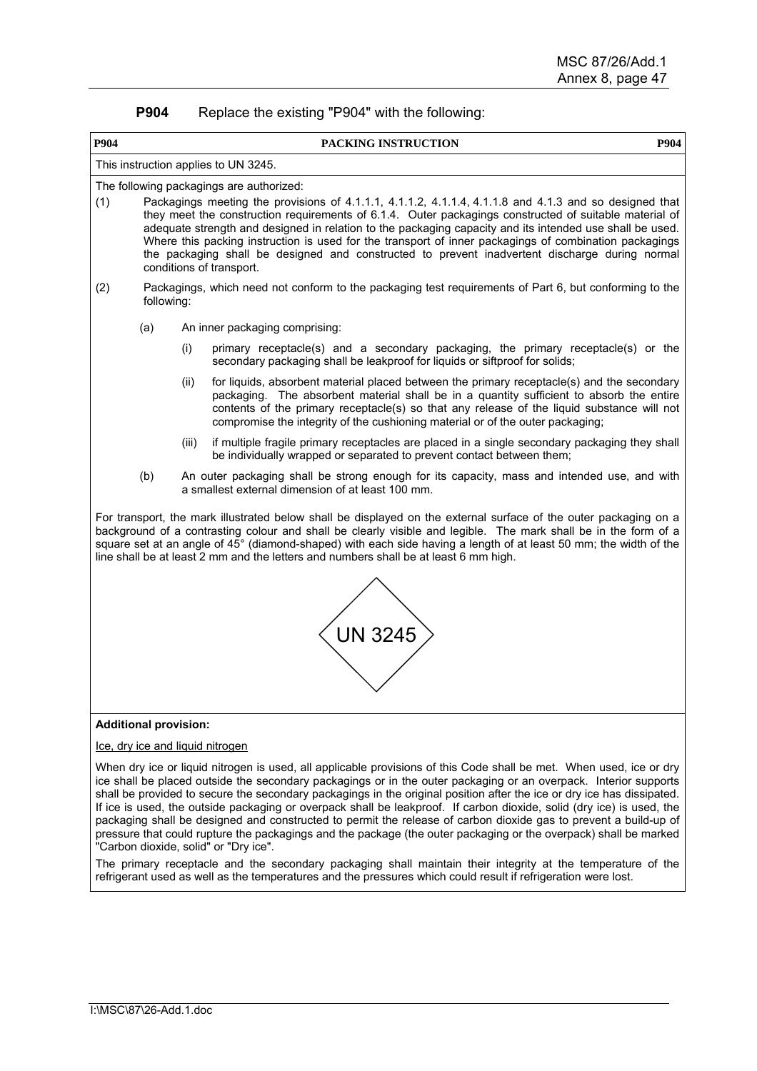**P904** Replace the existing "P904" with the following:

| P904 | PACKING INSTRUCTION | P904 |
|---|---|---|
| This instruction applies to UN 3245. | | |

The following packagings are authorized:

(1) Packagings meeting the provisions of 4.1.1.1, 4.1.1.2, 4.1.1.4, 4.1.1.8 and 4.1.3 and so designed that they meet the construction requirements of 6.1.4. Outer packagings constructed of suitable material of adequate strength and designed in relation to the packaging capacity and its intended use shall be used. Where this packing instruction is used for the transport of inner packagings of combination packagings the packaging shall be designed and constructed to prevent inadvertent discharge during normal conditions of transport.

(2) Packagings, which need not conform to the packaging test requirements of Part 6, but conforming to the following:

(a) An inner packaging comprising:

(i) primary receptacle(s) and a secondary packaging, the primary receptacle(s) or the secondary packaging shall be leakproof for liquids or siftproof for solids;

(ii) for liquids, absorbent material placed between the primary receptacle(s) and the secondary packaging. The absorbent material shall be in a quantity sufficient to absorb the entire contents of the primary receptacle(s) so that any release of the liquid substance will not compromise the integrity of the cushioning material or of the outer packaging;

(iii) if multiple fragile primary receptacles are placed in a single secondary packaging they shall be individually wrapped or separated to prevent contact between them;

(b) An outer packaging shall be strong enough for its capacity, mass and intended use, and with a smallest external dimension of at least 100 mm.

For transport, the mark illustrated below shall be displayed on the external surface of the outer packaging on a background of a contrasting colour and shall be clearly visible and legible. The mark shall be in the form of a square set at an angle of 45° (diamond-shaped) with each side having a length of at least 50 mm; the width of the line shall be at least 2 mm and the letters and numbers shall be at least 6 mm high.

UN 3245

**Additional provision:**

Ice, dry ice and liquid nitrogen

When dry ice or liquid nitrogen is used, all applicable provisions of this Code shall be met. When used, ice or dry ice shall be placed outside the secondary packagings or in the outer packaging or an overpack. Interior supports shall be provided to secure the secondary packagings in the original position after the ice or dry ice has dissipated. If ice is used, the outside packaging or overpack shall be leakproof. If carbon dioxide, solid (dry ice) is used, the packaging shall be designed and constructed to permit the release of carbon dioxide gas to prevent a build-up of pressure that could rupture the packagings and the package (the outer packaging or the overpack) shall be marked "Carbon dioxide, solid" or "Dry ice".

The primary receptacle and the secondary packaging shall maintain their integrity at the temperature of the refrigerant used as well as the temperatures and the pressures which could result if refrigeration were lost.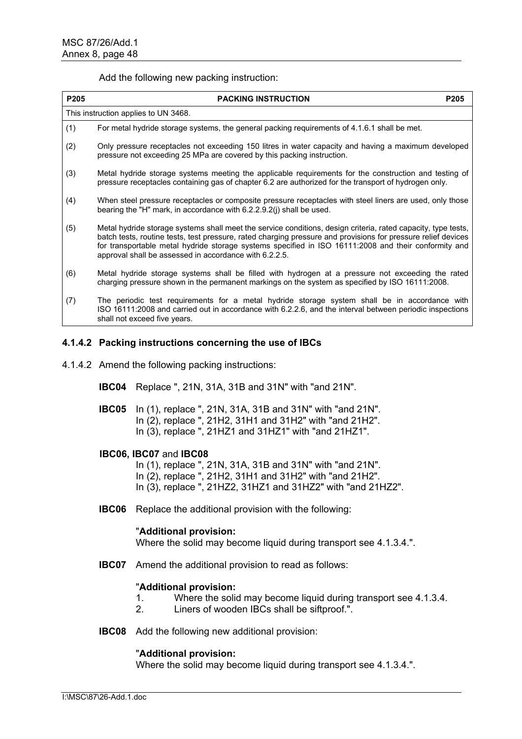Add the following new packing instruction:

| P205 | PACKING INSTRUCTION | P205 |
|---|---|---|
| This instruction applies to UN 3468. | | |
| (1) | For metal hydride storage systems, the general packing requirements of 4.1.6.1 shall be met. | |
| (2) | Only pressure receptacles not exceeding 150 litres in water capacity and having a maximum developed pressure not exceeding 25 MPa are covered by this packing instruction. | |
| (3) | Metal hydride storage systems meeting the applicable requirements for the construction and testing of pressure receptacles containing gas of chapter 6.2 are authorized for the transport of hydrogen only. | |
| (4) | When steel pressure receptacles or composite pressure receptacles with steel liners are used, only those bearing the "H" mark, in accordance with 6.2.2.9.2(j) shall be used. | |
| (5) | Metal hydride storage systems shall meet the service conditions, design criteria, rated capacity, type tests, batch tests, routine tests, test pressure, rated charging pressure and provisions for pressure relief devices for transportable metal hydride storage systems specified in ISO 16111:2008 and their conformity and approval shall be assessed in accordance with 6.2.2.5. | |
| (6) | Metal hydride storage systems shall be filled with hydrogen at a pressure not exceeding the rated charging pressure shown in the permanent markings on the system as specified by ISO 16111:2008. | |
| (7) | The periodic test requirements for a metal hydride storage system shall be in accordance with ISO 16111:2008 and carried out in accordance with 6.2.2.6, and the interval between periodic inspections shall not exceed five years. | |

### 4.1.4.2 Packing instructions concerning the use of IBCs

4.1.4.2 Amend the following packing instructions:

**IBC04** Replace ", 21N, 31A, 31B and 31N" with "and 21N".

**IBC05** In (1), replace ", 21N, 31A, 31B and 31N" with "and 21N".
In (2), replace ", 21H2, 31H1 and 31H2" with "and 21H2".
In (3), replace ", 21HZ1 and 31HZ1" with "and 21HZ1".

**IBC06, IBC07** and **IBC08**
In (1), replace ", 21N, 31A, 31B and 31N" with "and 21N".
In (2), replace ", 21H2, 31H1 and 31H2" with "and 21H2".
In (3), replace ", 21HZ2, 31HZ1 and 31HZ2" with "and 21HZ2".

**IBC06** Replace the additional provision with the following:

"**Additional provision:**
Where the solid may become liquid during transport see 4.1.3.4.".

**IBC07** Amend the additional provision to read as follows:

"**Additional provision:**
1. Where the solid may become liquid during transport see 4.1.3.4.
2. Liners of wooden IBCs shall be siftproof.".

**IBC08** Add the following new additional provision:

"**Additional provision:**
Where the solid may become liquid during transport see 4.1.3.4.".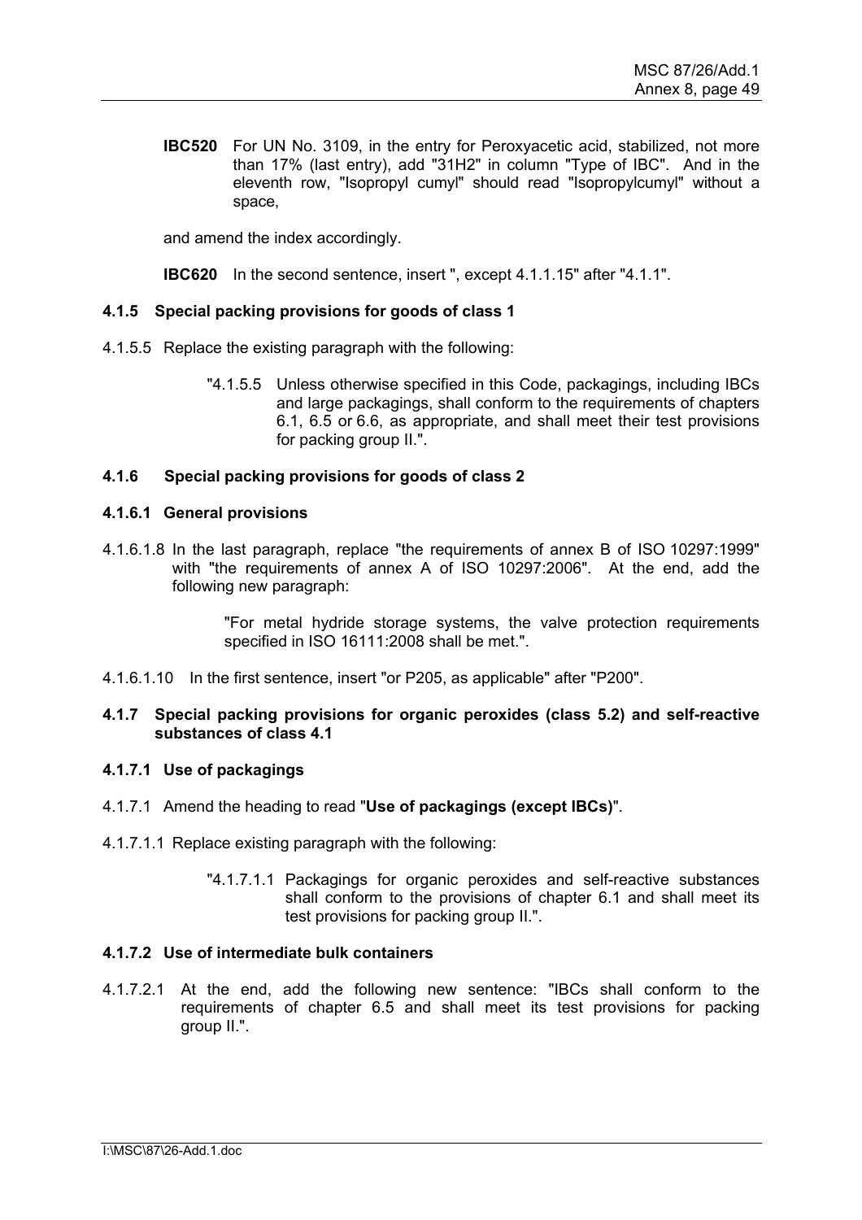**IBC520** For UN No. 3109, in the entry for Peroxyacetic acid, stabilized, not more than 17% (last entry), add "31H2" in column "Type of IBC". And in the eleventh row, "Isopropyl cumyl" should read "Isopropylcumyl" without a space,

and amend the index accordingly.

**IBC620** In the second sentence, insert ", except 4.1.1.15" after "4.1.1".

### 4.1.5 Special packing provisions for goods of class 1

4.1.5.5 Replace the existing paragraph with the following:

> "4.1.5.5 Unless otherwise specified in this Code, packagings, including IBCs and large packagings, shall conform to the requirements of chapters 6.1, 6.5 or 6.6, as appropriate, and shall meet their test provisions for packing group II.".

### 4.1.6 Special packing provisions for goods of class 2

#### 4.1.6.1 General provisions

4.1.6.1.8 In the last paragraph, replace "the requirements of annex B of ISO 10297:1999" with "the requirements of annex A of ISO 10297:2006". At the end, add the following new paragraph:

> "For metal hydride storage systems, the valve protection requirements specified in ISO 16111:2008 shall be met.".

4.1.6.1.10 In the first sentence, insert "or P205, as applicable" after "P200".

### 4.1.7 Special packing provisions for organic peroxides (class 5.2) and self-reactive substances of class 4.1

#### 4.1.7.1 Use of packagings

4.1.7.1 Amend the heading to read "**Use of packagings (except IBCs)**".

4.1.7.1.1 Replace existing paragraph with the following:

> "4.1.7.1.1 Packagings for organic peroxides and self-reactive substances shall conform to the provisions of chapter 6.1 and shall meet its test provisions for packing group II.".

#### 4.1.7.2 Use of intermediate bulk containers

4.1.7.2.1 At the end, add the following new sentence: "IBCs shall conform to the requirements of chapter 6.5 and shall meet its test provisions for packing group II.".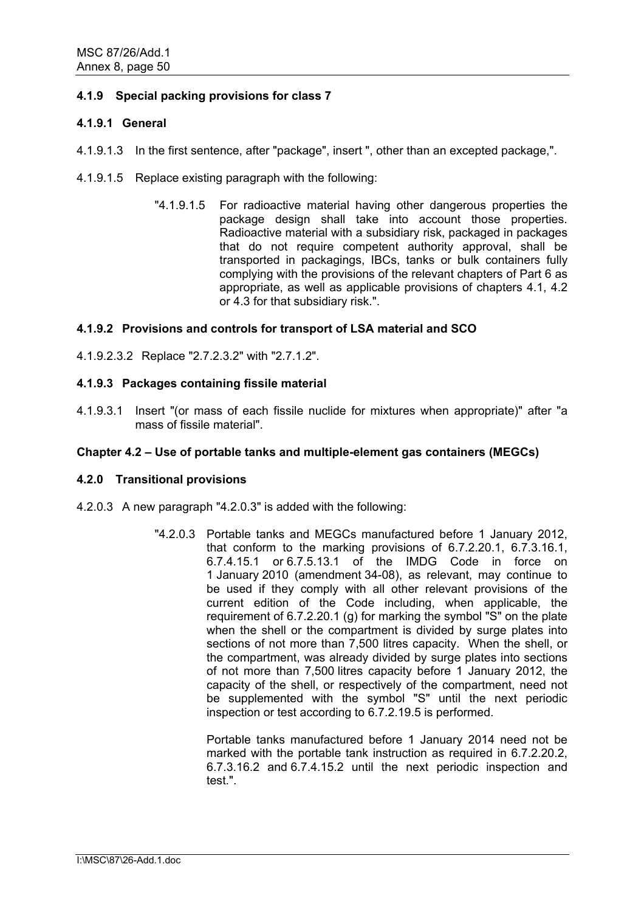### 4.1.9 Special packing provisions for class 7

#### 4.1.9.1 General

4.1.9.1.3 In the first sentence, after "package", insert ", other than an excepted package,".

4.1.9.1.5 Replace existing paragraph with the following:

> "4.1.9.1.5 For radioactive material having other dangerous properties the package design shall take into account those properties. Radioactive material with a subsidiary risk, packaged in packages that do not require competent authority approval, shall be transported in packagings, IBCs, tanks or bulk containers fully complying with the provisions of the relevant chapters of Part 6 as appropriate, as well as applicable provisions of chapters 4.1, 4.2 or 4.3 for that subsidiary risk.".

#### 4.1.9.2 Provisions and controls for transport of LSA material and SCO

4.1.9.2.3.2 Replace "2.7.2.3.2" with "2.7.1.2".

#### 4.1.9.3 Packages containing fissile material

4.1.9.3.1 Insert "(or mass of each fissile nuclide for mixtures when appropriate)" after "a mass of fissile material".

### Chapter 4.2 – Use of portable tanks and multiple-element gas containers (MEGCs)

#### 4.2.0 Transitional provisions

4.2.0.3 A new paragraph "4.2.0.3" is added with the following:

> "4.2.0.3 Portable tanks and MEGCs manufactured before 1 January 2012, that conform to the marking provisions of 6.7.2.20.1, 6.7.3.16.1, 6.7.4.15.1 or 6.7.5.13.1 of the IMDG Code in force on 1 January 2010 (amendment 34-08), as relevant, may continue to be used if they comply with all other relevant provisions of the current edition of the Code including, when applicable, the requirement of 6.7.2.20.1 (g) for marking the symbol "S" on the plate when the shell or the compartment is divided by surge plates into sections of not more than 7,500 litres capacity. When the shell, or the compartment, was already divided by surge plates into sections of not more than 7,500 litres capacity before 1 January 2012, the capacity of the shell, or respectively of the compartment, need not be supplemented with the symbol "S" until the next periodic inspection or test according to 6.7.2.19.5 is performed.
>
> Portable tanks manufactured before 1 January 2014 need not be marked with the portable tank instruction as required in 6.7.2.20.2, 6.7.3.16.2 and 6.7.4.15.2 until the next periodic inspection and test.".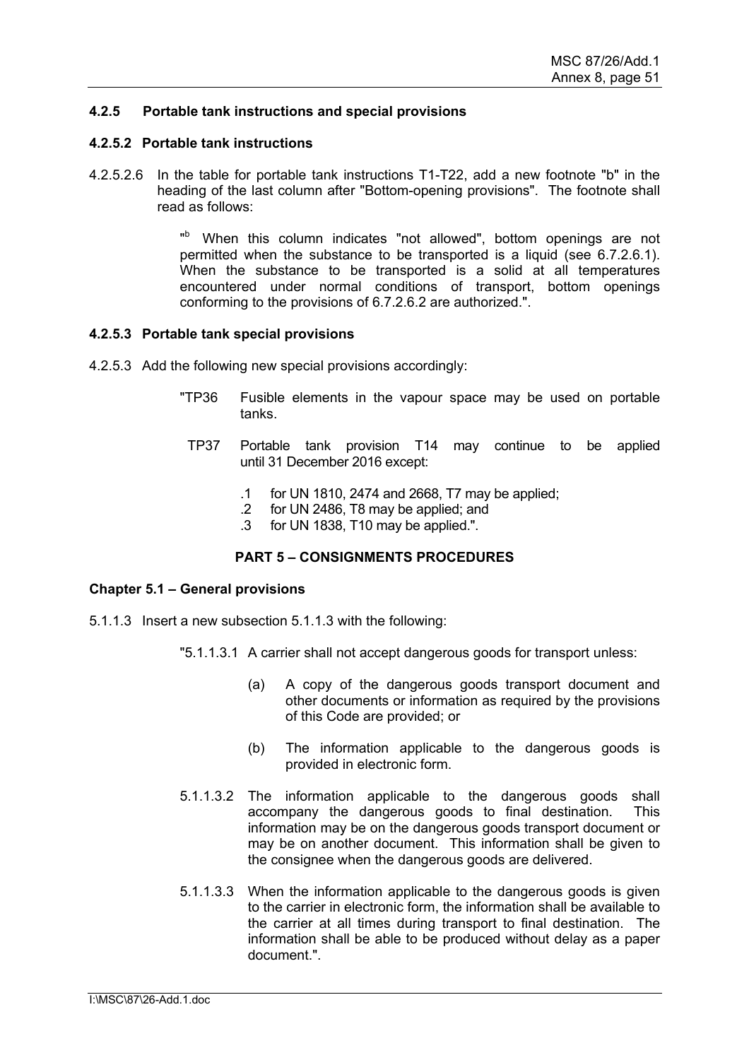### 4.2.5 Portable tank instructions and special provisions

#### 4.2.5.2 Portable tank instructions

4.2.5.2.6 In the table for portable tank instructions T1-T22, add a new footnote "b" in the heading of the last column after "Bottom-opening provisions". The footnote shall read as follows:

> "[b] When this column indicates "not allowed", bottom openings are not permitted when the substance to be transported is a liquid (see 6.7.2.6.1). When the substance to be transported is a solid at all temperatures encountered under normal conditions of transport, bottom openings conforming to the provisions of 6.7.2.6.2 are authorized.".

#### 4.2.5.3 Portable tank special provisions

4.2.5.3 Add the following new special provisions accordingly:

"TP36 Fusible elements in the vapour space may be used on portable tanks.

TP37 Portable tank provision T14 may continue to be applied until 31 December 2016 except:

- .1 for UN 1810, 2474 and 2668, T7 may be applied;
- .2 for UN 2486, T8 may be applied; and
- .3 for UN 1838, T10 may be applied.".

## PART 5 – CONSIGNMENTS PROCEDURES

### Chapter 5.1 – General provisions

5.1.1.3 Insert a new subsection 5.1.1.3 with the following:

"5.1.1.3.1 A carrier shall not accept dangerous goods for transport unless:

(a) A copy of the dangerous goods transport document and other documents or information as required by the provisions of this Code are provided; or

(b) The information applicable to the dangerous goods is provided in electronic form.

5.1.1.3.2 The information applicable to the dangerous goods shall accompany the dangerous goods to final destination. This information may be on the dangerous goods transport document or may be on another document. This information shall be given to the consignee when the dangerous goods are delivered.

5.1.1.3.3 When the information applicable to the dangerous goods is given to the carrier in electronic form, the information shall be available to the carrier at all times during transport to final destination. The information shall be able to be produced without delay as a paper document.".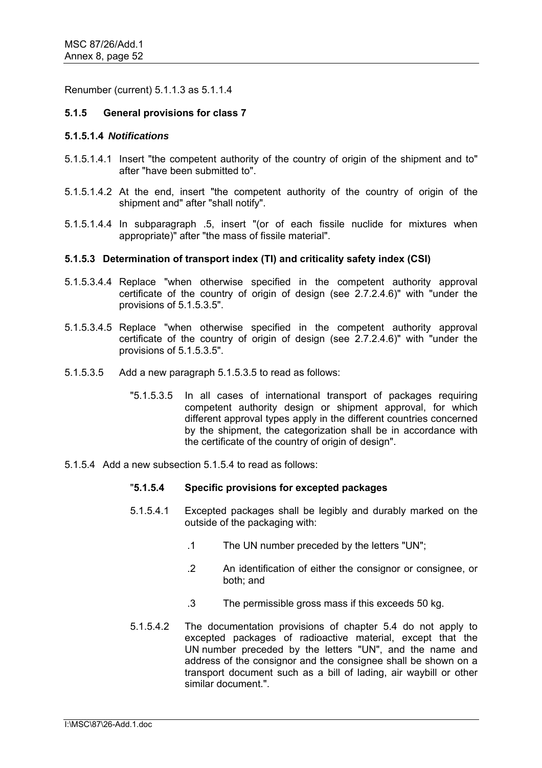Renumber (current) 5.1.1.3 as 5.1.1.4

**5.1.5 General provisions for class 7**

**5.1.5.1.4 *Notifications***

5.1.5.1.4.1 Insert "the competent authority of the country of origin of the shipment and to" after "have been submitted to".

5.1.5.1.4.2 At the end, insert "the competent authority of the country of origin of the shipment and" after "shall notify".

5.1.5.1.4.4 In subparagraph .5, insert "(or of each fissile nuclide for mixtures when appropriate)" after "the mass of fissile material".

**5.1.5.3 Determination of transport index (TI) and criticality safety index (CSI)**

5.1.5.3.4.4 Replace "when otherwise specified in the competent authority approval certificate of the country of origin of design (see 2.7.2.4.6)" with "under the provisions of 5.1.5.3.5".

5.1.5.3.4.5 Replace "when otherwise specified in the competent authority approval certificate of the country of origin of design (see 2.7.2.4.6)" with "under the provisions of 5.1.5.3.5".

5.1.5.3.5 Add a new paragraph 5.1.5.3.5 to read as follows:

> "5.1.5.3.5 In all cases of international transport of packages requiring competent authority design or shipment approval, for which different approval types apply in the different countries concerned by the shipment, the categorization shall be in accordance with the certificate of the country of origin of design".

5.1.5.4 Add a new subsection 5.1.5.4 to read as follows:

> "**5.1.5.4 Specific provisions for excepted packages**
>
> 5.1.5.4.1 Excepted packages shall be legibly and durably marked on the outside of the packaging with:
>
> .1 The UN number preceded by the letters "UN";
>
> .2 An identification of either the consignor or consignee, or both; and
>
> .3 The permissible gross mass if this exceeds 50 kg.
>
> 5.1.5.4.2 The documentation provisions of chapter 5.4 do not apply to excepted packages of radioactive material, except that the UN number preceded by the letters "UN", and the name and address of the consignor and the consignee shall be shown on a transport document such as a bill of lading, air waybill or other similar document.".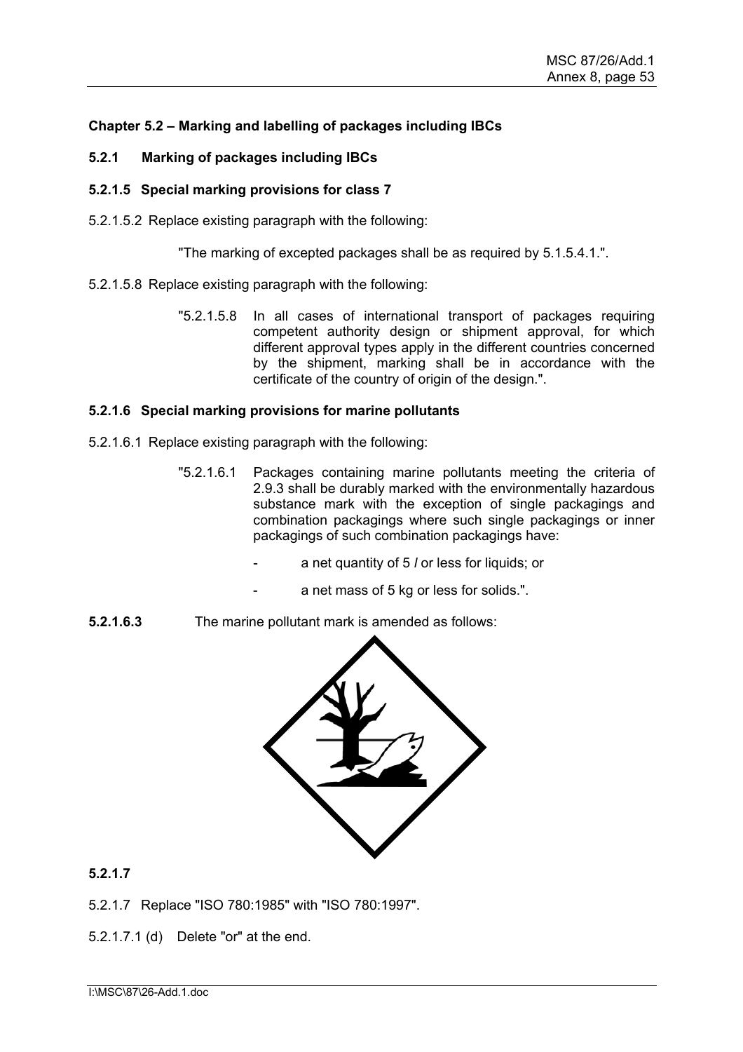**Chapter 5.2 – Marking and labelling of packages including IBCs**

**5.2.1 Marking of packages including IBCs**

**5.2.1.5 Special marking provisions for class 7**

5.2.1.5.2 Replace existing paragraph with the following:

> "The marking of excepted packages shall be as required by 5.1.5.4.1.".

5.2.1.5.8 Replace existing paragraph with the following:

> "5.2.1.5.8 In all cases of international transport of packages requiring competent authority design or shipment approval, for which different approval types apply in the different countries concerned by the shipment, marking shall be in accordance with the certificate of the country of origin of the design.".

**5.2.1.6 Special marking provisions for marine pollutants**

5.2.1.6.1 Replace existing paragraph with the following:

> "5.2.1.6.1 Packages containing marine pollutants meeting the criteria of 2.9.3 shall be durably marked with the environmentally hazardous substance mark with the exception of single packagings and combination packagings where such single packagings or inner packagings of such combination packagings have:
>
> - a net quantity of 5 *l* or less for liquids; or
> - a net mass of 5 kg or less for solids.".

**5.2.1.6.3** The marine pollutant mark is amended as follows:

**5.2.1.7**

5.2.1.7 Replace "ISO 780:1985" with "ISO 780:1997".

5.2.1.7.1 (d) Delete "or" at the end.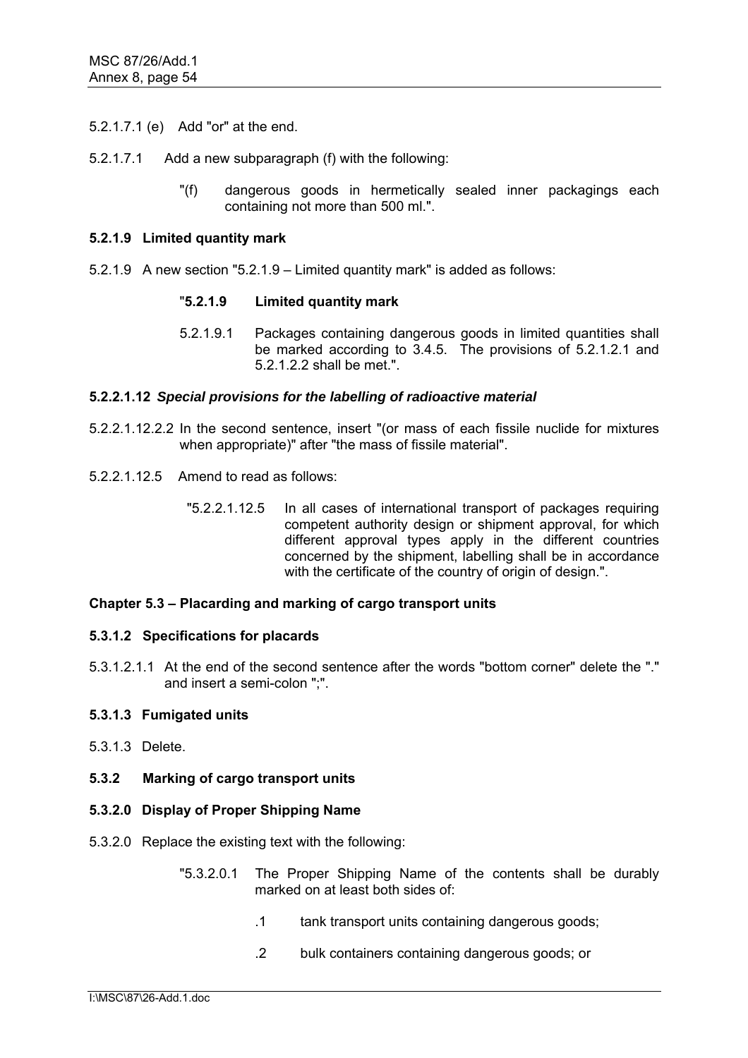5.2.1.7.1 (e) Add "or" at the end.

5.2.1.7.1 Add a new subparagraph (f) with the following:

"(f) dangerous goods in hermetically sealed inner packagings each containing not more than 500 ml.".

**5.2.1.9 Limited quantity mark**

5.2.1.9 A new section "5.2.1.9 – Limited quantity mark" is added as follows:

"**5.2.1.9 Limited quantity mark**

5.2.1.9.1 Packages containing dangerous goods in limited quantities shall be marked according to 3.4.5. The provisions of 5.2.1.2.1 and 5.2.1.2.2 shall be met.".

**5.2.2.1.12** ***Special provisions for the labelling of radioactive material***

5.2.2.1.12.2.2 In the second sentence, insert "(or mass of each fissile nuclide for mixtures when appropriate)" after "the mass of fissile material".

5.2.2.1.12.5 Amend to read as follows:

"5.2.2.1.12.5 In all cases of international transport of packages requiring competent authority design or shipment approval, for which different approval types apply in the different countries concerned by the shipment, labelling shall be in accordance with the certificate of the country of origin of design.".

**Chapter 5.3 – Placarding and marking of cargo transport units**

**5.3.1.2 Specifications for placards**

5.3.1.2.1.1 At the end of the second sentence after the words "bottom corner" delete the "." and insert a semi-colon ";".

**5.3.1.3 Fumigated units**

5.3.1.3 Delete.

**5.3.2 Marking of cargo transport units**

**5.3.2.0 Display of Proper Shipping Name**

5.3.2.0 Replace the existing text with the following:

"5.3.2.0.1 The Proper Shipping Name of the contents shall be durably marked on at least both sides of:

.1 tank transport units containing dangerous goods;

.2 bulk containers containing dangerous goods; or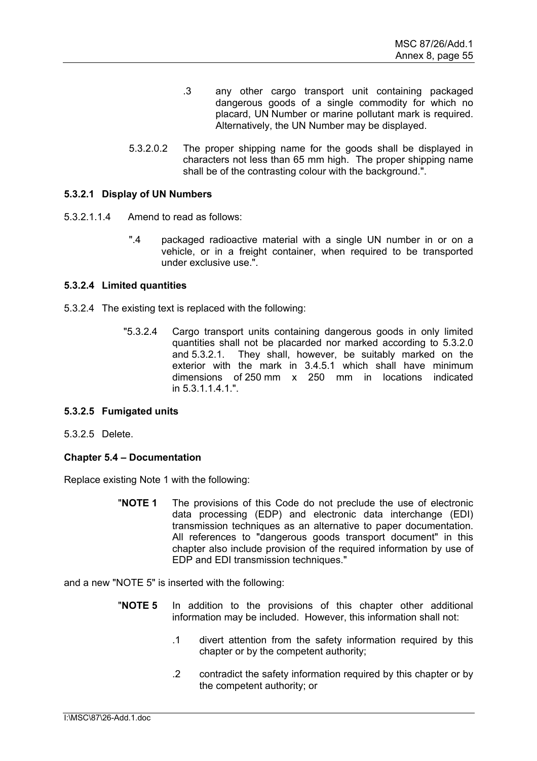.3 any other cargo transport unit containing packaged dangerous goods of a single commodity for which no placard, UN Number or marine pollutant mark is required. Alternatively, the UN Number may be displayed.

5.3.2.0.2 The proper shipping name for the goods shall be displayed in characters not less than 65 mm high. The proper shipping name shall be of the contrasting colour with the background.".

**5.3.2.1 Display of UN Numbers**

5.3.2.1.1.4 Amend to read as follows:

".4 packaged radioactive material with a single UN number in or on a vehicle, or in a freight container, when required to be transported under exclusive use.".

**5.3.2.4 Limited quantities**

5.3.2.4 The existing text is replaced with the following:

"5.3.2.4 Cargo transport units containing dangerous goods in only limited quantities shall not be placarded nor marked according to 5.3.2.0 and 5.3.2.1. They shall, however, be suitably marked on the exterior with the mark in 3.4.5.1 which shall have minimum dimensions of 250 mm x 250 mm in locations indicated in 5.3.1.1.4.1.".

**5.3.2.5 Fumigated units**

5.3.2.5 Delete.

**Chapter 5.4 – Documentation**

Replace existing Note 1 with the following:

"**NOTE 1** The provisions of this Code do not preclude the use of electronic data processing (EDP) and electronic data interchange (EDI) transmission techniques as an alternative to paper documentation. All references to "dangerous goods transport document" in this chapter also include provision of the required information by use of EDP and EDI transmission techniques."

and a new "NOTE 5" is inserted with the following:

"**NOTE 5** In addition to the provisions of this chapter other additional information may be included. However, this information shall not:

.1 divert attention from the safety information required by this chapter or by the competent authority;

.2 contradict the safety information required by this chapter or by the competent authority; or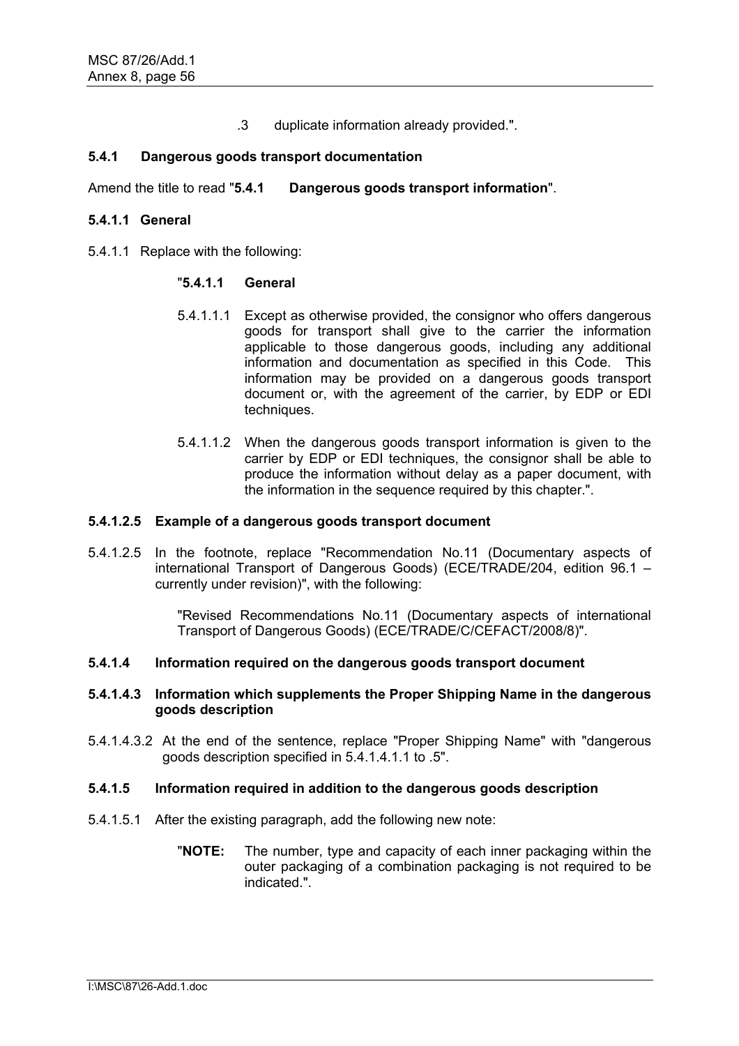.3 duplicate information already provided.".

**5.4.1 Dangerous goods transport documentation**

Amend the title to read "**5.4.1 Dangerous goods transport information**".

**5.4.1.1 General**

5.4.1.1 Replace with the following:

> "**5.4.1.1 General**
>
> 5.4.1.1.1 Except as otherwise provided, the consignor who offers dangerous goods for transport shall give to the carrier the information applicable to those dangerous goods, including any additional information and documentation as specified in this Code. This information may be provided on a dangerous goods transport document or, with the agreement of the carrier, by EDP or EDI techniques.
>
> 5.4.1.1.2 When the dangerous goods transport information is given to the carrier by EDP or EDI techniques, the consignor shall be able to produce the information without delay as a paper document, with the information in the sequence required by this chapter.".

**5.4.1.2.5 Example of a dangerous goods transport document**

5.4.1.2.5 In the footnote, replace "Recommendation No.11 (Documentary aspects of international Transport of Dangerous Goods) (ECE/TRADE/204, edition 96.1 – currently under revision)", with the following:

> "Revised Recommendations No.11 (Documentary aspects of international Transport of Dangerous Goods) (ECE/TRADE/C/CEFACT/2008/8)".

**5.4.1.4 Information required on the dangerous goods transport document**

**5.4.1.4.3 Information which supplements the Proper Shipping Name in the dangerous goods description**

5.4.1.4.3.2 At the end of the sentence, replace "Proper Shipping Name" with "dangerous goods description specified in 5.4.1.4.1.1 to .5".

**5.4.1.5 Information required in addition to the dangerous goods description**

5.4.1.5.1 After the existing paragraph, add the following new note:

> "**NOTE:** The number, type and capacity of each inner packaging within the outer packaging of a combination packaging is not required to be indicated.".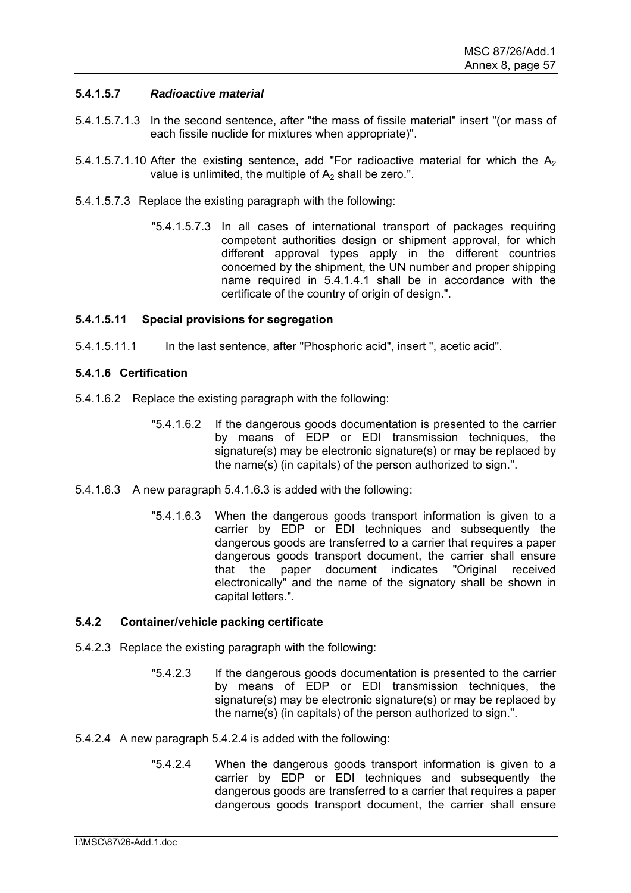**5.4.1.5.7** ***Radioactive material***

5.4.1.5.7.1.3 In the second sentence, after "the mass of fissile material" insert "(or mass of each fissile nuclide for mixtures when appropriate)".

5.4.1.5.7.1.10 After the existing sentence, add "For radioactive material for which the $A_2$ value is unlimited, the multiple of $A_2$ shall be zero.".

5.4.1.5.7.3 Replace the existing paragraph with the following:

> "5.4.1.5.7.3 In all cases of international transport of packages requiring competent authorities design or shipment approval, for which different approval types apply in the different countries concerned by the shipment, the UN number and proper shipping name required in 5.4.1.4.1 shall be in accordance with the certificate of the country of origin of design.".

**5.4.1.5.11 Special provisions for segregation**

5.4.1.5.11.1 In the last sentence, after "Phosphoric acid", insert ", acetic acid".

**5.4.1.6 Certification**

5.4.1.6.2 Replace the existing paragraph with the following:

> "5.4.1.6.2 If the dangerous goods documentation is presented to the carrier by means of EDP or EDI transmission techniques, the signature(s) may be electronic signature(s) or may be replaced by the name(s) (in capitals) of the person authorized to sign.".

5.4.1.6.3 A new paragraph 5.4.1.6.3 is added with the following:

> "5.4.1.6.3 When the dangerous goods transport information is given to a carrier by EDP or EDI techniques and subsequently the dangerous goods are transferred to a carrier that requires a paper dangerous goods transport document, the carrier shall ensure that the paper document indicates "Original received electronically" and the name of the signatory shall be shown in capital letters.".

**5.4.2 Container/vehicle packing certificate**

5.4.2.3 Replace the existing paragraph with the following:

> "5.4.2.3 If the dangerous goods documentation is presented to the carrier by means of EDP or EDI transmission techniques, the signature(s) may be electronic signature(s) or may be replaced by the name(s) (in capitals) of the person authorized to sign.".

5.4.2.4 A new paragraph 5.4.2.4 is added with the following:

> "5.4.2.4 When the dangerous goods transport information is given to a carrier by EDP or EDI techniques and subsequently the dangerous goods are transferred to a carrier that requires a paper dangerous goods transport document, the carrier shall ensure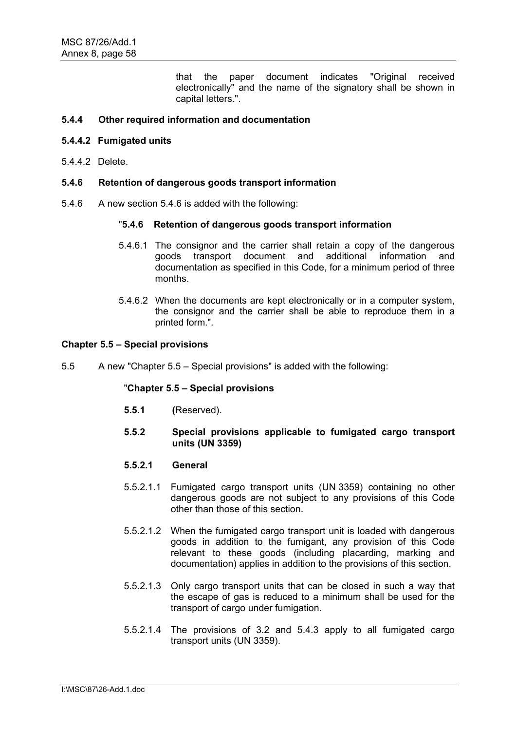that the paper document indicates "Original received electronically" and the name of the signatory shall be shown in capital letters.".

**5.4.4 Other required information and documentation**

**5.4.4.2 Fumigated units**

5.4.4.2 Delete.

**5.4.6 Retention of dangerous goods transport information**

5.4.6 A new section 5.4.6 is added with the following:

"**5.4.6 Retention of dangerous goods transport information**

5.4.6.1 The consignor and the carrier shall retain a copy of the dangerous goods transport document and additional information and documentation as specified in this Code, for a minimum period of three months.

5.4.6.2 When the documents are kept electronically or in a computer system, the consignor and the carrier shall be able to reproduce them in a printed form.".

**Chapter 5.5 – Special provisions**

5.5 A new "Chapter 5.5 – Special provisions" is added with the following:

"**Chapter 5.5 – Special provisions**

**5.5.1 (**Reserved).

**5.5.2 Special provisions applicable to fumigated cargo transport units (UN 3359)**

**5.5.2.1 General**

5.5.2.1.1 Fumigated cargo transport units (UN 3359) containing no other dangerous goods are not subject to any provisions of this Code other than those of this section.

5.5.2.1.2 When the fumigated cargo transport unit is loaded with dangerous goods in addition to the fumigant, any provision of this Code relevant to these goods (including placarding, marking and documentation) applies in addition to the provisions of this section.

5.5.2.1.3 Only cargo transport units that can be closed in such a way that the escape of gas is reduced to a minimum shall be used for the transport of cargo under fumigation.

5.5.2.1.4 The provisions of 3.2 and 5.4.3 apply to all fumigated cargo transport units (UN 3359).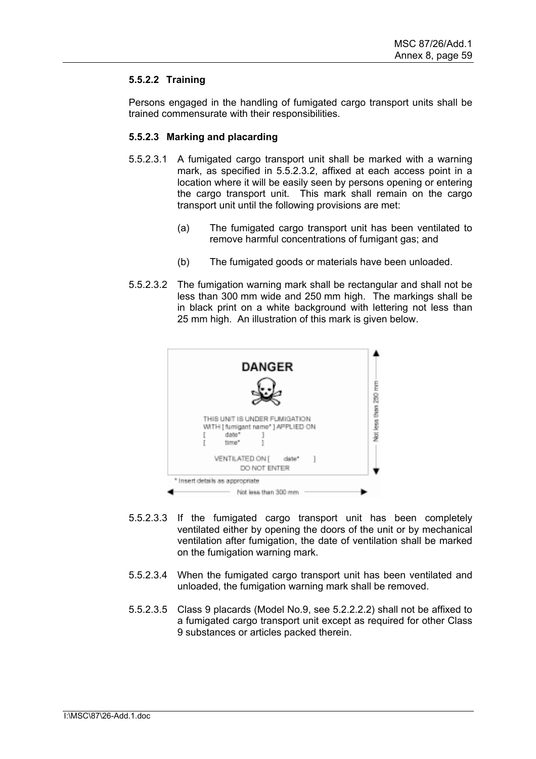#### 5.5.2.2 Training

Persons engaged in the handling of fumigated cargo transport units shall be trained commensurate with their responsibilities.

#### 5.5.2.3 Marking and placarding

5.5.2.3.1 A fumigated cargo transport unit shall be marked with a warning mark, as specified in 5.5.2.3.2, affixed at each access point in a location where it will be easily seen by persons opening or entering the cargo transport unit. This mark shall remain on the cargo transport unit until the following provisions are met:

(a) The fumigated cargo transport unit has been ventilated to remove harmful concentrations of fumigant gas; and

(b) The fumigated goods or materials have been unloaded.

5.5.2.3.2 The fumigation warning mark shall be rectangular and shall not be less than 300 mm wide and 250 mm high. The markings shall be in black print on a white background with lettering not less than 25 mm high. An illustration of this mark is given below.

DANGER

THIS UNIT IS UNDER FUMIGATION
WITH [ fumigant name* ] APPLIED ON
[ date* ]
[ time* ]

VENTILATED ON [ date* ]
DO NOT ENTER

Not less than 250 mm

\* Insert details as appropriate

Not less than 300 mm

5.5.2.3.3 If the fumigated cargo transport unit has been completely ventilated either by opening the doors of the unit or by mechanical ventilation after fumigation, the date of ventilation shall be marked on the fumigation warning mark.

5.5.2.3.4 When the fumigated cargo transport unit has been ventilated and unloaded, the fumigation warning mark shall be removed.

5.5.2.3.5 Class 9 placards (Model No.9, see 5.2.2.2.2) shall not be affixed to a fumigated cargo transport unit except as required for other Class 9 substances or articles packed therein.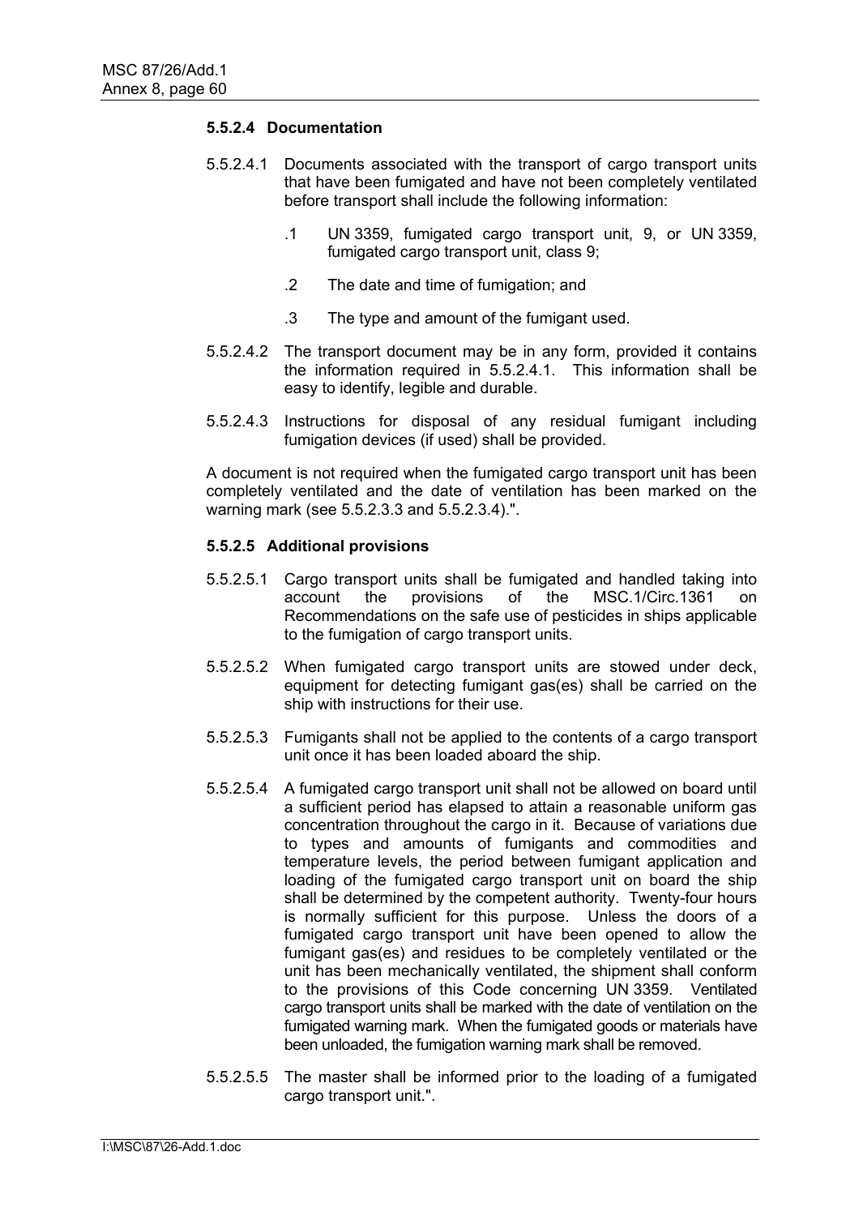### 5.5.2.4 Documentation

5.5.2.4.1 Documents associated with the transport of cargo transport units that have been fumigated and have not been completely ventilated before transport shall include the following information:

.1 UN 3359, fumigated cargo transport unit, 9, or UN 3359, fumigated cargo transport unit, class 9;

.2 The date and time of fumigation; and

.3 The type and amount of the fumigant used.

5.5.2.4.2 The transport document may be in any form, provided it contains the information required in 5.5.2.4.1. This information shall be easy to identify, legible and durable.

5.5.2.4.3 Instructions for disposal of any residual fumigant including fumigation devices (if used) shall be provided.

A document is not required when the fumigated cargo transport unit has been completely ventilated and the date of ventilation has been marked on the warning mark (see 5.5.2.3.3 and 5.5.2.3.4).".

### 5.5.2.5 Additional provisions

5.5.2.5.1 Cargo transport units shall be fumigated and handled taking into account the provisions of the MSC.1/Circ.1361 on Recommendations on the safe use of pesticides in ships applicable to the fumigation of cargo transport units.

5.5.2.5.2 When fumigated cargo transport units are stowed under deck, equipment for detecting fumigant gas(es) shall be carried on the ship with instructions for their use.

5.5.2.5.3 Fumigants shall not be applied to the contents of a cargo transport unit once it has been loaded aboard the ship.

5.5.2.5.4 A fumigated cargo transport unit shall not be allowed on board until a sufficient period has elapsed to attain a reasonable uniform gas concentration throughout the cargo in it. Because of variations due to types and amounts of fumigants and commodities and temperature levels, the period between fumigant application and loading of the fumigated cargo transport unit on board the ship shall be determined by the competent authority. Twenty-four hours is normally sufficient for this purpose. Unless the doors of a fumigated cargo transport unit have been opened to allow the fumigant gas(es) and residues to be completely ventilated or the unit has been mechanically ventilated, the shipment shall conform to the provisions of this Code concerning UN 3359. Ventilated cargo transport units shall be marked with the date of ventilation on the fumigated warning mark. When the fumigated goods or materials have been unloaded, the fumigation warning mark shall be removed.

5.5.2.5.5 The master shall be informed prior to the loading of a fumigated cargo transport unit.".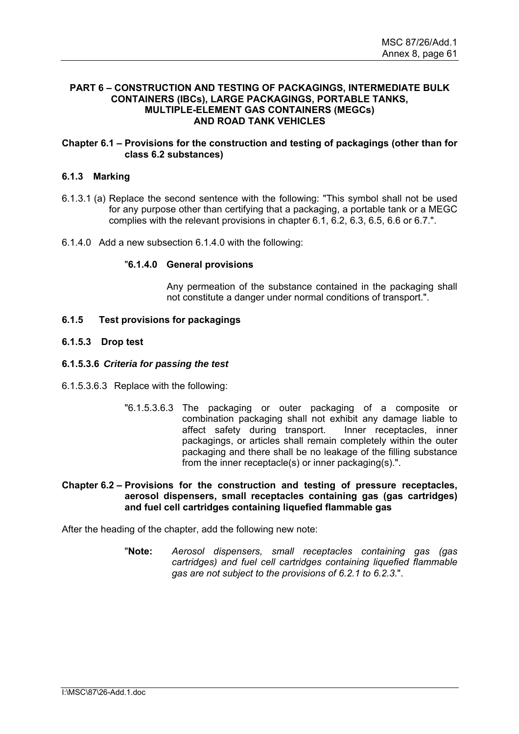## PART 6 – CONSTRUCTION AND TESTING OF PACKAGINGS, INTERMEDIATE BULK CONTAINERS (IBCs), LARGE PACKAGINGS, PORTABLE TANKS, MULTIPLE-ELEMENT GAS CONTAINERS (MEGCs) AND ROAD TANK VEHICLES

### Chapter 6.1 – Provisions for the construction and testing of packagings (other than for class 6.2 substances)

#### 6.1.3 Marking

6.1.3.1 (a) Replace the second sentence with the following: "This symbol shall not be used for any purpose other than certifying that a packaging, a portable tank or a MEGC complies with the relevant provisions in chapter 6.1, 6.2, 6.3, 6.5, 6.6 or 6.7.".

6.1.4.0 Add a new subsection 6.1.4.0 with the following:

> "**6.1.4.0 General provisions**
>
> Any permeation of the substance contained in the packaging shall not constitute a danger under normal conditions of transport.".

#### 6.1.5 Test provisions for packagings

#### 6.1.5.3 Drop test

#### 6.1.5.3.6 *Criteria for passing the test*

6.1.5.3.6.3 Replace with the following:

> "6.1.5.3.6.3 The packaging or outer packaging of a composite or combination packaging shall not exhibit any damage liable to affect safety during transport. Inner receptacles, inner packagings, or articles shall remain completely within the outer packaging and there shall be no leakage of the filling substance from the inner receptacle(s) or inner packaging(s).".

### Chapter 6.2 – Provisions for the construction and testing of pressure receptacles, aerosol dispensers, small receptacles containing gas (gas cartridges) and fuel cell cartridges containing liquefied flammable gas

After the heading of the chapter, add the following new note:

> "**Note:** *Aerosol dispensers, small receptacles containing gas (gas cartridges) and fuel cell cartridges containing liquefied flammable gas are not subject to the provisions of 6.2.1 to 6.2.3.*".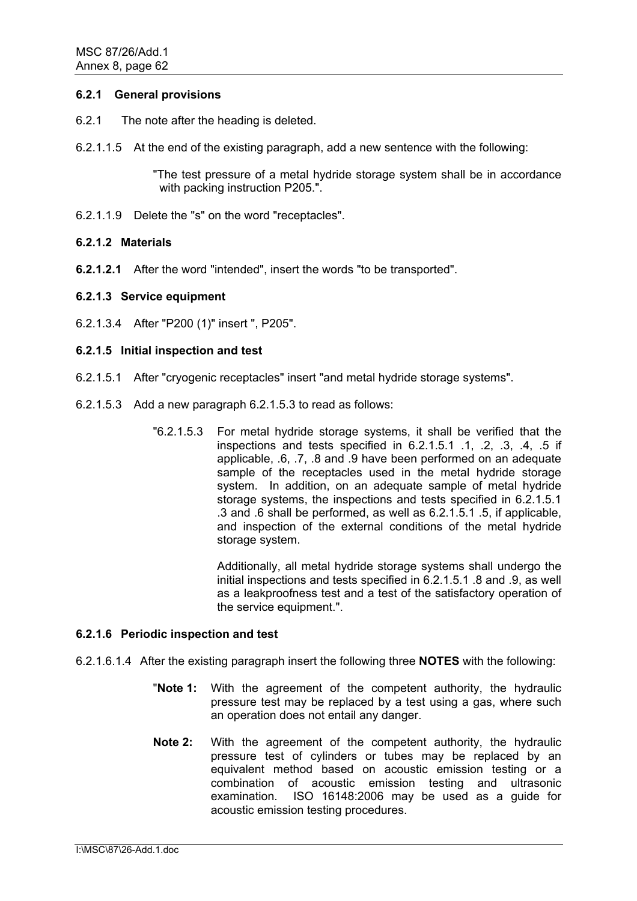### 6.2.1 General provisions

6.2.1 The note after the heading is deleted.

6.2.1.1.5 At the end of the existing paragraph, add a new sentence with the following:

> "The test pressure of a metal hydride storage system shall be in accordance with packing instruction P205.".

6.2.1.1.9 Delete the "s" on the word "receptacles".

### 6.2.1.2 Materials

**6.2.1.2.1** After the word "intended", insert the words "to be transported".

### 6.2.1.3 Service equipment

6.2.1.3.4 After "P200 (1)" insert ", P205".

### 6.2.1.5 Initial inspection and test

6.2.1.5.1 After "cryogenic receptacles" insert "and metal hydride storage systems".

6.2.1.5.3 Add a new paragraph 6.2.1.5.3 to read as follows:

> "6.2.1.5.3 For metal hydride storage systems, it shall be verified that the inspections and tests specified in 6.2.1.5.1 .1, .2, .3, .4, .5 if applicable, .6, .7, .8 and .9 have been performed on an adequate sample of the receptacles used in the metal hydride storage system. In addition, on an adequate sample of metal hydride storage systems, the inspections and tests specified in 6.2.1.5.1 .3 and .6 shall be performed, as well as 6.2.1.5.1 .5, if applicable, and inspection of the external conditions of the metal hydride storage system.
>
> Additionally, all metal hydride storage systems shall undergo the initial inspections and tests specified in 6.2.1.5.1 .8 and .9, as well as a leakproofness test and a test of the satisfactory operation of the service equipment.".

### 6.2.1.6 Periodic inspection and test

6.2.1.6.1.4 After the existing paragraph insert the following three **NOTES** with the following:

> "**Note 1:** With the agreement of the competent authority, the hydraulic pressure test may be replaced by a test using a gas, where such an operation does not entail any danger.
>
> **Note 2:** With the agreement of the competent authority, the hydraulic pressure test of cylinders or tubes may be replaced by an equivalent method based on acoustic emission testing or a combination of acoustic emission testing and ultrasonic examination. ISO 16148:2006 may be used as a guide for acoustic emission testing procedures.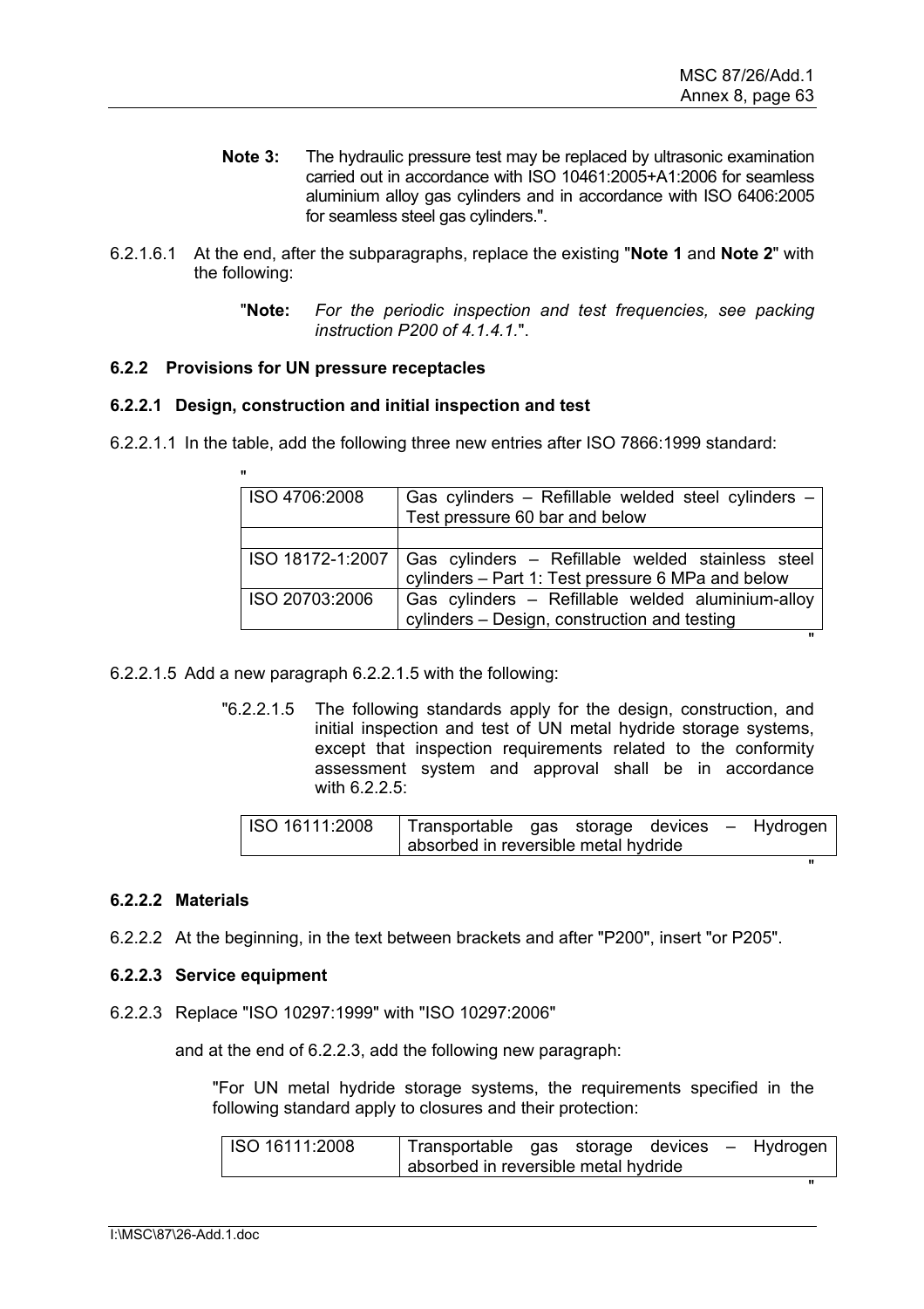**Note 3:** The hydraulic pressure test may be replaced by ultrasonic examination carried out in accordance with ISO 10461:2005+A1:2006 for seamless aluminium alloy gas cylinders and in accordance with ISO 6406:2005 for seamless steel gas cylinders.".

6.2.1.6.1 At the end, after the subparagraphs, replace the existing "**Note 1** and **Note 2**" with the following:

"**Note:** *For the periodic inspection and test frequencies, see packing instruction P200 of 4.1.4.1.*".

### 6.2.2 Provisions for UN pressure receptacles

#### 6.2.2.1 Design, construction and initial inspection and test

6.2.2.1.1 In the table, add the following three new entries after ISO 7866:1999 standard:

"

| | |
|---|---|
| ISO 4706:2008 | Gas cylinders – Refillable welded steel cylinders – Test pressure 60 bar and below |
| | |
| ISO 18172-1:2007 | Gas cylinders – Refillable welded stainless steel cylinders – Part 1: Test pressure 6 MPa and below |
| ISO 20703:2006 | Gas cylinders – Refillable welded aluminium-alloy cylinders – Design, construction and testing |

"

6.2.2.1.5 Add a new paragraph 6.2.2.1.5 with the following:

"6.2.2.1.5 The following standards apply for the design, construction, and initial inspection and test of UN metal hydride storage systems, except that inspection requirements related to the conformity assessment system and approval shall be in accordance with 6.2.2.5:

| | |
|---|---|
| ISO 16111:2008 | Transportable gas storage devices – Hydrogen absorbed in reversible metal hydride |

"

#### 6.2.2.2 Materials

6.2.2.2 At the beginning, in the text between brackets and after "P200", insert "or P205".

#### 6.2.2.3 Service equipment

6.2.2.3 Replace "ISO 10297:1999" with "ISO 10297:2006"

and at the end of 6.2.2.3, add the following new paragraph:

"For UN metal hydride storage systems, the requirements specified in the following standard apply to closures and their protection:

| | |
|---|---|
| ISO 16111:2008 | Transportable gas storage devices – Hydrogen absorbed in reversible metal hydride |

"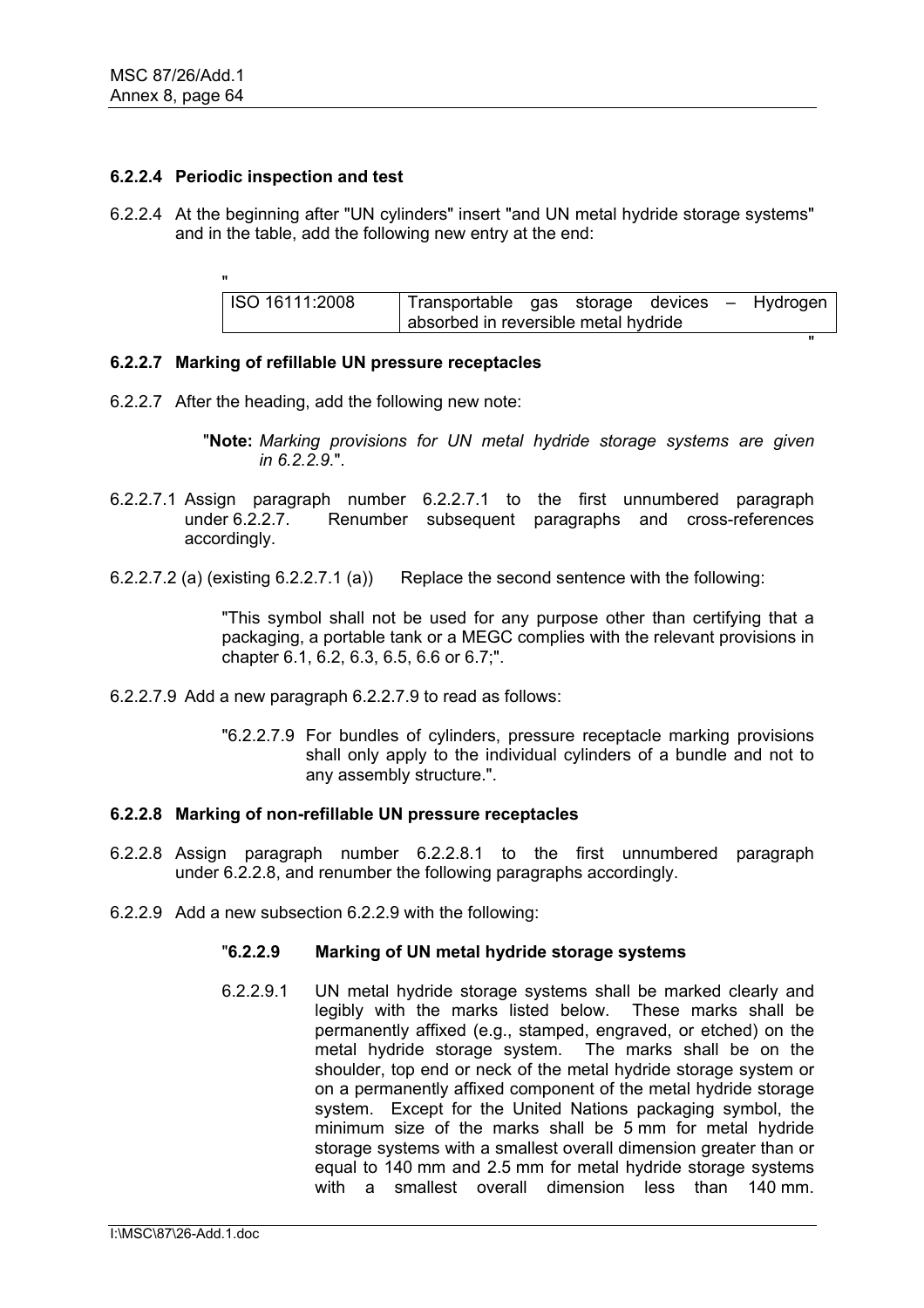#### 6.2.2.4 Periodic inspection and test

6.2.2.4 At the beginning after "UN cylinders" insert "and UN metal hydride storage systems" and in the table, add the following new entry at the end:

"

| ISO 16111:2008 | Transportable gas storage devices – Hydrogen absorbed in reversible metal hydride |
|---|---|

"

#### 6.2.2.7 Marking of refillable UN pressure receptacles

6.2.2.7 After the heading, add the following new note:

"**Note:** *Marking provisions for UN metal hydride storage systems are given in 6.2.2.9*.".

6.2.2.7.1 Assign paragraph number 6.2.2.7.1 to the first unnumbered paragraph under 6.2.2.7. Renumber subsequent paragraphs and cross-references accordingly.

6.2.2.7.2 (a) (existing 6.2.2.7.1 (a)) Replace the second sentence with the following:

"This symbol shall not be used for any purpose other than certifying that a packaging, a portable tank or a MEGC complies with the relevant provisions in chapter 6.1, 6.2, 6.3, 6.5, 6.6 or 6.7;".

6.2.2.7.9 Add a new paragraph 6.2.2.7.9 to read as follows:

"6.2.2.7.9 For bundles of cylinders, pressure receptacle marking provisions shall only apply to the individual cylinders of a bundle and not to any assembly structure.".

#### 6.2.2.8 Marking of non-refillable UN pressure receptacles

6.2.2.8 Assign paragraph number 6.2.2.8.1 to the first unnumbered paragraph under 6.2.2.8, and renumber the following paragraphs accordingly.

6.2.2.9 Add a new subsection 6.2.2.9 with the following:

"**6.2.2.9 Marking of UN metal hydride storage systems**

6.2.2.9.1 UN metal hydride storage systems shall be marked clearly and legibly with the marks listed below. These marks shall be permanently affixed (e.g., stamped, engraved, or etched) on the metal hydride storage system. The marks shall be on the shoulder, top end or neck of the metal hydride storage system or on a permanently affixed component of the metal hydride storage system. Except for the United Nations packaging symbol, the minimum size of the marks shall be 5 mm for metal hydride storage systems with a smallest overall dimension greater than or equal to 140 mm and 2.5 mm for metal hydride storage systems with a smallest overall dimension less than 140 mm.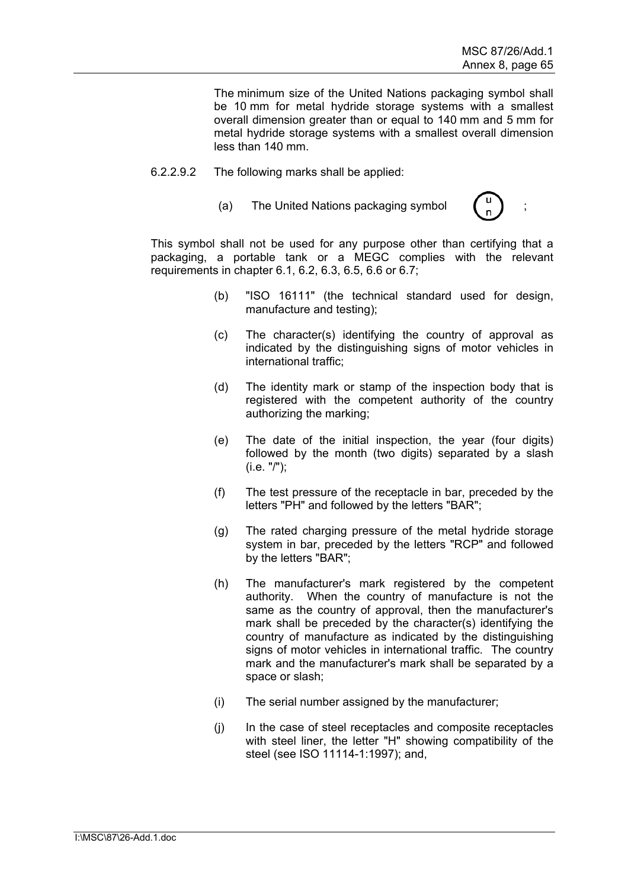The minimum size of the United Nations packaging symbol shall be 10 mm for metal hydride storage systems with a smallest overall dimension greater than or equal to 140 mm and 5 mm for metal hydride storage systems with a smallest overall dimension less than 140 mm.

6.2.2.9.2 The following marks shall be applied:

(a) The United Nations packaging symbol (u/n) ;

This symbol shall not be used for any purpose other than certifying that a packaging, a portable tank or a MEGC complies with the relevant requirements in chapter 6.1, 6.2, 6.3, 6.5, 6.6 or 6.7;

(b) "ISO 16111" (the technical standard used for design, manufacture and testing);

(c) The character(s) identifying the country of approval as indicated by the distinguishing signs of motor vehicles in international traffic;

(d) The identity mark or stamp of the inspection body that is registered with the competent authority of the country authorizing the marking;

(e) The date of the initial inspection, the year (four digits) followed by the month (two digits) separated by a slash (i.e. "/");

(f) The test pressure of the receptacle in bar, preceded by the letters "PH" and followed by the letters "BAR";

(g) The rated charging pressure of the metal hydride storage system in bar, preceded by the letters "RCP" and followed by the letters "BAR";

(h) The manufacturer's mark registered by the competent authority. When the country of manufacture is not the same as the country of approval, then the manufacturer's mark shall be preceded by the character(s) identifying the country of manufacture as indicated by the distinguishing signs of motor vehicles in international traffic. The country mark and the manufacturer's mark shall be separated by a space or slash;

(i) The serial number assigned by the manufacturer;

(j) In the case of steel receptacles and composite receptacles with steel liner, the letter "H" showing compatibility of the steel (see ISO 11114-1:1997); and,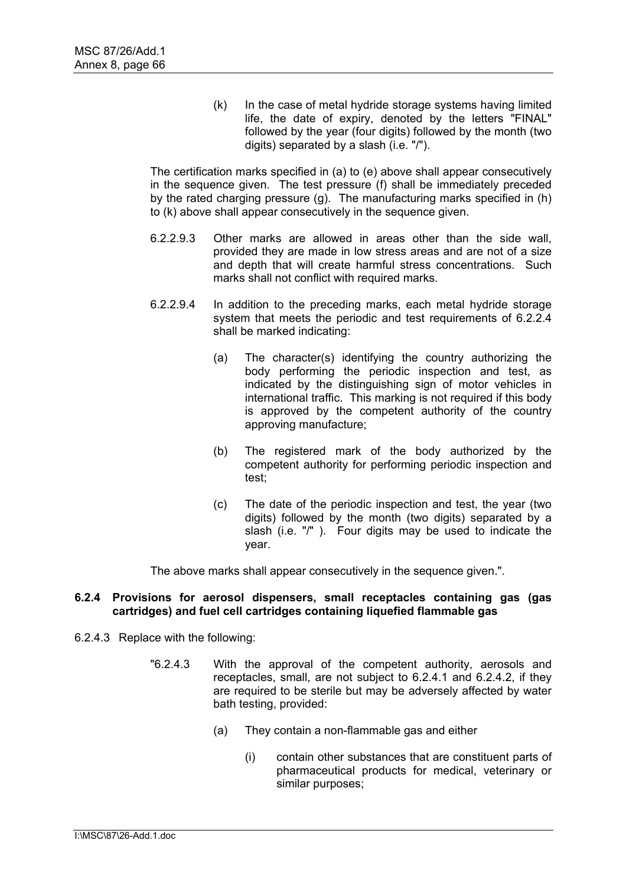(k) In the case of metal hydride storage systems having limited life, the date of expiry, denoted by the letters "FINAL" followed by the year (four digits) followed by the month (two digits) separated by a slash (i.e. "/").

The certification marks specified in (a) to (e) above shall appear consecutively in the sequence given. The test pressure (f) shall be immediately preceded by the rated charging pressure (g). The manufacturing marks specified in (h) to (k) above shall appear consecutively in the sequence given.

6.2.2.9.3 Other marks are allowed in areas other than the side wall, provided they are made in low stress areas and are not of a size and depth that will create harmful stress concentrations. Such marks shall not conflict with required marks.

6.2.2.9.4 In addition to the preceding marks, each metal hydride storage system that meets the periodic and test requirements of 6.2.2.4 shall be marked indicating:

(a) The character(s) identifying the country authorizing the body performing the periodic inspection and test, as indicated by the distinguishing sign of motor vehicles in international traffic. This marking is not required if this body is approved by the competent authority of the country approving manufacture;

(b) The registered mark of the body authorized by the competent authority for performing periodic inspection and test;

(c) The date of the periodic inspection and test, the year (two digits) followed by the month (two digits) separated by a slash (i.e. "/" ). Four digits may be used to indicate the year.

The above marks shall appear consecutively in the sequence given.".

**6.2.4 Provisions for aerosol dispensers, small receptacles containing gas (gas cartridges) and fuel cell cartridges containing liquefied flammable gas**

6.2.4.3 Replace with the following:

"6.2.4.3 With the approval of the competent authority, aerosols and receptacles, small, are not subject to 6.2.4.1 and 6.2.4.2, if they are required to be sterile but may be adversely affected by water bath testing, provided:

(a) They contain a non-flammable gas and either

(i) contain other substances that are constituent parts of pharmaceutical products for medical, veterinary or similar purposes;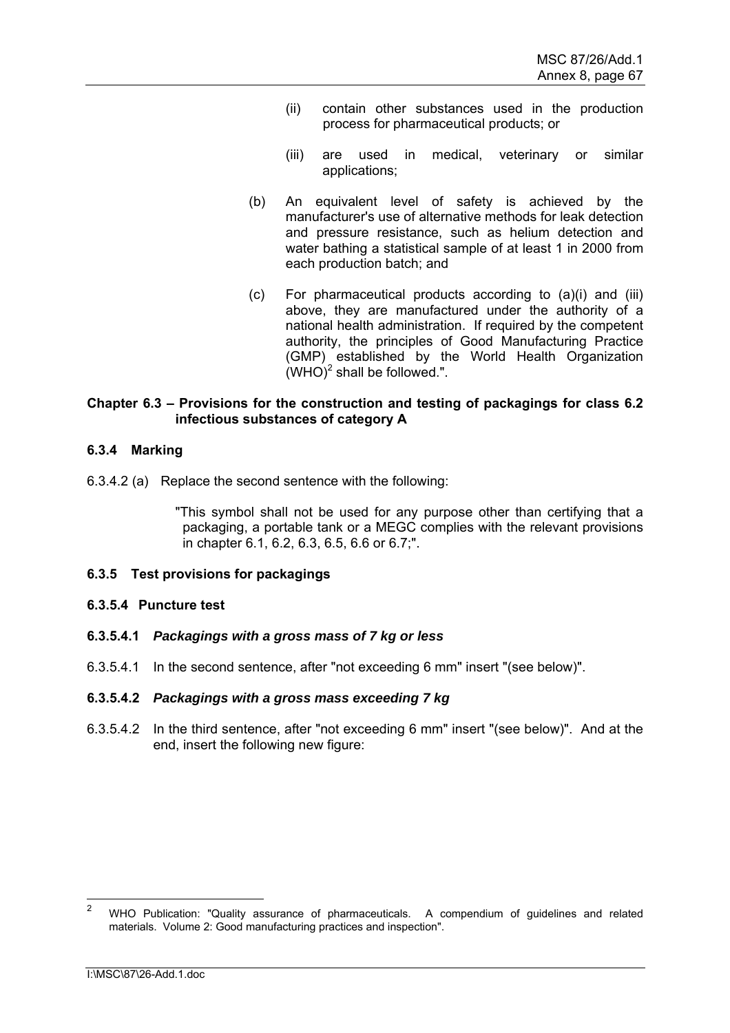(ii) contain other substances used in the production process for pharmaceutical products; or

(iii) are used in medical, veterinary or similar applications;

(b) An equivalent level of safety is achieved by the manufacturer's use of alternative methods for leak detection and pressure resistance, such as helium detection and water bathing a statistical sample of at least 1 in 2000 from each production batch; and

(c) For pharmaceutical products according to (a)(i) and (iii) above, they are manufactured under the authority of a national health administration. If required by the competent authority, the principles of Good Manufacturing Practice (GMP) established by the World Health Organization (WHO)[2] shall be followed.".

**Chapter 6.3 – Provisions for the construction and testing of packagings for class 6.2 infectious substances of category A**

### 6.3.4 Marking

6.3.4.2 (a) Replace the second sentence with the following:

"This symbol shall not be used for any purpose other than certifying that a packaging, a portable tank or a MEGC complies with the relevant provisions in chapter 6.1, 6.2, 6.3, 6.5, 6.6 or 6.7;".

### 6.3.5 Test provisions for packagings

#### 6.3.5.4 Puncture test

#### 6.3.5.4.1 *Packagings with a gross mass of 7 kg or less*

6.3.5.4.1 In the second sentence, after "not exceeding 6 mm" insert "(see below)".

#### 6.3.5.4.2 *Packagings with a gross mass exceeding 7 kg*

6.3.5.4.2 In the third sentence, after "not exceeding 6 mm" insert "(see below)". And at the end, insert the following new figure:

---

[2] WHO Publication: "Quality assurance of pharmaceuticals. A compendium of guidelines and related materials. Volume 2: Good manufacturing practices and inspection".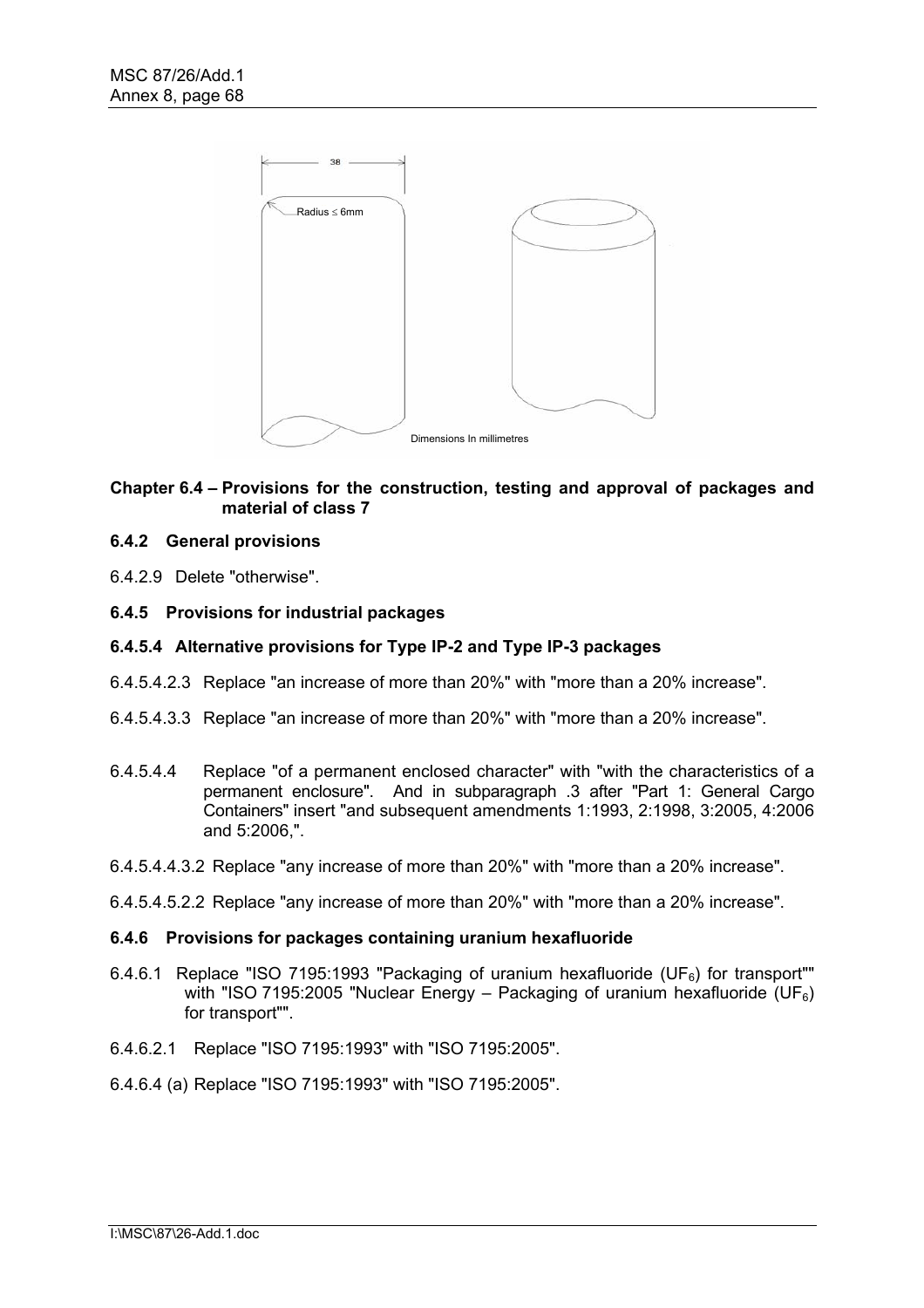## Chapter 6.4 – Provisions for the construction, testing and approval of packages and material of class 7

### 6.4.2 General provisions

6.4.2.9 Delete "otherwise".

### 6.4.5 Provisions for industrial packages

#### 6.4.5.4 Alternative provisions for Type IP-2 and Type IP-3 packages

6.4.5.4.2.3 Replace "an increase of more than 20%" with "more than a 20% increase".

6.4.5.4.3.3 Replace "an increase of more than 20%" with "more than a 20% increase".

6.4.5.4.4 Replace "of a permanent enclosed character" with "with the characteristics of a permanent enclosure". And in subparagraph .3 after "Part 1: General Cargo Containers" insert "and subsequent amendments 1:1993, 2:1998, 3:2005, 4:2006 and 5:2006,".

6.4.5.4.4.3.2 Replace "any increase of more than 20%" with "more than a 20% increase".

6.4.5.4.5.2.2 Replace "any increase of more than 20%" with "more than a 20% increase".

### 6.4.6 Provisions for packages containing uranium hexafluoride

6.4.6.1 Replace "ISO 7195:1993 "Packaging of uranium hexafluoride ($UF_6$) for transport"" with "ISO 7195:2005 "Nuclear Energy – Packaging of uranium hexafluoride ($UF_6$) for transport"".

6.4.6.2.1 Replace "ISO 7195:1993" with "ISO 7195:2005".

6.4.6.4 (a) Replace "ISO 7195:1993" with "ISO 7195:2005".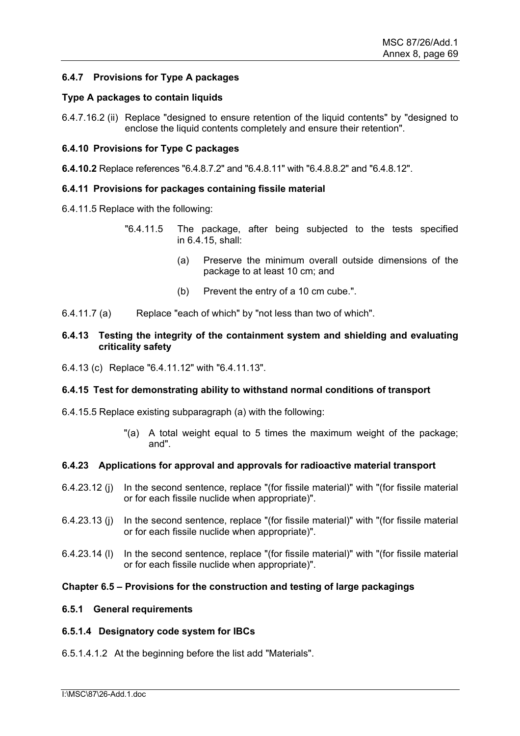### 6.4.7 Provisions for Type A packages

**Type A packages to contain liquids**

6.4.7.16.2 (ii) Replace "designed to ensure retention of the liquid contents" by "designed to enclose the liquid contents completely and ensure their retention".

### 6.4.10 Provisions for Type C packages

**6.4.10.2** Replace references "6.4.8.7.2" and "6.4.8.11" with "6.4.8.8.2" and "6.4.8.12".

### 6.4.11 Provisions for packages containing fissile material

6.4.11.5 Replace with the following:

> "6.4.11.5 The package, after being subjected to the tests specified in 6.4.15, shall:
>
> (a) Preserve the minimum overall outside dimensions of the package to at least 10 cm; and
>
> (b) Prevent the entry of a 10 cm cube.".

6.4.11.7 (a) Replace "each of which" by "not less than two of which".

### 6.4.13 Testing the integrity of the containment system and shielding and evaluating criticality safety

6.4.13 (c) Replace "6.4.11.12" with "6.4.11.13".

### 6.4.15 Test for demonstrating ability to withstand normal conditions of transport

6.4.15.5 Replace existing subparagraph (a) with the following:

> "(a) A total weight equal to 5 times the maximum weight of the package; and".

### 6.4.23 Applications for approval and approvals for radioactive material transport

6.4.23.12 (j) In the second sentence, replace "(for fissile material)" with "(for fissile material or for each fissile nuclide when appropriate)".

6.4.23.13 (j) In the second sentence, replace "(for fissile material)" with "(for fissile material or for each fissile nuclide when appropriate)".

6.4.23.14 (l) In the second sentence, replace "(for fissile material)" with "(for fissile material or for each fissile nuclide when appropriate)".

## Chapter 6.5 – Provisions for the construction and testing of large packagings

### 6.5.1 General requirements

### 6.5.1.4 Designatory code system for IBCs

6.5.1.4.1.2 At the beginning before the list add "Materials".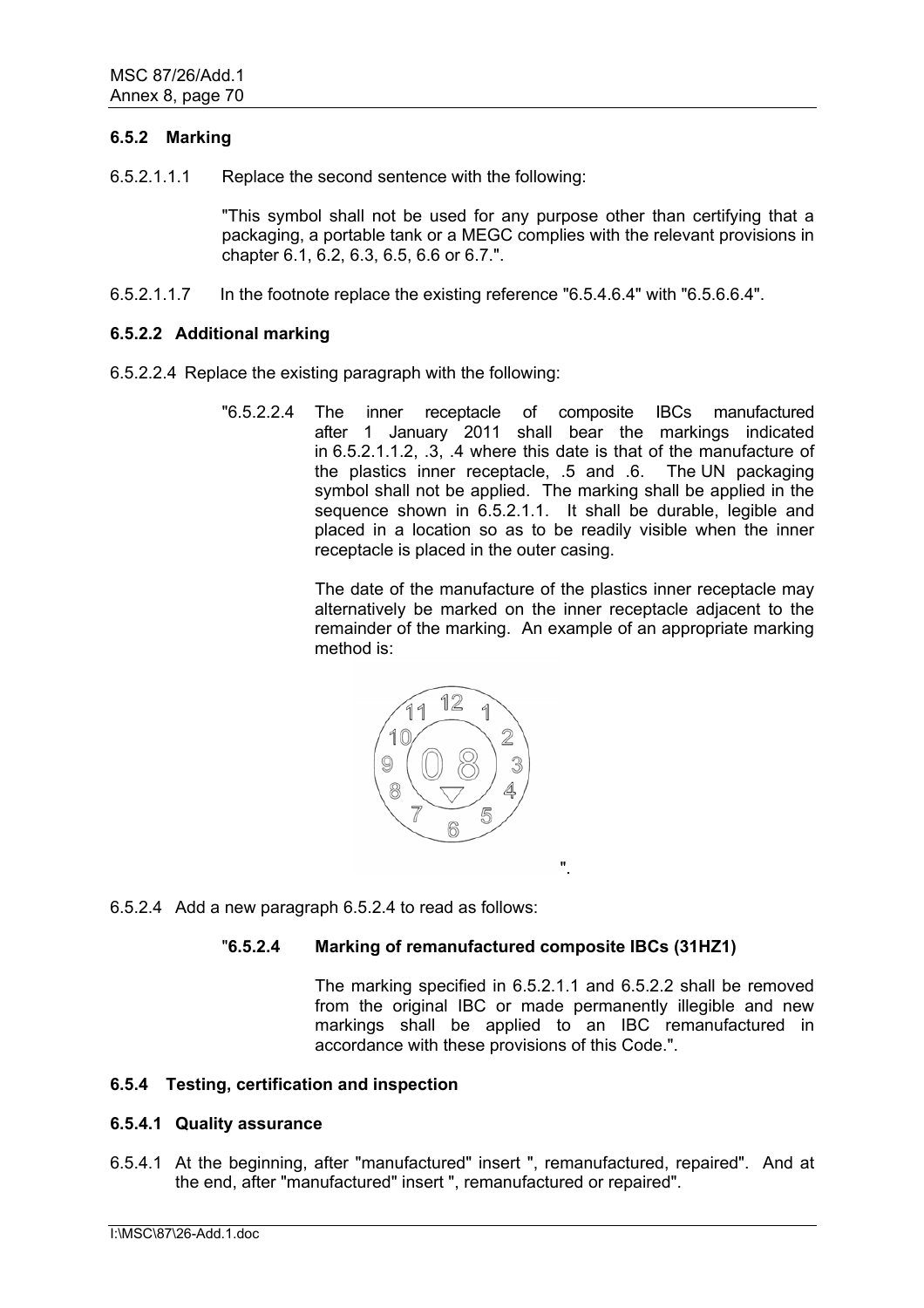### 6.5.2 Marking

6.5.2.1.1.1 Replace the second sentence with the following:

"This symbol shall not be used for any purpose other than certifying that a packaging, a portable tank or a MEGC complies with the relevant provisions in chapter 6.1, 6.2, 6.3, 6.5, 6.6 or 6.7.".

6.5.2.1.1.7 In the footnote replace the existing reference "6.5.4.6.4" with "6.5.6.6.4".

### 6.5.2.2 Additional marking

6.5.2.2.4 Replace the existing paragraph with the following:

"6.5.2.2.4 The inner receptacle of composite IBCs manufactured after 1 January 2011 shall bear the markings indicated in 6.5.2.1.1.2, .3, .4 where this date is that of the manufacture of the plastics inner receptacle, .5 and .6. The UN packaging symbol shall not be applied. The marking shall be applied in the sequence shown in 6.5.2.1.1. It shall be durable, legible and placed in a location so as to be readily visible when the inner receptacle is placed in the outer casing.

The date of the manufacture of the plastics inner receptacle may alternatively be marked on the inner receptacle adjacent to the remainder of the marking. An example of an appropriate marking method is:

".

6.5.2.4 Add a new paragraph 6.5.2.4 to read as follows:

"**6.5.2.4 Marking of remanufactured composite IBCs (31HZ1)**

The marking specified in 6.5.2.1.1 and 6.5.2.2 shall be removed from the original IBC or made permanently illegible and new markings shall be applied to an IBC remanufactured in accordance with these provisions of this Code.".

### 6.5.4 Testing, certification and inspection

#### 6.5.4.1 Quality assurance

6.5.4.1 At the beginning, after "manufactured" insert ", remanufactured, repaired". And at the end, after "manufactured" insert ", remanufactured or repaired".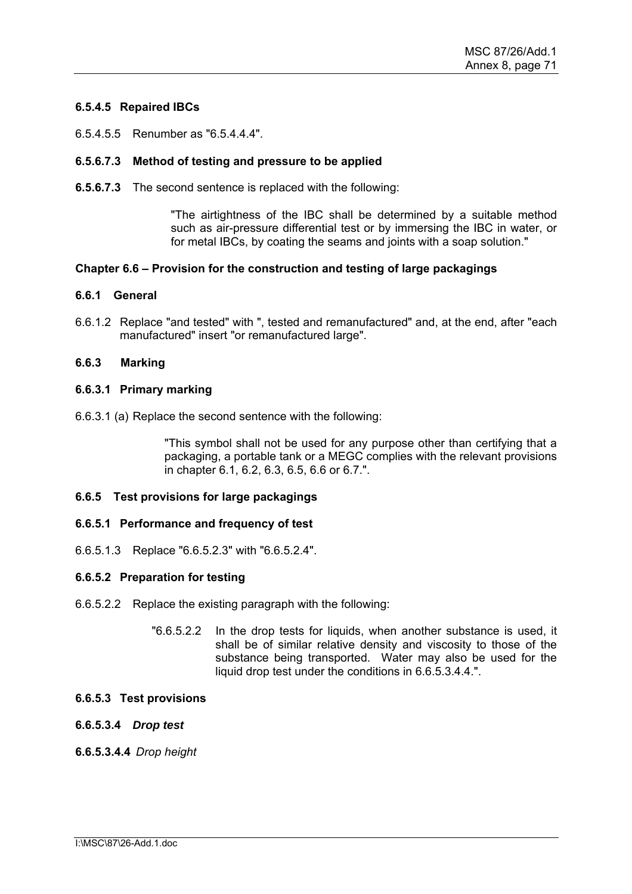### 6.5.4.5 Repaired IBCs

6.5.4.5.5 Renumber as "6.5.4.4.4".

### 6.5.6.7.3 Method of testing and pressure to be applied

**6.5.6.7.3** The second sentence is replaced with the following:

> "The airtightness of the IBC shall be determined by a suitable method such as air-pressure differential test or by immersing the IBC in water, or for metal IBCs, by coating the seams and joints with a soap solution."

## Chapter 6.6 – Provision for the construction and testing of large packagings

### 6.6.1 General

6.6.1.2 Replace "and tested" with ", tested and remanufactured" and, at the end, after "each manufactured" insert "or remanufactured large".

### 6.6.3 Marking

### 6.6.3.1 Primary marking

6.6.3.1 (a) Replace the second sentence with the following:

> "This symbol shall not be used for any purpose other than certifying that a packaging, a portable tank or a MEGC complies with the relevant provisions in chapter 6.1, 6.2, 6.3, 6.5, 6.6 or 6.7.".

### 6.6.5 Test provisions for large packagings

### 6.6.5.1 Performance and frequency of test

6.6.5.1.3 Replace "6.6.5.2.3" with "6.6.5.2.4".

### 6.6.5.2 Preparation for testing

6.6.5.2.2 Replace the existing paragraph with the following:

> "6.6.5.2.2 In the drop tests for liquids, when another substance is used, it shall be of similar relative density and viscosity to those of the substance being transported. Water may also be used for the liquid drop test under the conditions in 6.6.5.3.4.4.".

### 6.6.5.3 Test provisions

### 6.6.5.3.4 *Drop test*

**6.6.5.3.4.4** *Drop height*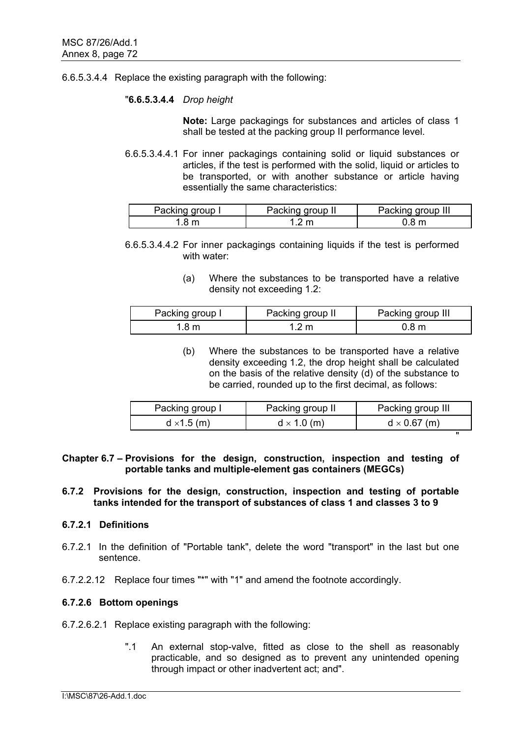6.6.5.3.4.4 Replace the existing paragraph with the following:

"**6.6.5.3.4.4** *Drop height*

**Note:** Large packagings for substances and articles of class 1 shall be tested at the packing group II performance level.

6.6.5.3.4.4.1 For inner packagings containing solid or liquid substances or articles, if the test is performed with the solid, liquid or articles to be transported, or with another substance or article having essentially the same characteristics:

| Packing group I | Packing group II | Packing group III |
|---|---|---|
| 1.8 m | 1.2 m | 0.8 m |

6.6.5.3.4.4.2 For inner packagings containing liquids if the test is performed with water:

(a) Where the substances to be transported have a relative density not exceeding 1.2:

| Packing group I | Packing group II | Packing group III |
|---|---|---|
| 1.8 m | 1.2 m | 0.8 m |

(b) Where the substances to be transported have a relative density exceeding 1.2, the drop height shall be calculated on the basis of the relative density (d) of the substance to be carried, rounded up to the first decimal, as follows:

| Packing group I | Packing group II | Packing group III |
|---|---|---|
| $d \times 1.5$ (m) | $d \times 1.0$ (m) | $d \times 0.67$ (m) |

"

**Chapter 6.7 – Provisions for the design, construction, inspection and testing of portable tanks and multiple-element gas containers (MEGCs)**

**6.7.2 Provisions for the design, construction, inspection and testing of portable tanks intended for the transport of substances of class 1 and classes 3 to 9**

**6.7.2.1 Definitions**

6.7.2.1 In the definition of "Portable tank", delete the word "transport" in the last but one sentence.

6.7.2.2.12 Replace four times "*" with "1" and amend the footnote accordingly.

**6.7.2.6 Bottom openings**

6.7.2.6.2.1 Replace existing paragraph with the following:

".1 An external stop-valve, fitted as close to the shell as reasonably practicable, and so designed as to prevent any unintended opening through impact or other inadvertent act; and".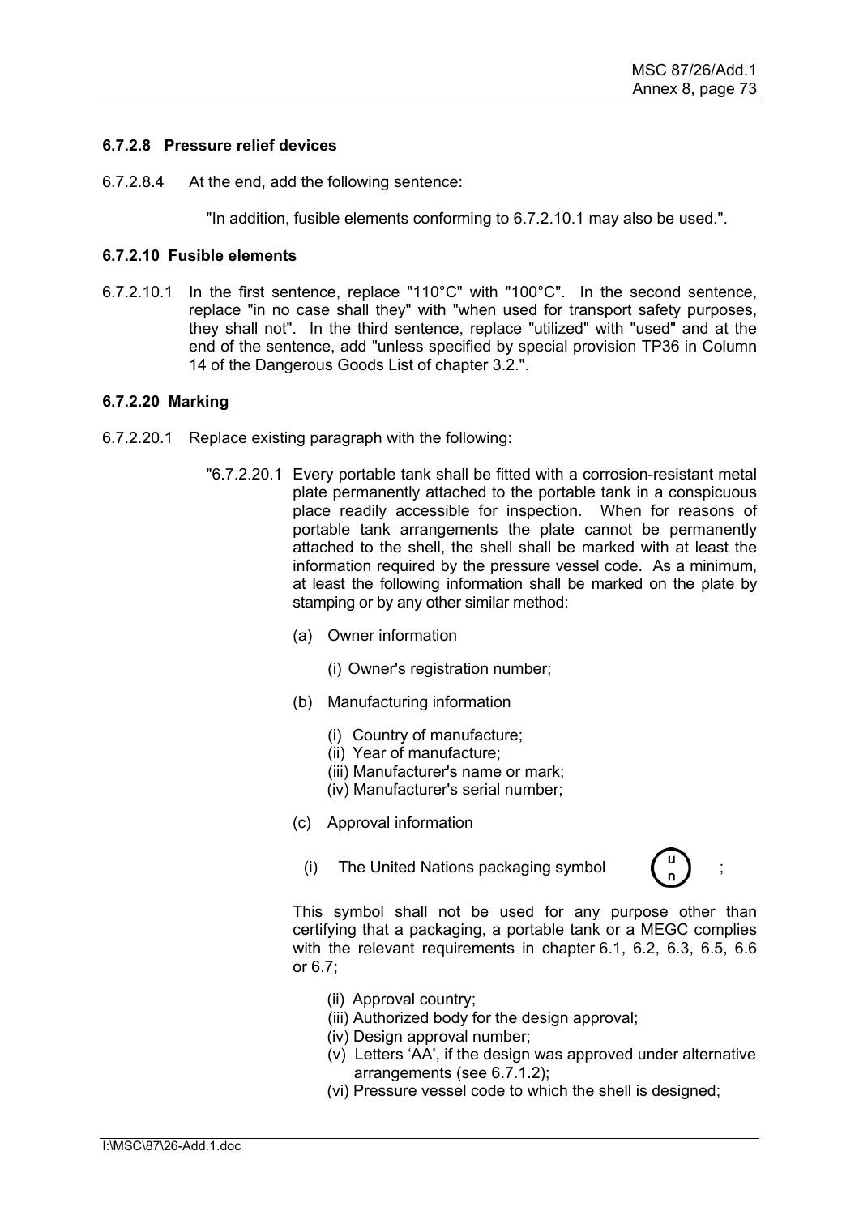### 6.7.2.8 Pressure relief devices

6.7.2.8.4 At the end, add the following sentence:

"In addition, fusible elements conforming to 6.7.2.10.1 may also be used.".

### 6.7.2.10 Fusible elements

6.7.2.10.1 In the first sentence, replace "110°C" with "100°C". In the second sentence, replace "in no case shall they" with "when used for transport safety purposes, they shall not". In the third sentence, replace "utilized" with "used" and at the end of the sentence, add "unless specified by special provision TP36 in Column 14 of the Dangerous Goods List of chapter 3.2.".

### 6.7.2.20 Marking

6.7.2.20.1 Replace existing paragraph with the following:

"6.7.2.20.1 Every portable tank shall be fitted with a corrosion-resistant metal plate permanently attached to the portable tank in a conspicuous place readily accessible for inspection. When for reasons of portable tank arrangements the plate cannot be permanently attached to the shell, the shell shall be marked with at least the information required by the pressure vessel code. As a minimum, at least the following information shall be marked on the plate by stamping or by any other similar method:

(a) Owner information

(i) Owner's registration number;

(b) Manufacturing information

(i) Country of manufacture;
(ii) Year of manufacture;
(iii) Manufacturer's name or mark;
(iv) Manufacturer's serial number;

(c) Approval information

(i) The United Nations packaging symbol (u/n) ;

This symbol shall not be used for any purpose other than certifying that a packaging, a portable tank or a MEGC complies with the relevant requirements in chapter 6.1, 6.2, 6.3, 6.5, 6.6 or 6.7;

(ii) Approval country;
(iii) Authorized body for the design approval;
(iv) Design approval number;
(v) Letters 'AA', if the design was approved under alternative arrangements (see 6.7.1.2);
(vi) Pressure vessel code to which the shell is designed;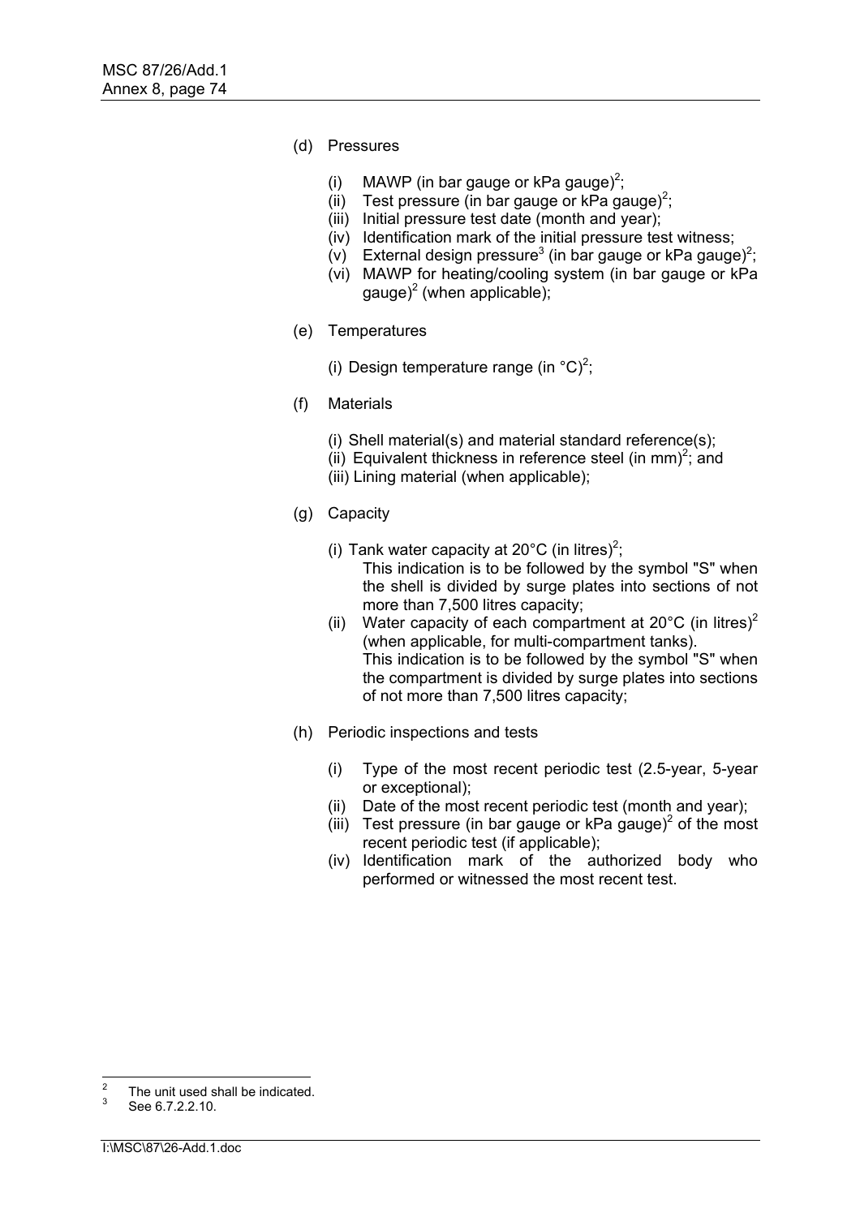(d) Pressures

- (i) MAWP (in bar gauge or kPa gauge)[2];
- (ii) Test pressure (in bar gauge or kPa gauge)[2];
- (iii) Initial pressure test date (month and year);
- (iv) Identification mark of the initial pressure test witness;
- (v) External design pressure[3] (in bar gauge or kPa gauge)[2];
- (vi) MAWP for heating/cooling system (in bar gauge or kPa gauge)[2] (when applicable);

(e) Temperatures

- (i) Design temperature range (in °C)[2];

(f) Materials

- (i) Shell material(s) and material standard reference(s);
- (ii) Equivalent thickness in reference steel (in mm)[2]; and
- (iii) Lining material (when applicable);

(g) Capacity

- (i) Tank water capacity at 20°C (in litres)[2];
  This indication is to be followed by the symbol "S" when the shell is divided by surge plates into sections of not more than 7,500 litres capacity;
- (ii) Water capacity of each compartment at 20°C (in litres)[2] (when applicable, for multi-compartment tanks).
  This indication is to be followed by the symbol "S" when the compartment is divided by surge plates into sections of not more than 7,500 litres capacity;

(h) Periodic inspections and tests

- (i) Type of the most recent periodic test (2.5-year, 5-year or exceptional);
- (ii) Date of the most recent periodic test (month and year);
- (iii) Test pressure (in bar gauge or kPa gauge)[2] of the most recent periodic test (if applicable);
- (iv) Identification mark of the authorized body who performed or witnessed the most recent test.

---

[2] The unit used shall be indicated.

[3] See 6.7.2.2.10.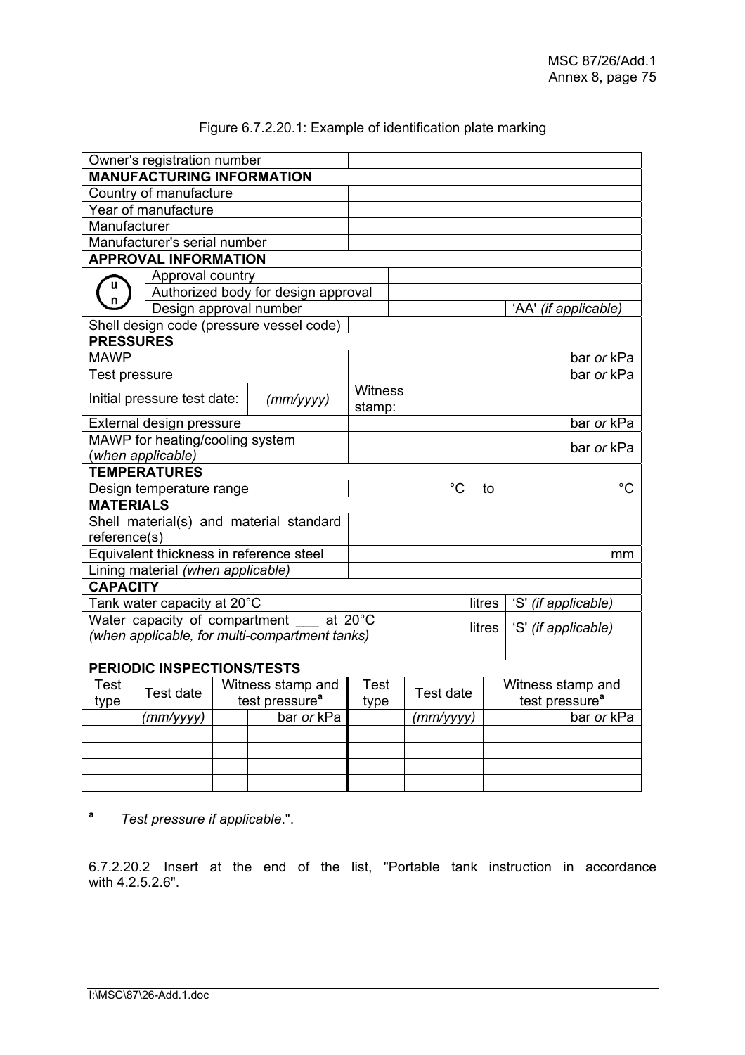Figure 6.7.2.20.1: Example of identification plate marking

| | | | | | | | |
|---|---|---|---|---|---|---|---|
| Owner's registration number | | | | | | | |
| **MANUFACTURING INFORMATION** | | | | | | | |
| Country of manufacture | | | | | | | |
| Year of manufacture | | | | | | | |
| Manufacturer | | | | | | | |
| Manufacturer's serial number | | | | | | | |
| **APPROVAL INFORMATION** | | | | | | | |
| (u n) | Approval country | | | | | | |
| | Authorized body for design approval | | | | | | |
| | Design approval number | | | | | 'AA' *(if applicable)* | |
| Shell design code (pressure vessel code) | | | | | | | |
| **PRESSURES** | | | | | | | |
| MAWP | | | | | | bar *or* kPa | |
| Test pressure | | | | | | bar *or* kPa | |
| Initial pressure test date: | | *(mm/yyyy)* | Witness stamp: | | | | |
| External design pressure | | | | | | bar *or* kPa | |
| MAWP for heating/cooling system (*when applicable)* | | | | | | bar *or* kPa | |
| **TEMPERATURES** | | | | | | | |
| Design temperature range | | | | °C | to | °C | |
| **MATERIALS** | | | | | | | |
| Shell material(s) and material standard reference(s) | | | | | | | |
| Equivalent thickness in reference steel | | | | | | mm | |
| Lining material *(when applicable)* | | | | | | | |
| **CAPACITY** | | | | | | | |
| Tank water capacity at 20°C | | | | | litres | 'S' *(if applicable)* | |
| Water capacity of compartment ___ at 20°C *(when applicable, for multi-compartment tanks)* | | | | | litres | 'S' *(if applicable)* | |
| | | | | | | | |
| **PERIODIC INSPECTIONS/TESTS** | | | | | | | |
| Test type | Test date | Witness stamp and test pressure[a] | | Test type | Test date | Witness stamp and test pressure[a] | |
| | *(mm/yyyy)* | | bar *or* kPa | | *(mm/yyyy)* | | bar *or* kPa |
| | | | | | | | |
| | | | | | | | |
| | | | | | | | |
| | | | | | | | |

[a] *Test pressure if applicable*.".

6.7.2.20.2 Insert at the end of the list, "Portable tank instruction in accordance with 4.2.5.2.6".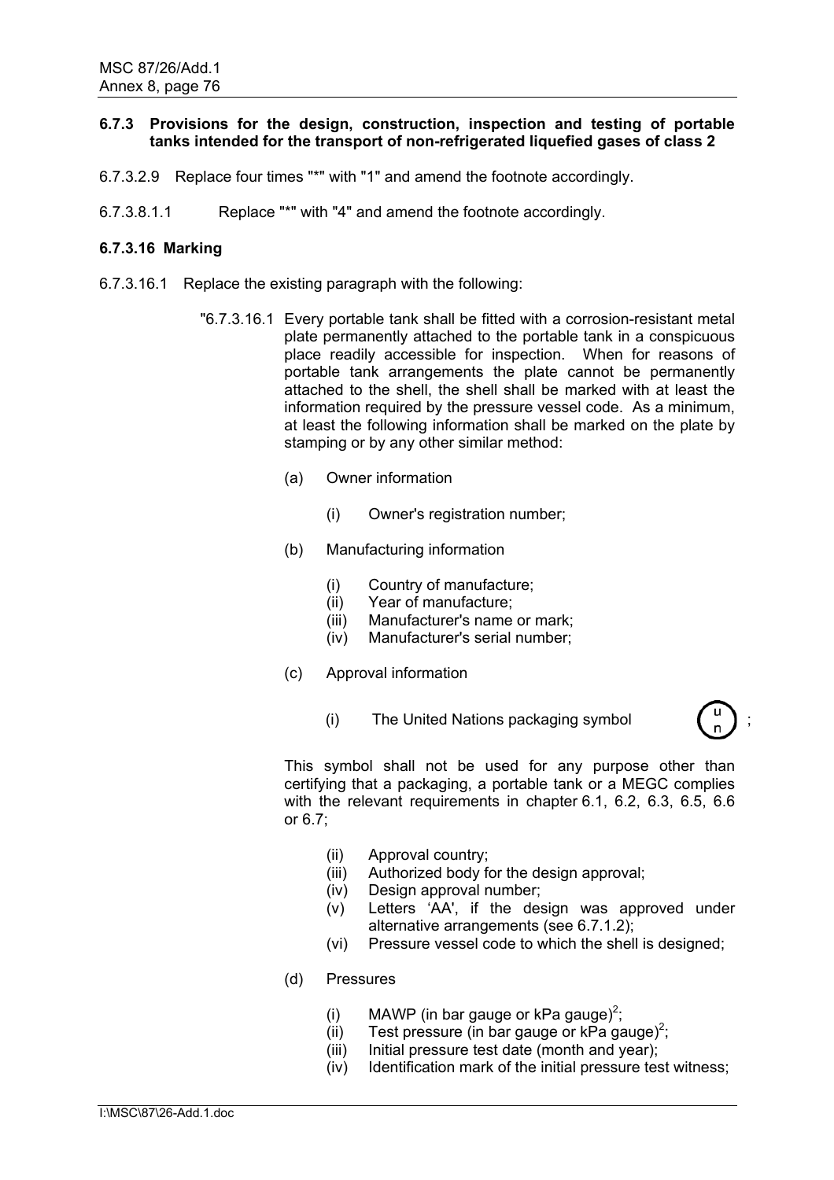**6.7.3 Provisions for the design, construction, inspection and testing of portable tanks intended for the transport of non-refrigerated liquefied gases of class 2**

6.7.3.2.9 Replace four times "*" with "1" and amend the footnote accordingly.

6.7.3.8.1.1 Replace "*" with "4" and amend the footnote accordingly.

**6.7.3.16 Marking**

6.7.3.16.1 Replace the existing paragraph with the following:

"6.7.3.16.1 Every portable tank shall be fitted with a corrosion-resistant metal plate permanently attached to the portable tank in a conspicuous place readily accessible for inspection. When for reasons of portable tank arrangements the plate cannot be permanently attached to the shell, the shell shall be marked with at least the information required by the pressure vessel code. As a minimum, at least the following information shall be marked on the plate by stamping or by any other similar method:

(a) Owner information

(i) Owner's registration number;

(b) Manufacturing information

(i) Country of manufacture;
(ii) Year of manufacture;
(iii) Manufacturer's name or mark;
(iv) Manufacturer's serial number;

(c) Approval information

(i) The United Nations packaging symbol (u/n) ;

This symbol shall not be used for any purpose other than certifying that a packaging, a portable tank or a MEGC complies with the relevant requirements in chapter 6.1, 6.2, 6.3, 6.5, 6.6 or 6.7;

(ii) Approval country;
(iii) Authorized body for the design approval;
(iv) Design approval number;
(v) Letters 'AA', if the design was approved under alternative arrangements (see 6.7.1.2);
(vi) Pressure vessel code to which the shell is designed;

(d) Pressures

(i) MAWP (in bar gauge or kPa gauge)[2];
(ii) Test pressure (in bar gauge or kPa gauge)[2];
(iii) Initial pressure test date (month and year);
(iv) Identification mark of the initial pressure test witness;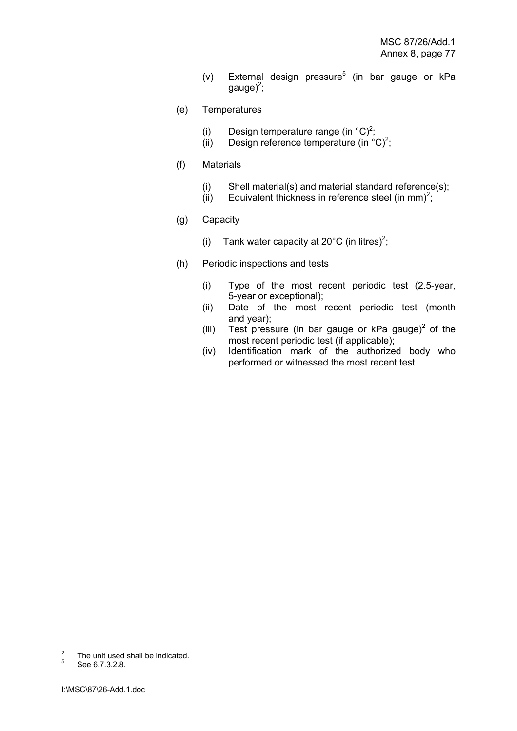(v) External design pressure[5] (in bar gauge or kPa gauge)[2];

(e) Temperatures

(i) Design temperature range (in °C)[2];
(ii) Design reference temperature (in °C)[2];

(f) Materials

(i) Shell material(s) and material standard reference(s);
(ii) Equivalent thickness in reference steel (in mm)[2];

(g) Capacity

(i) Tank water capacity at 20°C (in litres)[2];

(h) Periodic inspections and tests

(i) Type of the most recent periodic test (2.5-year, 5-year or exceptional);
(ii) Date of the most recent periodic test (month and year);
(iii) Test pressure (in bar gauge or kPa gauge)[2] of the most recent periodic test (if applicable);
(iv) Identification mark of the authorized body who performed or witnessed the most recent test.

---

[2] The unit used shall be indicated.

[5] See 6.7.3.2.8.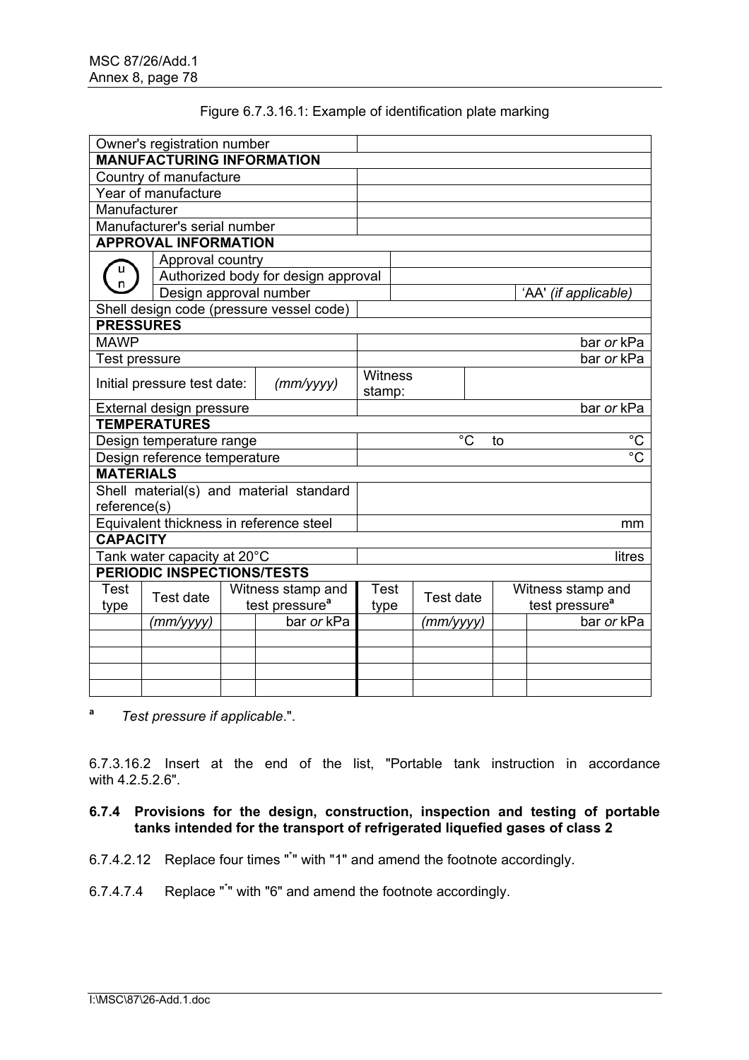Figure 6.7.3.16.1: Example of identification plate marking

| | | | | | | | |
|---|---|---|---|---|---|---|---|
| Owner's registration number | | | | | | | |
| **MANUFACTURING INFORMATION** | | | | | | | |
| Country of manufacture | | | | | | | |
| Year of manufacture | | | | | | | |
| Manufacturer | | | | | | | |
| Manufacturer's serial number | | | | | | | |
| **APPROVAL INFORMATION** | | | | | | | |
| (u n) | Approval country | | | | | | |
| | Authorized body for design approval | | | | | | |
| | Design approval number | | | | | 'AA' *(if applicable)* | |
| Shell design code (pressure vessel code) | | | | | | | |
| **PRESSURES** | | | | | | | |
| MAWP | | | | | | | bar *or* kPa |
| Test pressure | | | | | | | bar *or* kPa |
| Initial pressure test date: | | *(mm/yyyy)* | | Witness stamp: | | | |
| External design pressure | | | | | | | bar *or* kPa |
| **TEMPERATURES** | | | | | | | |
| Design temperature range | | | | °C | to | | °C |
| Design reference temperature | | | | | | | °C |
| **MATERIALS** | | | | | | | |
| Shell material(s) and material standard reference(s) | | | | | | | |
| Equivalent thickness in reference steel | | | | | | | mm |
| **CAPACITY** | | | | | | | |
| Tank water capacity at 20°C | | | | | | | litres |
| **PERIODIC INSPECTIONS/TESTS** | | | | | | | |
| Test type | Test date | Witness stamp and test pressure[a] | | Test type | Test date | Witness stamp and test pressure[a] | |
| | *(mm/yyyy)* | | bar *or* kPa | | *(mm/yyyy)* | | bar *or* kPa |
| | | | | | | | |
| | | | | | | | |
| | | | | | | | |
| | | | | | | | |

[a] *Test pressure if applicable*.".

6.7.3.16.2 Insert at the end of the list, "Portable tank instruction in accordance with 4.2.5.2.6".

**6.7.4 Provisions for the design, construction, inspection and testing of portable tanks intended for the transport of refrigerated liquefied gases of class 2**

6.7.4.2.12 Replace four times "*" with "1" and amend the footnote accordingly.

6.7.4.7.4 Replace "*" with "6" and amend the footnote accordingly.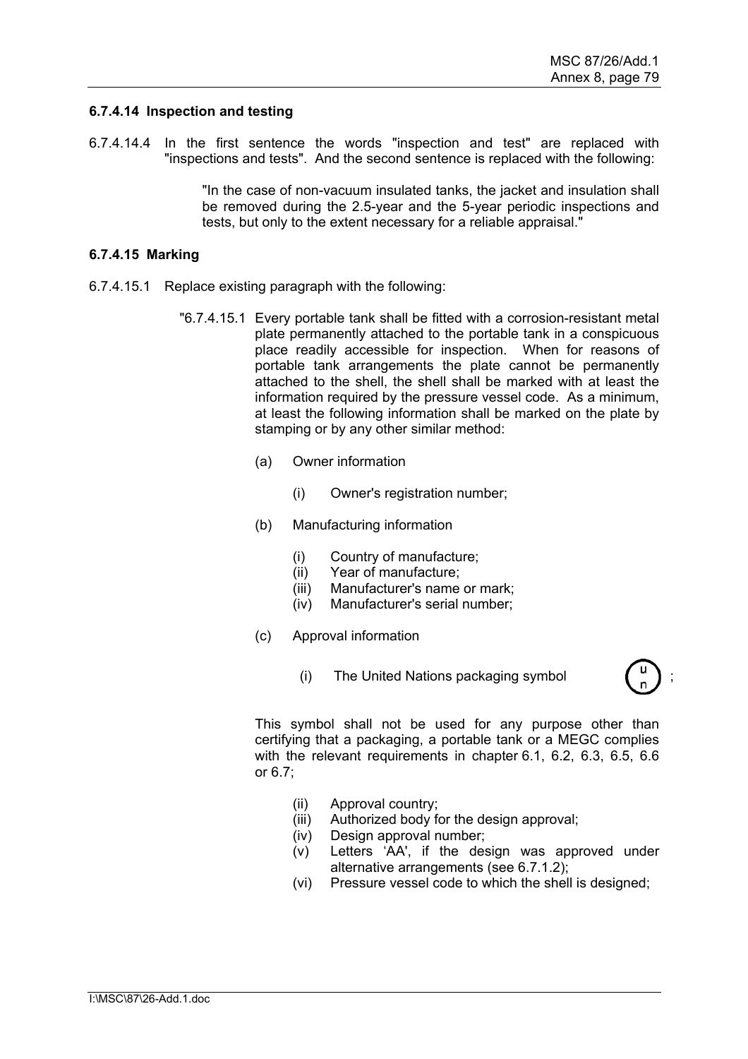### 6.7.4.14 Inspection and testing

6.7.4.14.4 In the first sentence the words "inspection and test" are replaced with "inspections and tests". And the second sentence is replaced with the following:

> "In the case of non-vacuum insulated tanks, the jacket and insulation shall be removed during the 2.5-year and the 5-year periodic inspections and tests, but only to the extent necessary for a reliable appraisal."

### 6.7.4.15 Marking

6.7.4.15.1 Replace existing paragraph with the following:

"6.7.4.15.1 Every portable tank shall be fitted with a corrosion-resistant metal plate permanently attached to the portable tank in a conspicuous place readily accessible for inspection. When for reasons of portable tank arrangements the plate cannot be permanently attached to the shell, the shell shall be marked with at least the information required by the pressure vessel code. As a minimum, at least the following information shall be marked on the plate by stamping or by any other similar method:

(a) Owner information

  (i) Owner's registration number;

(b) Manufacturing information

  (i) Country of manufacture;
  (ii) Year of manufacture;
  (iii) Manufacturer's name or mark;
  (iv) Manufacturer's serial number;

(c) Approval information

  (i) The United Nations packaging symbol (u/n);

This symbol shall not be used for any purpose other than certifying that a packaging, a portable tank or a MEGC complies with the relevant requirements in chapter 6.1, 6.2, 6.3, 6.5, 6.6 or 6.7;

  (ii) Approval country;
  (iii) Authorized body for the design approval;
  (iv) Design approval number;
  (v) Letters 'AA', if the design was approved under alternative arrangements (see 6.7.1.2);
  (vi) Pressure vessel code to which the shell is designed;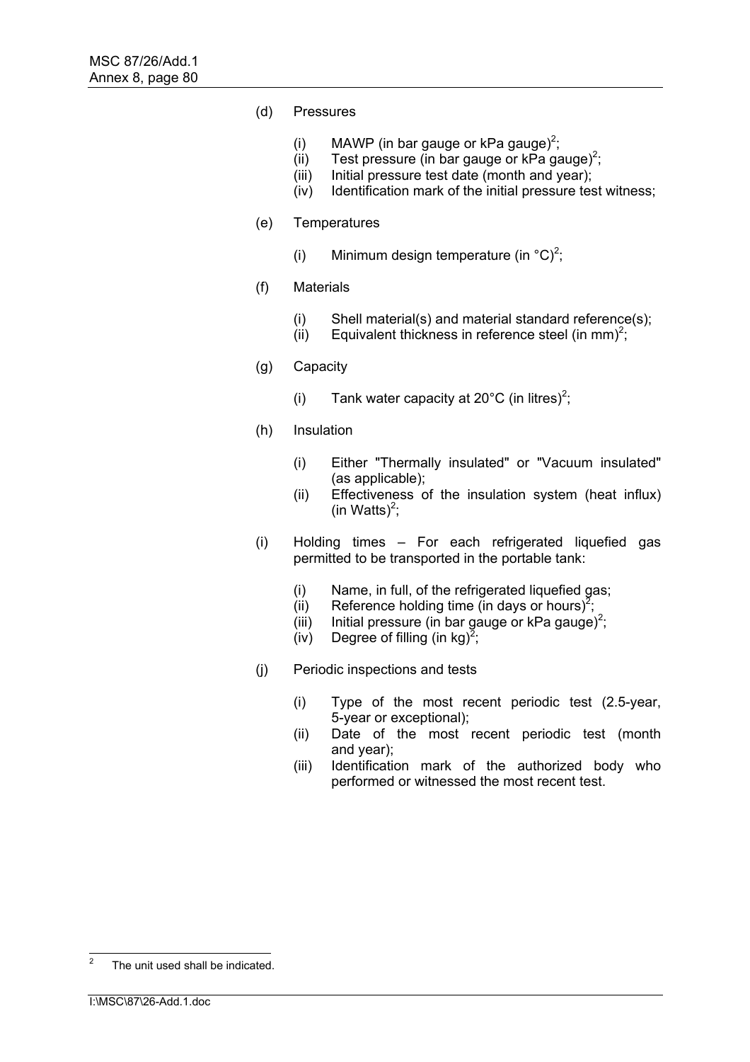(d) Pressures

- (i) MAWP (in bar gauge or kPa gauge)[2];
- (ii) Test pressure (in bar gauge or kPa gauge)[2];
- (iii) Initial pressure test date (month and year);
- (iv) Identification mark of the initial pressure test witness;

(e) Temperatures

- (i) Minimum design temperature (in °C)[2];

(f) Materials

- (i) Shell material(s) and material standard reference(s);
- (ii) Equivalent thickness in reference steel (in mm)[2];

(g) Capacity

- (i) Tank water capacity at 20°C (in litres)[2];

(h) Insulation

- (i) Either "Thermally insulated" or "Vacuum insulated" (as applicable);
- (ii) Effectiveness of the insulation system (heat influx) (in Watts)[2];

(i) Holding times – For each refrigerated liquefied gas permitted to be transported in the portable tank:

- (i) Name, in full, of the refrigerated liquefied gas;
- (ii) Reference holding time (in days or hours)[2];
- (iii) Initial pressure (in bar gauge or kPa gauge)[2];
- (iv) Degree of filling (in kg)[2];

(j) Periodic inspections and tests

- (i) Type of the most recent periodic test (2.5-year, 5-year or exceptional);
- (ii) Date of the most recent periodic test (month and year);
- (iii) Identification mark of the authorized body who performed or witnessed the most recent test.

---

[2] The unit used shall be indicated.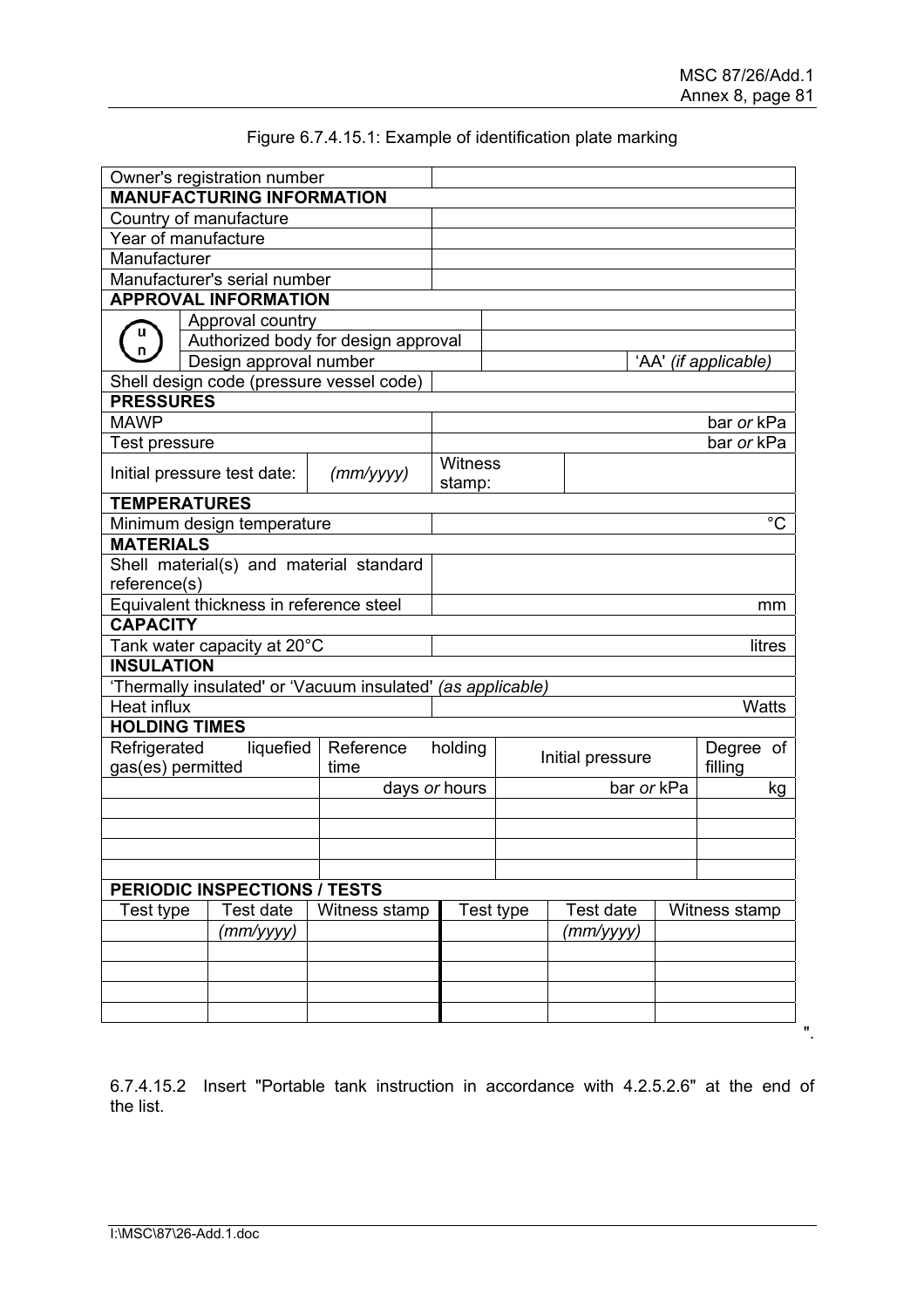Figure 6.7.4.15.1: Example of identification plate marking

| | | | | | |
|---|---|---|---|---|---|
| Owner's registration number | | | | | |
| **MANUFACTURING INFORMATION** | | | | | |
| Country of manufacture | | | | | |
| Year of manufacture | | | | | |
| Manufacturer | | | | | |
| Manufacturer's serial number | | | | | |
| **APPROVAL INFORMATION** | | | | | |
| (u/n) Approval country | | | | | |
| Authorized body for design approval | | | | | |
| Design approval number | | | | 'AA' *(if applicable)* | |
| Shell design code (pressure vessel code) | | | | | |
| **PRESSURES** | | | | | |
| MAWP | | | | | bar *or* kPa |
| Test pressure | | | | | bar *or* kPa |
| Initial pressure test date: | *(mm/yyyy)* | Witness stamp: | | | |
| **TEMPERATURES** | | | | | |
| Minimum design temperature | | | | | °C |
| **MATERIALS** | | | | | |
| Shell material(s) and material standard reference(s) | | | | | |
| Equivalent thickness in reference steel | | | | | mm |
| **CAPACITY** | | | | | |
| Tank water capacity at 20°C | | | | | litres |
| **INSULATION** | | | | | |
| 'Thermally insulated' or 'Vacuum insulated' *(as applicable)* | | | | | |
| Heat influx | | | | | Watts |
| **HOLDING TIMES** | | | | | |
| Refrigerated liquefied gas(es) permitted | Reference holding time | | Initial pressure | | Degree of filling |
| | days *or* hours | | bar *or* kPa | | kg |
| | | | | | |
| | | | | | |
| | | | | | |
| | | | | | |
| **PERIODIC INSPECTIONS / TESTS** | | | | | |
| Test type | Test date | Witness stamp | Test type | Test date | Witness stamp |
| | *(mm/yyyy)* | | | *(mm/yyyy)* | |
| | | | | | |
| | | | | | |
| | | | | | |
| | | | | | |

".

6.7.4.15.2 Insert "Portable tank instruction in accordance with 4.2.5.2.6" at the end of the list.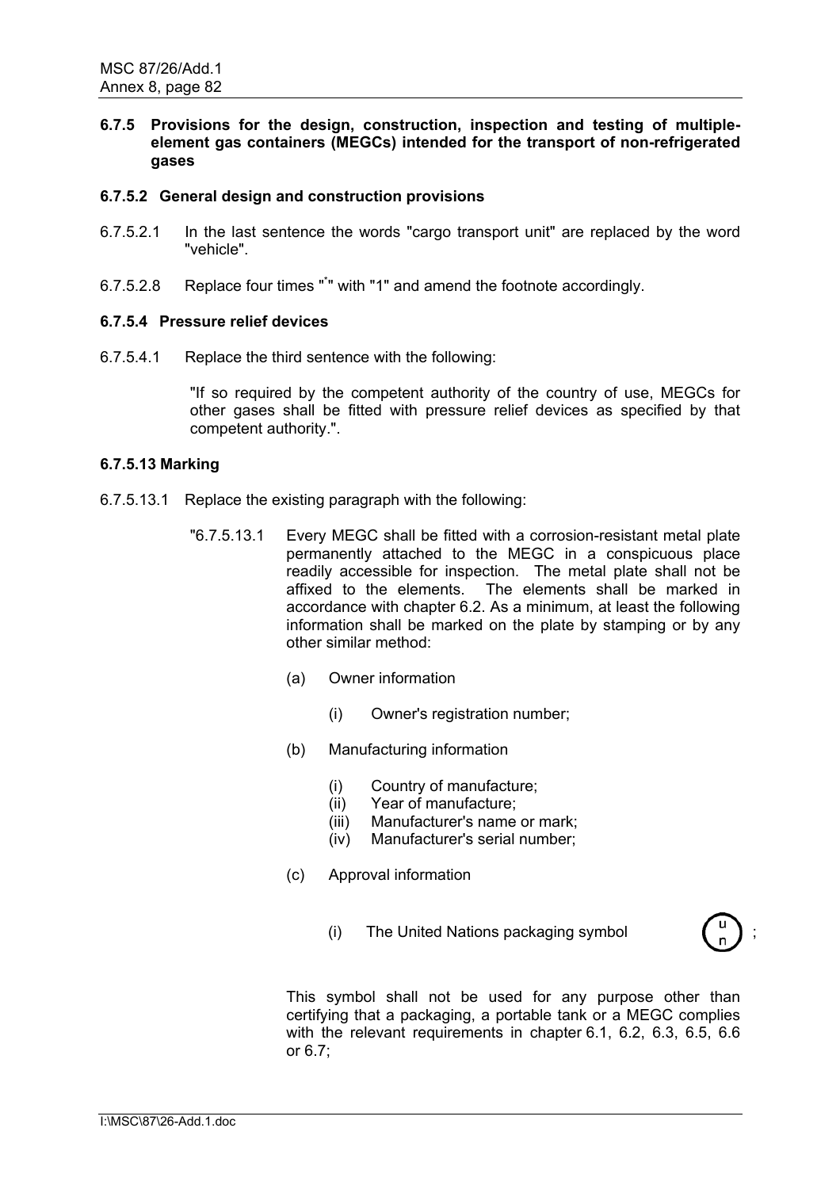### 6.7.5 Provisions for the design, construction, inspection and testing of multiple-element gas containers (MEGCs) intended for the transport of non-refrigerated gases

#### 6.7.5.2 General design and construction provisions

6.7.5.2.1 In the last sentence the words "cargo transport unit" are replaced by the word "vehicle".

6.7.5.2.8 Replace four times "*" with "1" and amend the footnote accordingly.

#### 6.7.5.4 Pressure relief devices

6.7.5.4.1 Replace the third sentence with the following:

> "If so required by the competent authority of the country of use, MEGCs for other gases shall be fitted with pressure relief devices as specified by that competent authority.".

#### 6.7.5.13 Marking

6.7.5.13.1 Replace the existing paragraph with the following:

> "6.7.5.13.1 Every MEGC shall be fitted with a corrosion-resistant metal plate permanently attached to the MEGC in a conspicuous place readily accessible for inspection. The metal plate shall not be affixed to the elements. The elements shall be marked in accordance with chapter 6.2. As a minimum, at least the following information shall be marked on the plate by stamping or by any other similar method:
>
> (a) Owner information
>
> (i) Owner's registration number;
>
> (b) Manufacturing information
>
> (i) Country of manufacture;
> (ii) Year of manufacture;
> (iii) Manufacturer's name or mark;
> (iv) Manufacturer's serial number;
>
> (c) Approval information
>
> (i) The United Nations packaging symbol (u/n);
>
> This symbol shall not be used for any purpose other than certifying that a packaging, a portable tank or a MEGC complies with the relevant requirements in chapter 6.1, 6.2, 6.3, 6.5, 6.6 or 6.7;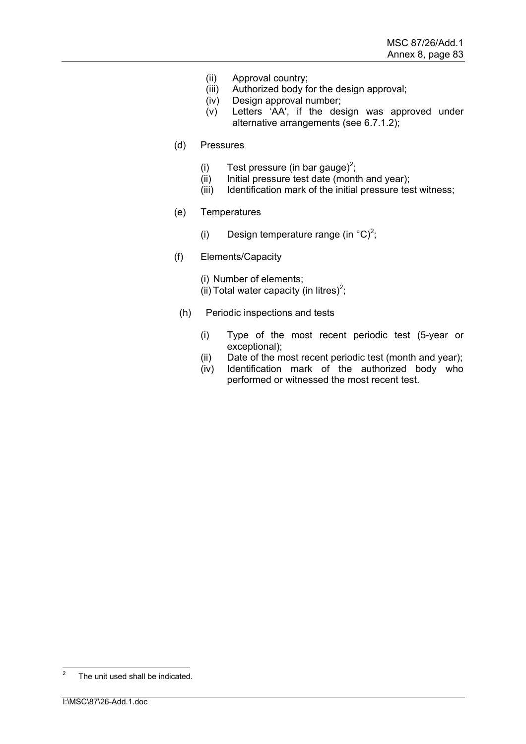(ii) Approval country;
(iii) Authorized body for the design approval;
(iv) Design approval number;
(v) Letters 'AA', if the design was approved under alternative arrangements (see 6.7.1.2);

(d) Pressures

(i) Test pressure (in bar gauge)[2];
(ii) Initial pressure test date (month and year);
(iii) Identification mark of the initial pressure test witness;

(e) Temperatures

(i) Design temperature range (in °C)[2];

(f) Elements/Capacity

(i) Number of elements;
(ii) Total water capacity (in litres)[2];

(h) Periodic inspections and tests

(i) Type of the most recent periodic test (5-year or exceptional);
(ii) Date of the most recent periodic test (month and year);
(iv) Identification mark of the authorized body who performed or witnessed the most recent test.

---

[2] The unit used shall be indicated.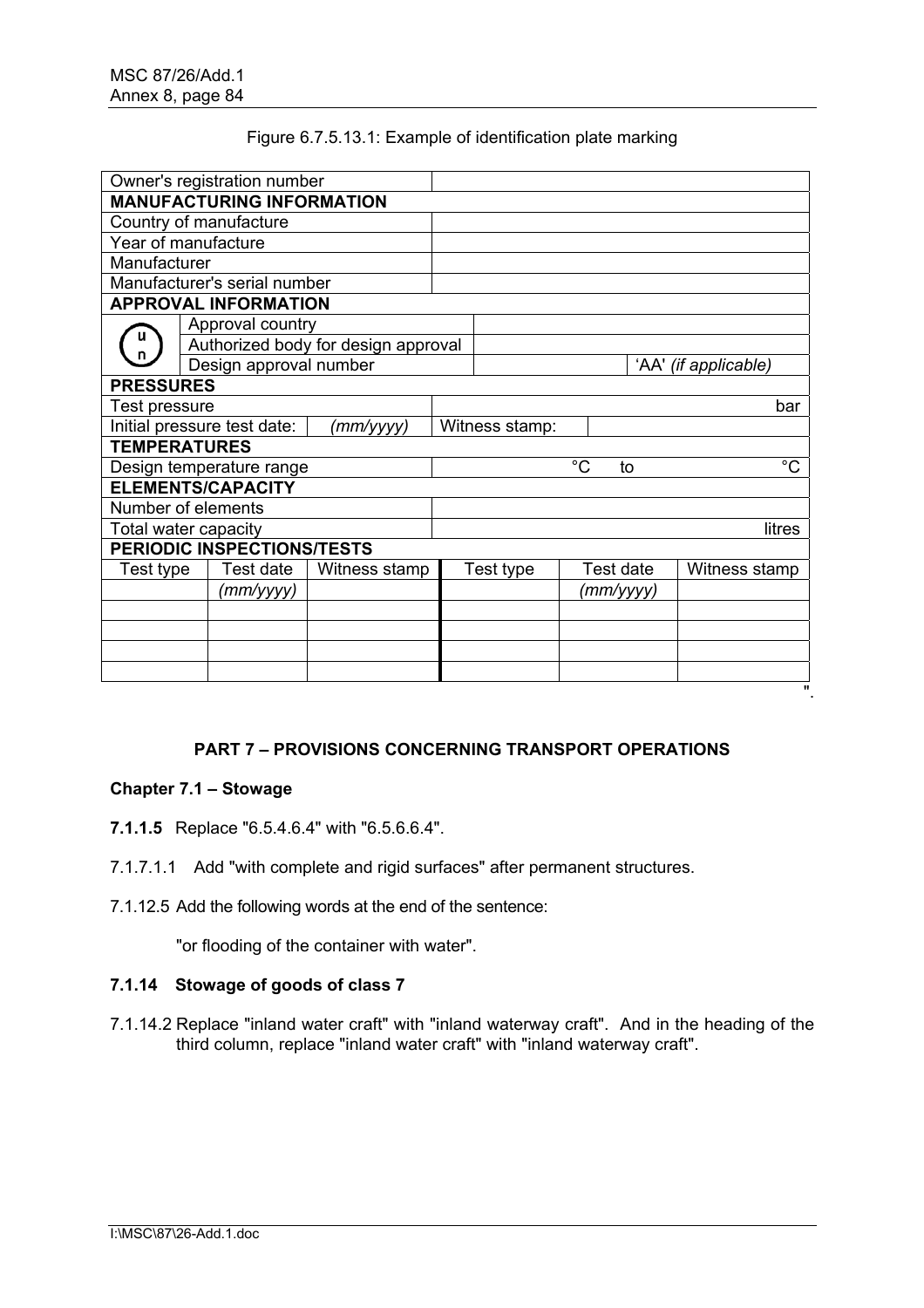Figure 6.7.5.13.1: Example of identification plate marking

| Owner's registration number | | | | | |
|---|---|---|---|---|---|
| **MANUFACTURING INFORMATION** | | | | | |
| Country of manufacture | | | | | |
| Year of manufacture | | | | | |
| Manufacturer | | | | | |
| Manufacturer's serial number | | | | | |
| **APPROVAL INFORMATION** | | | | | |
| (UN symbol) | Approval country | | | | |
| | Authorized body for design approval | | | | |
| | Design approval number | | | | 'AA' *(if applicable)* |
| **PRESSURES** | | | | | |
| Test pressure | | | | | bar |
| Initial pressure test date: | | *(mm/yyyy)* | Witness stamp: | | |
| **TEMPERATURES** | | | | | |
| Design temperature range | | | °C | to | °C |
| **ELEMENTS/CAPACITY** | | | | | |
| Number of elements | | | | | |
| Total water capacity | | | | | litres |
| **PERIODIC INSPECTIONS/TESTS** | | | | | |
| Test type | Test date | Witness stamp | Test type | Test date | Witness stamp |
| | *(mm/yyyy)* | | | *(mm/yyyy)* | |
| | | | | | |
| | | | | | |
| | | | | | |
| | | | | | |

".

## PART 7 – PROVISIONS CONCERNING TRANSPORT OPERATIONS

### Chapter 7.1 – Stowage

**7.1.1.5** Replace "6.5.4.6.4" with "6.5.6.6.4".

7.1.7.1.1 Add "with complete and rigid surfaces" after permanent structures.

7.1.12.5 Add the following words at the end of the sentence:

"or flooding of the container with water".

### 7.1.14 Stowage of goods of class 7

7.1.14.2 Replace "inland water craft" with "inland waterway craft". And in the heading of the third column, replace "inland water craft" with "inland waterway craft".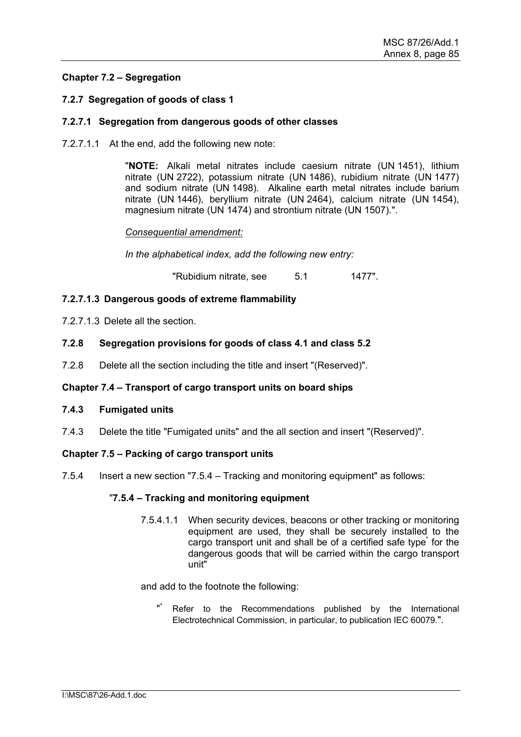**Chapter 7.2 – Segregation**

**7.2.7 Segregation of goods of class 1**

**7.2.7.1 Segregation from dangerous goods of other classes**

7.2.7.1.1 At the end, add the following new note:

> "**NOTE:** Alkali metal nitrates include caesium nitrate (UN 1451), lithium nitrate (UN 2722), potassium nitrate (UN 1486), rubidium nitrate (UN 1477) and sodium nitrate (UN 1498). Alkaline earth metal nitrates include barium nitrate (UN 1446), beryllium nitrate (UN 2464), calcium nitrate (UN 1454), magnesium nitrate (UN 1474) and strontium nitrate (UN 1507).".
>
> *Consequential amendment:*
>
> *In the alphabetical index, add the following new entry:*
>
> "Rubidium nitrate, see 5.1 1477".

**7.2.7.1.3 Dangerous goods of extreme flammability**

7.2.7.1.3 Delete all the section.

**7.2.8 Segregation provisions for goods of class 4.1 and class 5.2**

7.2.8 Delete all the section including the title and insert "(Reserved)".

**Chapter 7.4 – Transport of cargo transport units on board ships**

**7.4.3 Fumigated units**

7.4.3 Delete the title "Fumigated units" and the all section and insert "(Reserved)".

**Chapter 7.5 – Packing of cargo transport units**

7.5.4 Insert a new section "7.5.4 – Tracking and monitoring equipment" as follows:

> "**7.5.4 – Tracking and monitoring equipment**
>
> 7.5.4.1.1 When security devices, beacons or other tracking or monitoring equipment are used, they shall be securely installed to the cargo transport unit and shall be of a certified safe type* for the dangerous goods that will be carried within the cargo transport unit"
>
> and add to the footnote the following:
>
> "* Refer to the Recommendations published by the International Electrotechnical Commission, in particular, to publication IEC 60079.".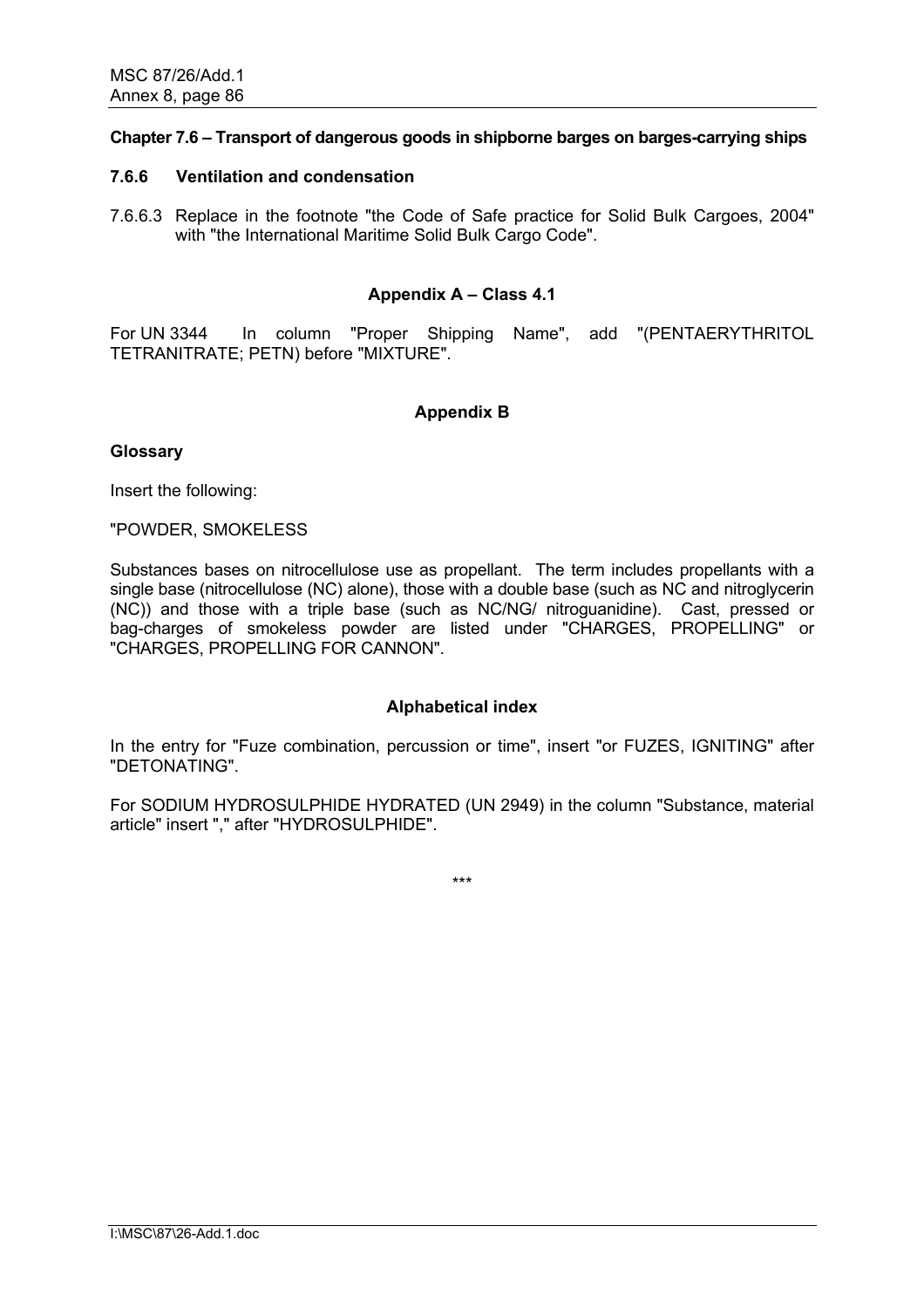**Chapter 7.6 – Transport of dangerous goods in shipborne barges on barges-carrying ships**

**7.6.6 Ventilation and condensation**

7.6.6.3 Replace in the footnote "the Code of Safe practice for Solid Bulk Cargoes, 2004" with "the International Maritime Solid Bulk Cargo Code".

**Appendix A – Class 4.1**

For UN 3344 In column "Proper Shipping Name", add "(PENTAERYTHRITOL TETRANITRATE; PETN) before "MIXTURE".

**Appendix B**

**Glossary**

Insert the following:

"POWDER, SMOKELESS

Substances bases on nitrocellulose use as propellant. The term includes propellants with a single base (nitrocellulose (NC) alone), those with a double base (such as NC and nitroglycerin (NC)) and those with a triple base (such as NC/NG/ nitroguanidine). Cast, pressed or bag-charges of smokeless powder are listed under "CHARGES, PROPELLING" or "CHARGES, PROPELLING FOR CANNON".

**Alphabetical index**

In the entry for "Fuze combination, percussion or time", insert "or FUZES, IGNITING" after "DETONATING".

For SODIUM HYDROSULPHIDE HYDRATED (UN 2949) in the column "Substance, material article" insert "," after "HYDROSULPHIDE".

***